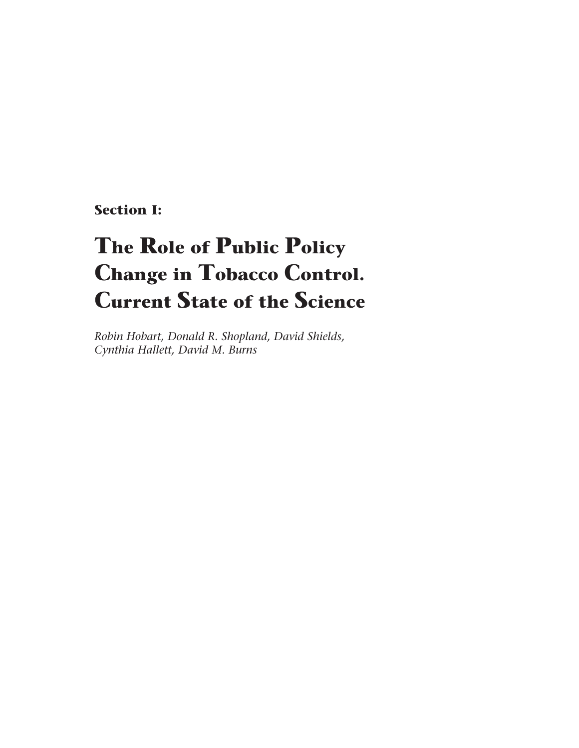**Section I:**

# The Role of Public Policy Change in Tobacco Control. Current State of the Science

*Robin Hobart, Donald R. Shopland, David Shields, Cynthia Hallett, David M. Burns*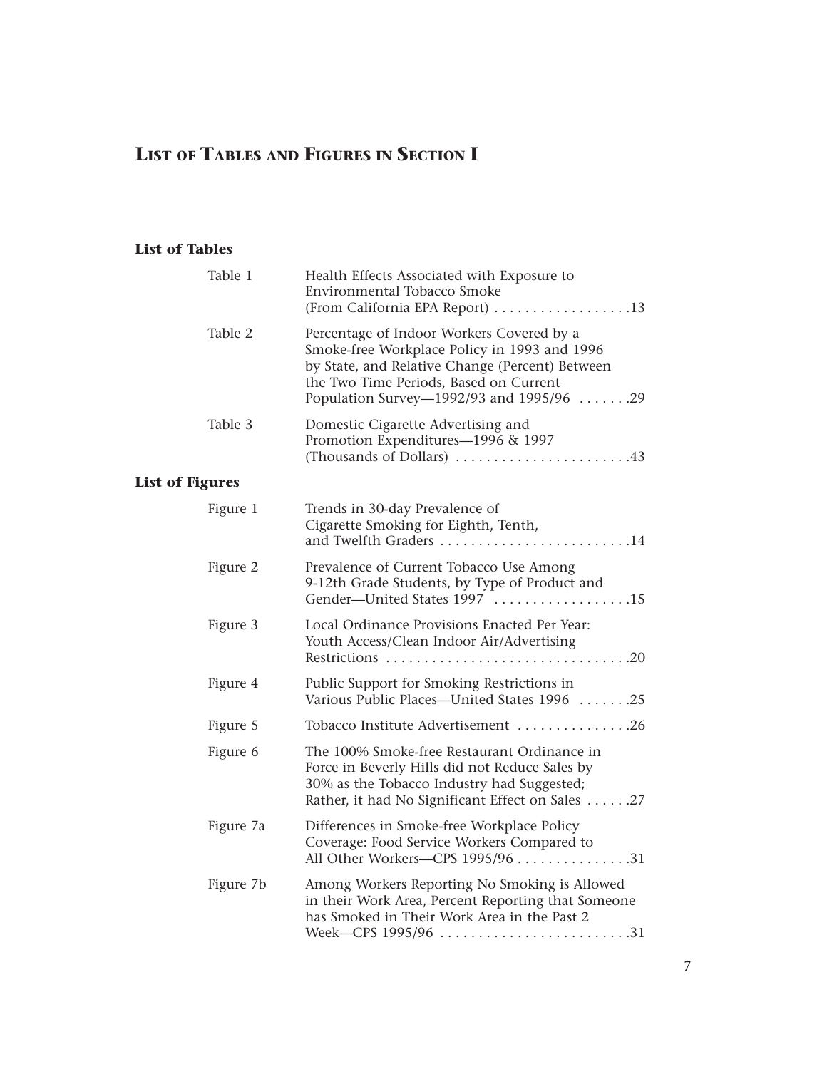# List of Tables and Figures in Section I

### List of Tables

| | | |
|---|---|---|
| Table 1 | Health Effects Associated with Exposure to Environmental Tobacco Smoke (From California EPA Report) | 13 |
| Table 2 | Percentage of Indoor Workers Covered by a Smoke-free Workplace Policy in 1993 and 1996 by State, and Relative Change (Percent) Between the Two Time Periods, Based on Current Population Survey—1992/93 and 1995/96 | 29 |
| Table 3 | Domestic Cigarette Advertising and Promotion Expenditures—1996 & 1997 (Thousands of Dollars) | 43 |

### List of Figures

| | | |
|---|---|---|
| Figure 1 | Trends in 30-day Prevalence of Cigarette Smoking for Eighth, Tenth, and Twelfth Graders | 14 |
| Figure 2 | Prevalence of Current Tobacco Use Among 9-12th Grade Students, by Type of Product and Gender—United States 1997 | 15 |
| Figure 3 | Local Ordinance Provisions Enacted Per Year: Youth Access/Clean Indoor Air/Advertising Restrictions | 20 |
| Figure 4 | Public Support for Smoking Restrictions in Various Public Places—United States 1996 | 25 |
| Figure 5 | Tobacco Institute Advertisement | 26 |
| Figure 6 | The 100% Smoke-free Restaurant Ordinance in Force in Beverly Hills did not Reduce Sales by 30% as the Tobacco Industry had Suggested; Rather, it had No Significant Effect on Sales | 27 |
| Figure 7a | Differences in Smoke-free Workplace Policy Coverage: Food Service Workers Compared to All Other Workers—CPS 1995/96 | 31 |
| Figure 7b | Among Workers Reporting No Smoking is Allowed in their Work Area, Percent Reporting that Someone has Smoked in Their Work Area in the Past 2 Week—CPS 1995/96 | 31 |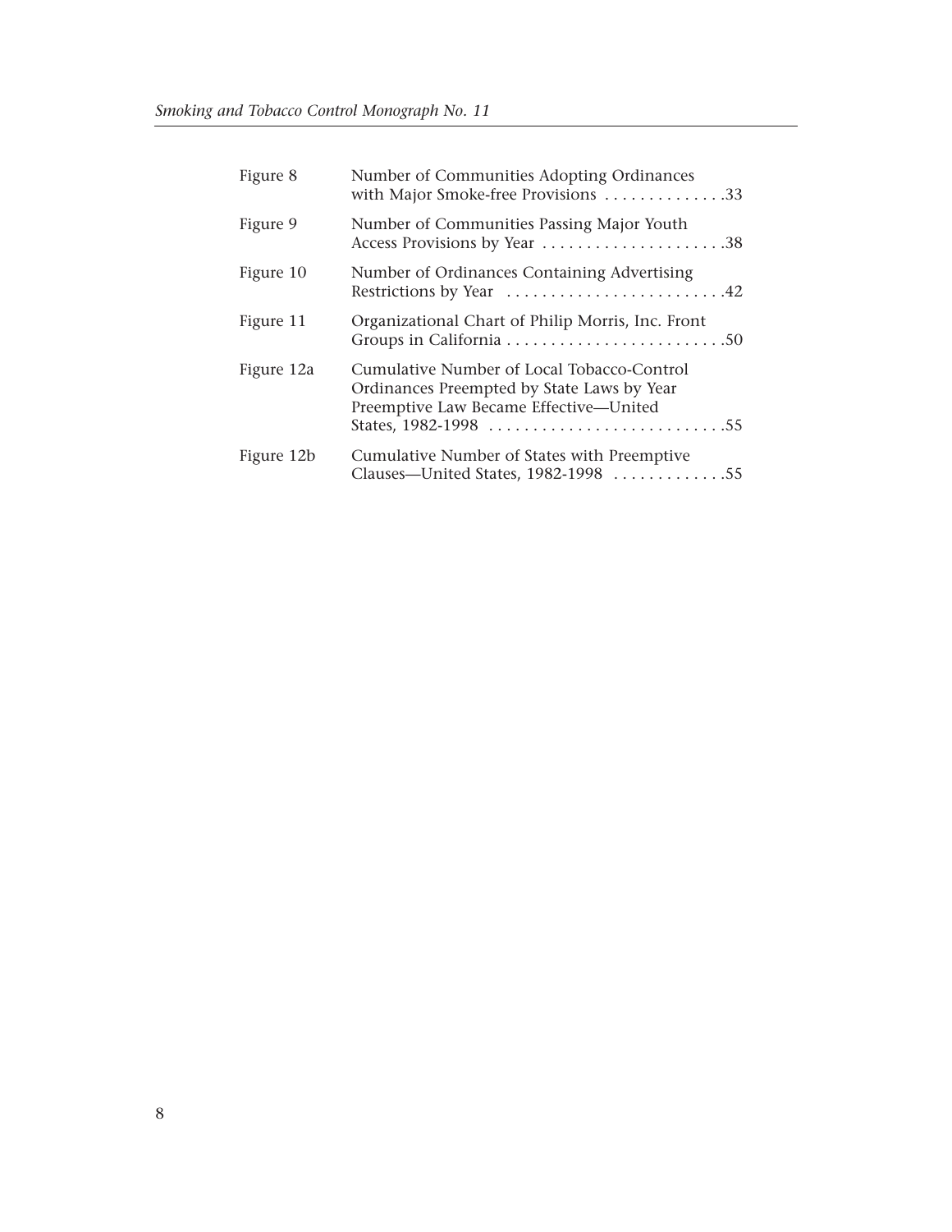| | | |
|---|---|---|
| Figure 8 | Number of Communities Adopting Ordinances with Major Smoke-free Provisions | 33 |
| Figure 9 | Number of Communities Passing Major Youth Access Provisions by Year | 38 |
| Figure 10 | Number of Ordinances Containing Advertising Restrictions by Year | 42 |
| Figure 11 | Organizational Chart of Philip Morris, Inc. Front Groups in California | 50 |
| Figure 12a | Cumulative Number of Local Tobacco-Control Ordinances Preempted by State Laws by Year Preemptive Law Became Effective—United States, 1982-1998 | 55 |
| Figure 12b | Cumulative Number of States with Preemptive Clauses—United States, 1982-1998 | 55 |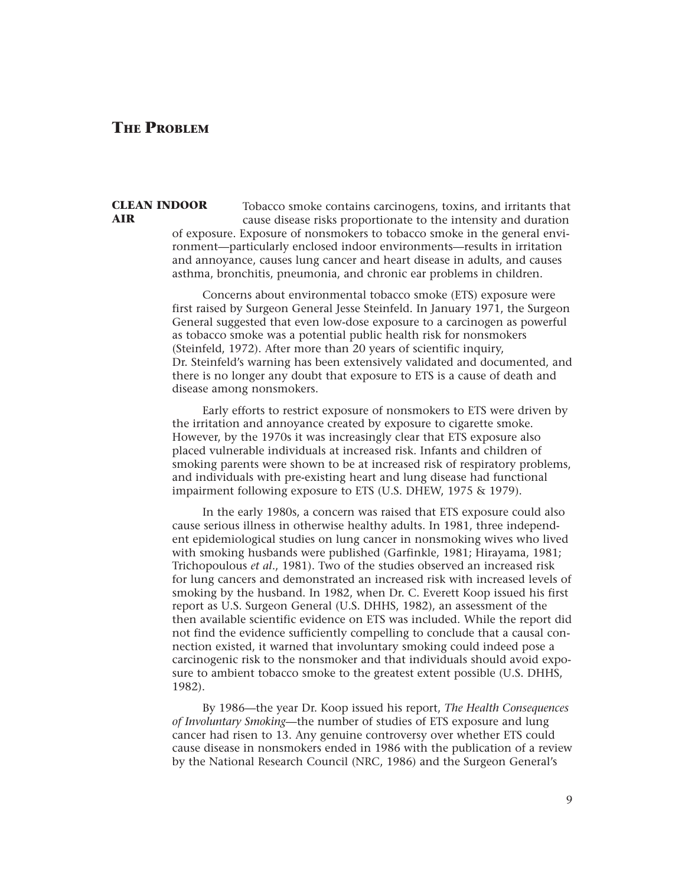# THE PROBLEM

## CLEAN INDOOR AIR

Tobacco smoke contains carcinogens, toxins, and irritants that cause disease risks proportionate to the intensity and duration of exposure. Exposure of nonsmokers to tobacco smoke in the general environment—particularly enclosed indoor environments—results in irritation and annoyance, causes lung cancer and heart disease in adults, and causes asthma, bronchitis, pneumonia, and chronic ear problems in children.

Concerns about environmental tobacco smoke (ETS) exposure were first raised by Surgeon General Jesse Steinfeld. In January 1971, the Surgeon General suggested that even low-dose exposure to a carcinogen as powerful as tobacco smoke was a potential public health risk for nonsmokers (Steinfeld, 1972). After more than 20 years of scientific inquiry, Dr. Steinfeld's warning has been extensively validated and documented, and there is no longer any doubt that exposure to ETS is a cause of death and disease among nonsmokers.

Early efforts to restrict exposure of nonsmokers to ETS were driven by the irritation and annoyance created by exposure to cigarette smoke. However, by the 1970s it was increasingly clear that ETS exposure also placed vulnerable individuals at increased risk. Infants and children of smoking parents were shown to be at increased risk of respiratory problems, and individuals with pre-existing heart and lung disease had functional impairment following exposure to ETS (U.S. DHEW, 1975 & 1979).

In the early 1980s, a concern was raised that ETS exposure could also cause serious illness in otherwise healthy adults. In 1981, three independent epidemiological studies on lung cancer in nonsmoking wives who lived with smoking husbands were published (Garfinkle, 1981; Hirayama, 1981; Trichopoulous *et al*., 1981). Two of the studies observed an increased risk for lung cancers and demonstrated an increased risk with increased levels of smoking by the husband. In 1982, when Dr. C. Everett Koop issued his first report as U.S. Surgeon General (U.S. DHHS, 1982), an assessment of the then available scientific evidence on ETS was included. While the report did not find the evidence sufficiently compelling to conclude that a causal connection existed, it warned that involuntary smoking could indeed pose a carcinogenic risk to the nonsmoker and that individuals should avoid exposure to ambient tobacco smoke to the greatest extent possible (U.S. DHHS, 1982).

By 1986—the year Dr. Koop issued his report, *The Health Consequences of Involuntary Smoking*—the number of studies of ETS exposure and lung cancer had risen to 13. Any genuine controversy over whether ETS could cause disease in nonsmokers ended in 1986 with the publication of a review by the National Research Council (NRC, 1986) and the Surgeon General's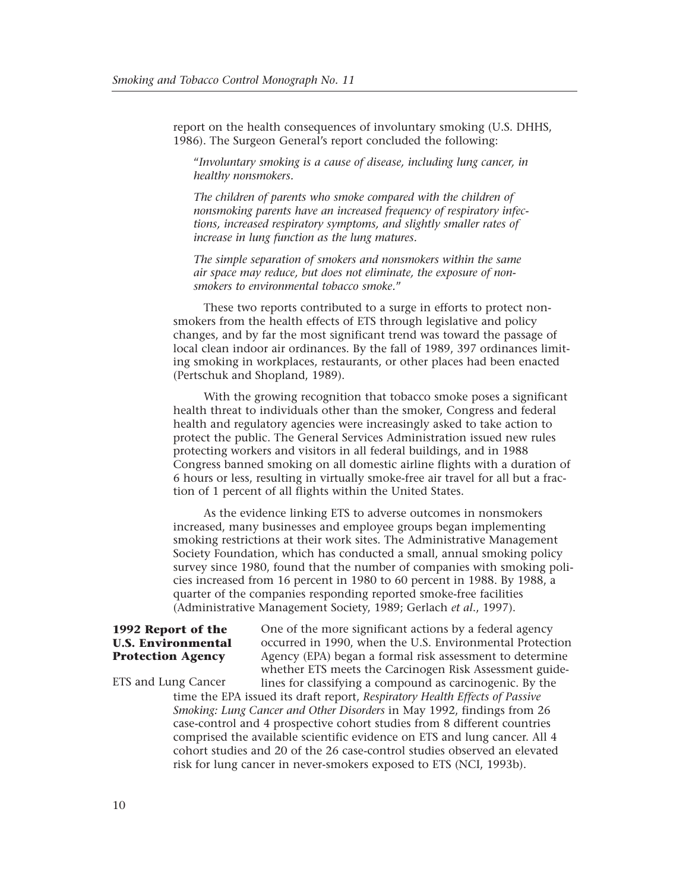report on the health consequences of involuntary smoking (U.S. DHHS, 1986). The Surgeon General's report concluded the following:

> "*Involuntary smoking is a cause of disease, including lung cancer, in healthy nonsmokers.*
>
> *The children of parents who smoke compared with the children of nonsmoking parents have an increased frequency of respiratory infections, increased respiratory symptoms, and slightly smaller rates of increase in lung function as the lung matures.*
>
> *The simple separation of smokers and nonsmokers within the same air space may reduce, but does not eliminate, the exposure of nonsmokers to environmental tobacco smoke.*"

These two reports contributed to a surge in efforts to protect nonsmokers from the health effects of ETS through legislative and policy changes, and by far the most significant trend was toward the passage of local clean indoor air ordinances. By the fall of 1989, 397 ordinances limiting smoking in workplaces, restaurants, or other places had been enacted (Pertschuk and Shopland, 1989).

With the growing recognition that tobacco smoke poses a significant health threat to individuals other than the smoker, Congress and federal health and regulatory agencies were increasingly asked to take action to protect the public. The General Services Administration issued new rules protecting workers and visitors in all federal buildings, and in 1988 Congress banned smoking on all domestic airline flights with a duration of 6 hours or less, resulting in virtually smoke-free air travel for all but a fraction of 1 percent of all flights within the United States.

As the evidence linking ETS to adverse outcomes in nonsmokers increased, many businesses and employee groups began implementing smoking restrictions at their work sites. The Administrative Management Society Foundation, which has conducted a small, annual smoking policy survey since 1980, found that the number of companies with smoking policies increased from 16 percent in 1980 to 60 percent in 1988. By 1988, a quarter of the companies responding reported smoke-free facilities (Administrative Management Society, 1989; Gerlach *et al.*, 1997).

## 1992 Report of the U.S. Environmental Protection Agency

### ETS and Lung Cancer

One of the more significant actions by a federal agency occurred in 1990, when the U.S. Environmental Protection Agency (EPA) began a formal risk assessment to determine whether ETS meets the Carcinogen Risk Assessment guidelines for classifying a compound as carcinogenic. By the time the EPA issued its draft report, *Respiratory Health Effects of Passive Smoking: Lung Cancer and Other Disorders* in May 1992, findings from 26 case-control and 4 prospective cohort studies from 8 different countries comprised the available scientific evidence on ETS and lung cancer. All 4 cohort studies and 20 of the 26 case-control studies observed an elevated risk for lung cancer in never-smokers exposed to ETS (NCI, 1993b).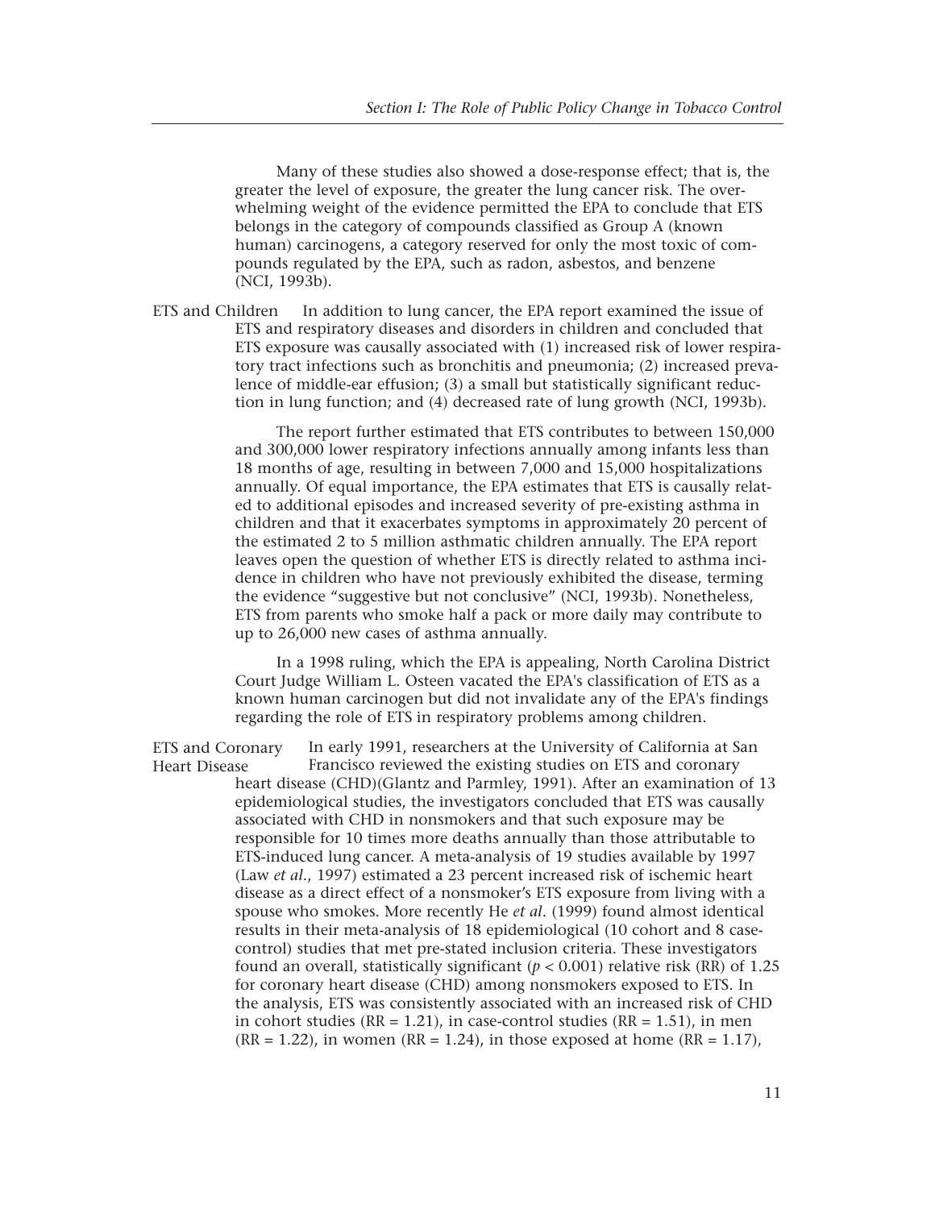Many of these studies also showed a dose-response effect; that is, the greater the level of exposure, the greater the lung cancer risk. The overwhelming weight of the evidence permitted the EPA to conclude that ETS belongs in the category of compounds classified as Group A (known human) carcinogens, a category reserved for only the most toxic of compounds regulated by the EPA, such as radon, asbestos, and benzene (NCI, 1993b).

#### ETS and Children

In addition to lung cancer, the EPA report examined the issue of ETS and respiratory diseases and disorders in children and concluded that ETS exposure was causally associated with (1) increased risk of lower respiratory tract infections such as bronchitis and pneumonia; (2) increased prevalence of middle-ear effusion; (3) a small but statistically significant reduction in lung function; and (4) decreased rate of lung growth (NCI, 1993b).

The report further estimated that ETS contributes to between 150,000 and 300,000 lower respiratory infections annually among infants less than 18 months of age, resulting in between 7,000 and 15,000 hospitalizations annually. Of equal importance, the EPA estimates that ETS is causally related to additional episodes and increased severity of pre-existing asthma in children and that it exacerbates symptoms in approximately 20 percent of the estimated 2 to 5 million asthmatic children annually. The EPA report leaves open the question of whether ETS is directly related to asthma incidence in children who have not previously exhibited the disease, terming the evidence "suggestive but not conclusive" (NCI, 1993b). Nonetheless, ETS from parents who smoke half a pack or more daily may contribute to up to 26,000 new cases of asthma annually.

In a 1998 ruling, which the EPA is appealing, North Carolina District Court Judge William L. Osteen vacated the EPA's classification of ETS as a known human carcinogen but did not invalidate any of the EPA's findings regarding the role of ETS in respiratory problems among children.

#### ETS and Coronary Heart Disease

In early 1991, researchers at the University of California at San Francisco reviewed the existing studies on ETS and coronary heart disease (CHD)(Glantz and Parmley, 1991). After an examination of 13 epidemiological studies, the investigators concluded that ETS was causally associated with CHD in nonsmokers and that such exposure may be responsible for 10 times more deaths annually than those attributable to ETS-induced lung cancer. A meta-analysis of 19 studies available by 1997 (Law *et al*., 1997) estimated a 23 percent increased risk of ischemic heart disease as a direct effect of a nonsmoker's ETS exposure from living with a spouse who smokes. More recently He *et al*. (1999) found almost identical results in their meta-analysis of 18 epidemiological (10 cohort and 8 case-control) studies that met pre-stated inclusion criteria. These investigators found an overall, statistically significant ($p < 0.001$) relative risk (RR) of 1.25 for coronary heart disease (CHD) among nonsmokers exposed to ETS. In the analysis, ETS was consistently associated with an increased risk of CHD in cohort studies (RR = 1.21), in case-control studies (RR = 1.51), in men (RR = 1.22), in women (RR = 1.24), in those exposed at home (RR = 1.17),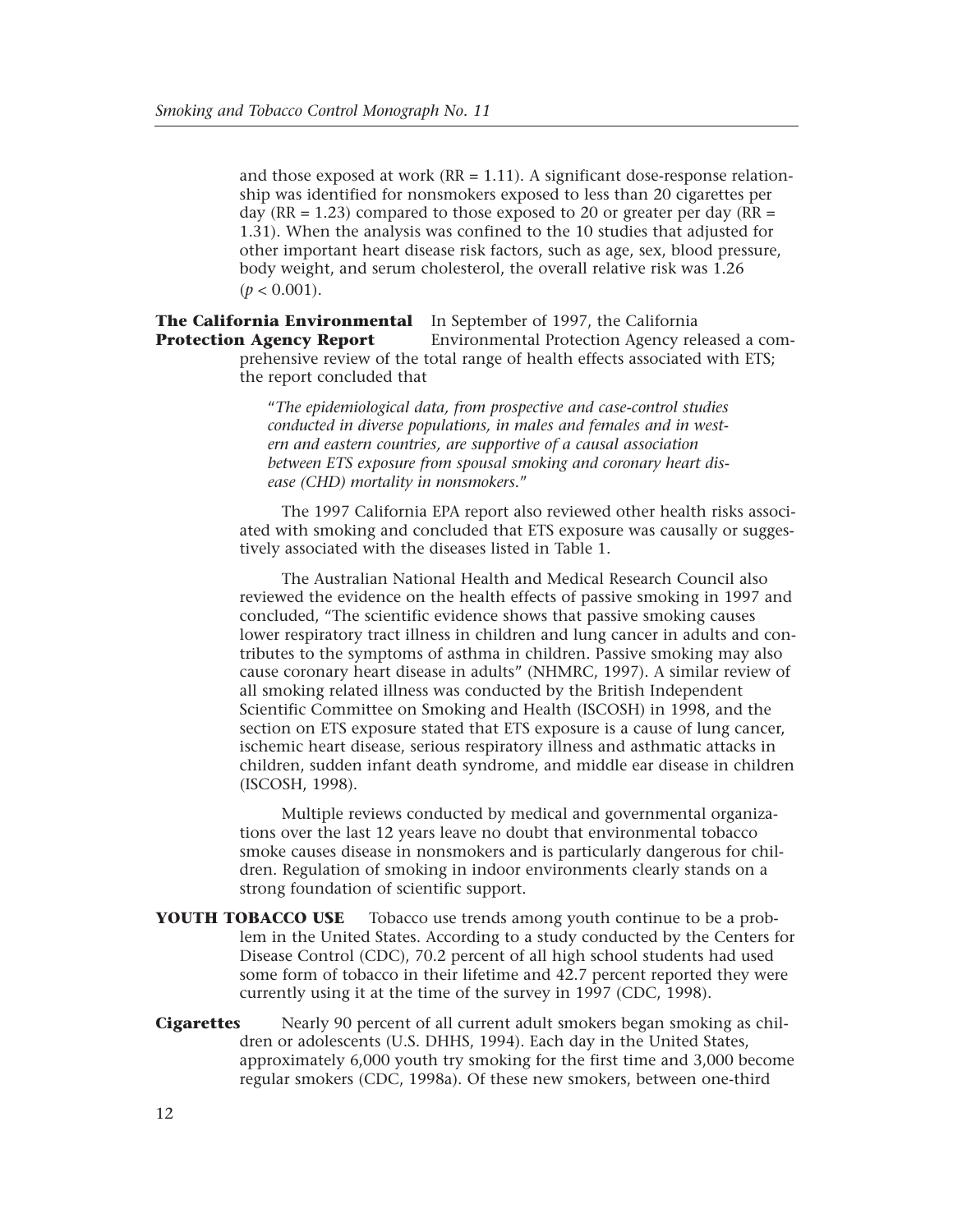and those exposed at work (RR = 1.11). A significant dose-response relationship was identified for nonsmokers exposed to less than 20 cigarettes per day (RR = 1.23) compared to those exposed to 20 or greater per day (RR = 1.31). When the analysis was confined to the 10 studies that adjusted for other important heart disease risk factors, such as age, sex, blood pressure, body weight, and serum cholesterol, the overall relative risk was 1.26 ($p < 0.001$).

**The California Environmental Protection Agency Report** In September of 1997, the California Environmental Protection Agency released a comprehensive review of the total range of health effects associated with ETS; the report concluded that

> "*The epidemiological data, from prospective and case-control studies conducted in diverse populations, in males and females and in western and eastern countries, are supportive of a causal association between ETS exposure from spousal smoking and coronary heart disease (CHD) mortality in nonsmokers.*"

The 1997 California EPA report also reviewed other health risks associated with smoking and concluded that ETS exposure was causally or suggestively associated with the diseases listed in Table 1.

The Australian National Health and Medical Research Council also reviewed the evidence on the health effects of passive smoking in 1997 and concluded, "The scientific evidence shows that passive smoking causes lower respiratory tract illness in children and lung cancer in adults and contributes to the symptoms of asthma in children. Passive smoking may also cause coronary heart disease in adults" (NHMRC, 1997). A similar review of all smoking related illness was conducted by the British Independent Scientific Committee on Smoking and Health (ISCOSH) in 1998, and the section on ETS exposure stated that ETS exposure is a cause of lung cancer, ischemic heart disease, serious respiratory illness and asthmatic attacks in children, sudden infant death syndrome, and middle ear disease in children (ISCOSH, 1998).

Multiple reviews conducted by medical and governmental organizations over the last 12 years leave no doubt that environmental tobacco smoke causes disease in nonsmokers and is particularly dangerous for children. Regulation of smoking in indoor environments clearly stands on a strong foundation of scientific support.

## YOUTH TOBACCO USE

Tobacco use trends among youth continue to be a problem in the United States. According to a study conducted by the Centers for Disease Control (CDC), 70.2 percent of all high school students had used some form of tobacco in their lifetime and 42.7 percent reported they were currently using it at the time of the survey in 1997 (CDC, 1998).

**Cigarettes** Nearly 90 percent of all current adult smokers began smoking as children or adolescents (U.S. DHHS, 1994). Each day in the United States, approximately 6,000 youth try smoking for the first time and 3,000 become regular smokers (CDC, 1998a). Of these new smokers, between one-third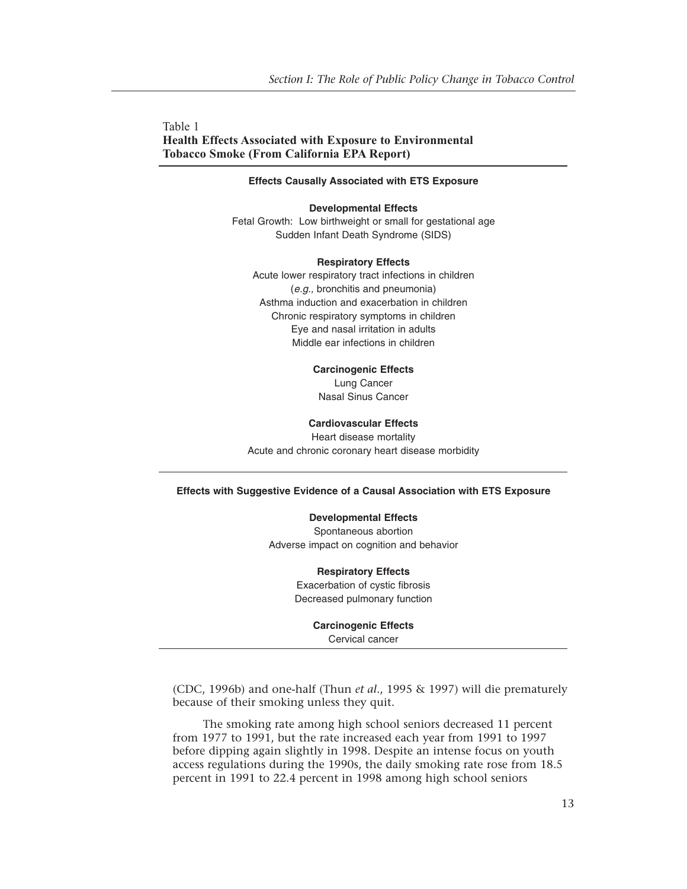Table 1
**Health Effects Associated with Exposure to Environmental Tobacco Smoke (From California EPA Report)**

**Effects Causally Associated with ETS Exposure**

**Developmental Effects**

Fetal Growth: Low birthweight or small for gestational age
Sudden Infant Death Syndrome (SIDS)

**Respiratory Effects**

Acute lower respiratory tract infections in children
(*e.g.,* bronchitis and pneumonia)
Asthma induction and exacerbation in children
Chronic respiratory symptoms in children
Eye and nasal irritation in adults
Middle ear infections in children

**Carcinogenic Effects**

Lung Cancer
Nasal Sinus Cancer

**Cardiovascular Effects**

Heart disease mortality
Acute and chronic coronary heart disease morbidity

**Effects with Suggestive Evidence of a Causal Association with ETS Exposure**

**Developmental Effects**

Spontaneous abortion
Adverse impact on cognition and behavior

**Respiratory Effects**

Exacerbation of cystic fibrosis
Decreased pulmonary function

**Carcinogenic Effects**

Cervical cancer

(CDC, 1996b) and one-half (Thun *et al*., 1995 & 1997) will die prematurely because of their smoking unless they quit.

The smoking rate among high school seniors decreased 11 percent from 1977 to 1991, but the rate increased each year from 1991 to 1997 before dipping again slightly in 1998. Despite an intense focus on youth access regulations during the 1990s, the daily smoking rate rose from 18.5 percent in 1991 to 22.4 percent in 1998 among high school seniors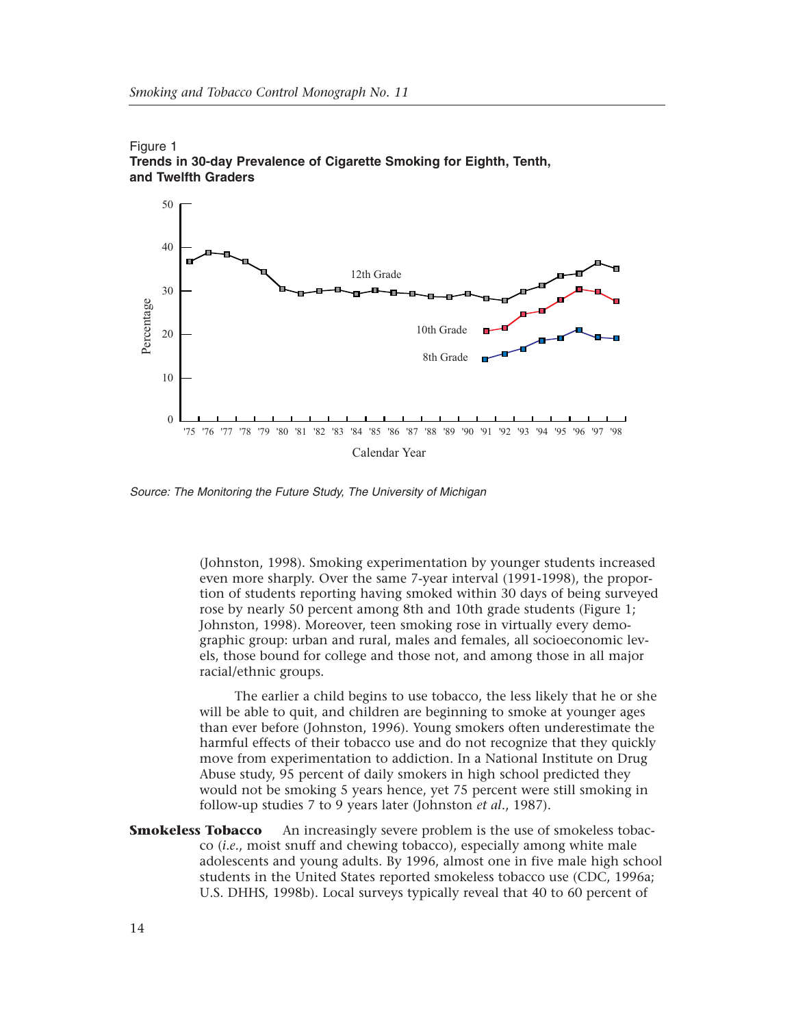Figure 1
**Trends in 30-day Prevalence of Cigarette Smoking for Eighth, Tenth, and Twelfth Graders**

*Source: The Monitoring the Future Study, The University of Michigan*

(Johnston, 1998). Smoking experimentation by younger students increased even more sharply. Over the same 7-year interval (1991-1998), the proportion of students reporting having smoked within 30 days of being surveyed rose by nearly 50 percent among 8th and 10th grade students (Figure 1; Johnston, 1998). Moreover, teen smoking rose in virtually every demographic group: urban and rural, males and females, all socioeconomic levels, those bound for college and those not, and among those in all major racial/ethnic groups.

The earlier a child begins to use tobacco, the less likely that he or she will be able to quit, and children are beginning to smoke at younger ages than ever before (Johnston, 1996). Young smokers often underestimate the harmful effects of their tobacco use and do not recognize that they quickly move from experimentation to addiction. In a National Institute on Drug Abuse study, 95 percent of daily smokers in high school predicted they would not be smoking 5 years hence, yet 75 percent were still smoking in follow-up studies 7 to 9 years later (Johnston *et al.*, 1987).

**Smokeless Tobacco** An increasingly severe problem is the use of smokeless tobacco (*i.e.*, moist snuff and chewing tobacco), especially among white male adolescents and young adults. By 1996, almost one in five male high school students in the United States reported smokeless tobacco use (CDC, 1996a; U.S. DHHS, 1998b). Local surveys typically reveal that 40 to 60 percent of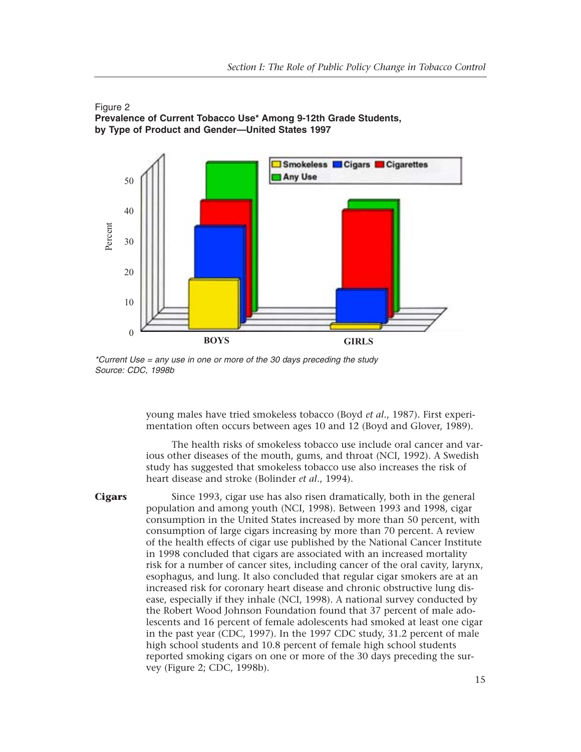Figure 2
**Prevalence of Current Tobacco Use* Among 9-12th Grade Students, by Type of Product and Gender—United States 1997**

*\*Current Use = any use in one or more of the 30 days preceding the study*
*Source: CDC, 1998b*

young males have tried smokeless tobacco (Boyd *et al.*, 1987). First experimentation often occurs between ages 10 and 12 (Boyd and Glover, 1989).

The health risks of smokeless tobacco use include oral cancer and various other diseases of the mouth, gums, and throat (NCI, 1992). A Swedish study has suggested that smokeless tobacco use also increases the risk of heart disease and stroke (Bolinder *et al.*, 1994).

**Cigars**

Since 1993, cigar use has also risen dramatically, both in the general population and among youth (NCI, 1998). Between 1993 and 1998, cigar consumption in the United States increased by more than 50 percent, with consumption of large cigars increasing by more than 70 percent. A review of the health effects of cigar use published by the National Cancer Institute in 1998 concluded that cigars are associated with an increased mortality risk for a number of cancer sites, including cancer of the oral cavity, larynx, esophagus, and lung. It also concluded that regular cigar smokers are at an increased risk for coronary heart disease and chronic obstructive lung disease, especially if they inhale (NCI, 1998). A national survey conducted by the Robert Wood Johnson Foundation found that 37 percent of male adolescents and 16 percent of female adolescents had smoked at least one cigar in the past year (CDC, 1997). In the 1997 CDC study, 31.2 percent of male high school students and 10.8 percent of female high school students reported smoking cigars on one or more of the 30 days preceding the survey (Figure 2; CDC, 1998b).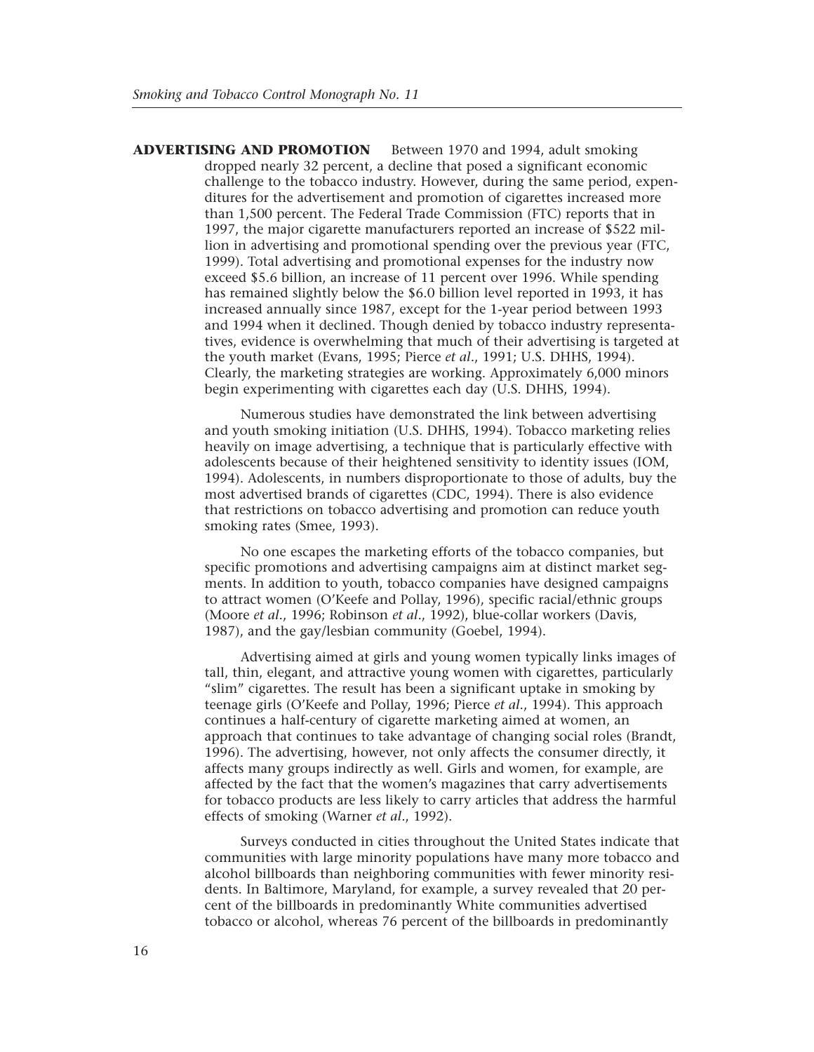**ADVERTISING AND PROMOTION** Between 1970 and 1994, adult smoking dropped nearly 32 percent, a decline that posed a significant economic challenge to the tobacco industry. However, during the same period, expenditures for the advertisement and promotion of cigarettes increased more than 1,500 percent. The Federal Trade Commission (FTC) reports that in 1997, the major cigarette manufacturers reported an increase of $522 million in advertising and promotional spending over the previous year (FTC, 1999). Total advertising and promotional expenses for the industry now exceed $5.6 billion, an increase of 11 percent over 1996. While spending has remained slightly below the $6.0 billion level reported in 1993, it has increased annually since 1987, except for the 1-year period between 1993 and 1994 when it declined. Though denied by tobacco industry representatives, evidence is overwhelming that much of their advertising is targeted at the youth market (Evans, 1995; Pierce *et al*., 1991; U.S. DHHS, 1994). Clearly, the marketing strategies are working. Approximately 6,000 minors begin experimenting with cigarettes each day (U.S. DHHS, 1994).

Numerous studies have demonstrated the link between advertising and youth smoking initiation (U.S. DHHS, 1994). Tobacco marketing relies heavily on image advertising, a technique that is particularly effective with adolescents because of their heightened sensitivity to identity issues (IOM, 1994). Adolescents, in numbers disproportionate to those of adults, buy the most advertised brands of cigarettes (CDC, 1994). There is also evidence that restrictions on tobacco advertising and promotion can reduce youth smoking rates (Smee, 1993).

No one escapes the marketing efforts of the tobacco companies, but specific promotions and advertising campaigns aim at distinct market segments. In addition to youth, tobacco companies have designed campaigns to attract women (O'Keefe and Pollay, 1996), specific racial/ethnic groups (Moore *et al*., 1996; Robinson *et al*., 1992), blue-collar workers (Davis, 1987), and the gay/lesbian community (Goebel, 1994).

Advertising aimed at girls and young women typically links images of tall, thin, elegant, and attractive young women with cigarettes, particularly "slim" cigarettes. The result has been a significant uptake in smoking by teenage girls (O'Keefe and Pollay, 1996; Pierce *et al*., 1994). This approach continues a half-century of cigarette marketing aimed at women, an approach that continues to take advantage of changing social roles (Brandt, 1996). The advertising, however, not only affects the consumer directly, it affects many groups indirectly as well. Girls and women, for example, are affected by the fact that the women's magazines that carry advertisements for tobacco products are less likely to carry articles that address the harmful effects of smoking (Warner *et al*., 1992).

Surveys conducted in cities throughout the United States indicate that communities with large minority populations have many more tobacco and alcohol billboards than neighboring communities with fewer minority residents. In Baltimore, Maryland, for example, a survey revealed that 20 percent of the billboards in predominantly White communities advertised tobacco or alcohol, whereas 76 percent of the billboards in predominantly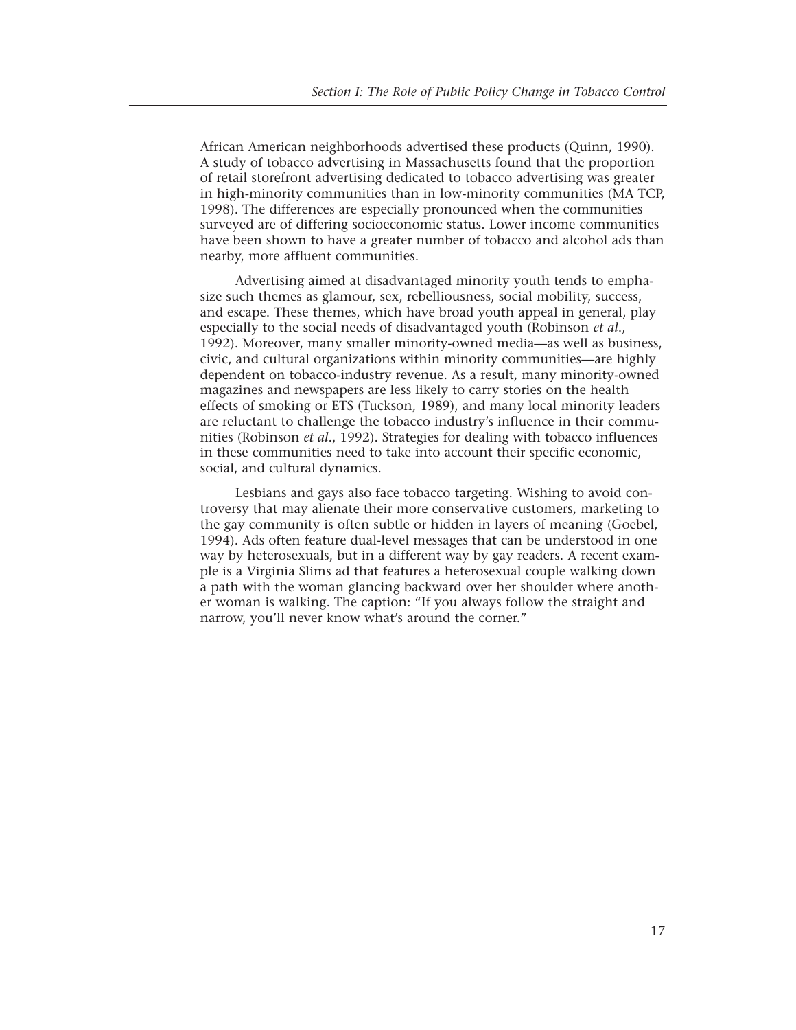African American neighborhoods advertised these products (Quinn, 1990). A study of tobacco advertising in Massachusetts found that the proportion of retail storefront advertising dedicated to tobacco advertising was greater in high-minority communities than in low-minority communities (MA TCP, 1998). The differences are especially pronounced when the communities surveyed are of differing socioeconomic status. Lower income communities have been shown to have a greater number of tobacco and alcohol ads than nearby, more affluent communities.

Advertising aimed at disadvantaged minority youth tends to emphasize such themes as glamour, sex, rebelliousness, social mobility, success, and escape. These themes, which have broad youth appeal in general, play especially to the social needs of disadvantaged youth (Robinson *et al.*, 1992). Moreover, many smaller minority-owned media—as well as business, civic, and cultural organizations within minority communities—are highly dependent on tobacco-industry revenue. As a result, many minority-owned magazines and newspapers are less likely to carry stories on the health effects of smoking or ETS (Tuckson, 1989), and many local minority leaders are reluctant to challenge the tobacco industry's influence in their communities (Robinson *et al.*, 1992). Strategies for dealing with tobacco influences in these communities need to take into account their specific economic, social, and cultural dynamics.

Lesbians and gays also face tobacco targeting. Wishing to avoid controversy that may alienate their more conservative customers, marketing to the gay community is often subtle or hidden in layers of meaning (Goebel, 1994). Ads often feature dual-level messages that can be understood in one way by heterosexuals, but in a different way by gay readers. A recent example is a Virginia Slims ad that features a heterosexual couple walking down a path with the woman glancing backward over her shoulder where another woman is walking. The caption: "If you always follow the straight and narrow, you'll never know what's around the corner."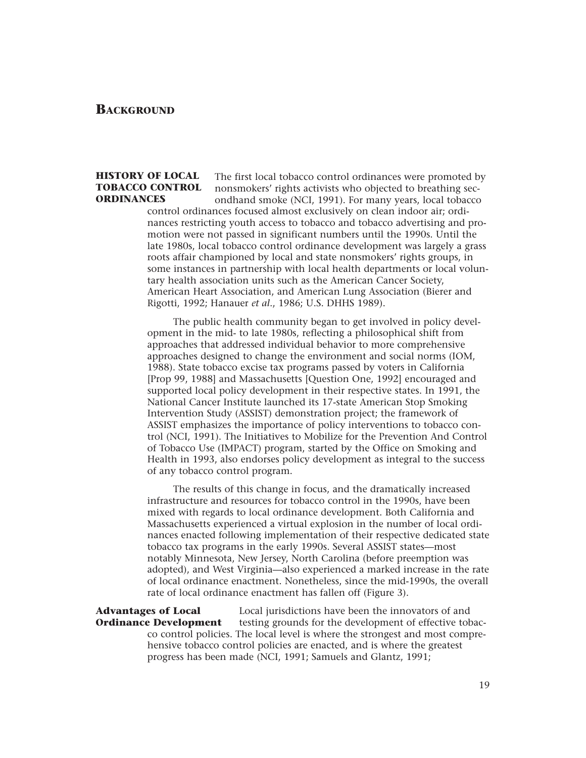# Background

## History of Local Tobacco Control Ordinances

The first local tobacco control ordinances were promoted by nonsmokers' rights activists who objected to breathing secondhand smoke (NCI, 1991). For many years, local tobacco control ordinances focused almost exclusively on clean indoor air; ordinances restricting youth access to tobacco and tobacco advertising and promotion were not passed in significant numbers until the 1990s. Until the late 1980s, local tobacco control ordinance development was largely a grass roots affair championed by local and state nonsmokers' rights groups, in some instances in partnership with local health departments or local voluntary health association units such as the American Cancer Society, American Heart Association, and American Lung Association (Bierer and Rigotti, 1992; Hanauer *et al*., 1986; U.S. DHHS 1989).

The public health community began to get involved in policy development in the mid- to late 1980s, reflecting a philosophical shift from approaches that addressed individual behavior to more comprehensive approaches designed to change the environment and social norms (IOM, 1988). State tobacco excise tax programs passed by voters in California [Prop 99, 1988] and Massachusetts [Question One, 1992] encouraged and supported local policy development in their respective states. In 1991, the National Cancer Institute launched its 17-state American Stop Smoking Intervention Study (ASSIST) demonstration project; the framework of ASSIST emphasizes the importance of policy interventions to tobacco control (NCI, 1991). The Initiatives to Mobilize for the Prevention And Control of Tobacco Use (IMPACT) program, started by the Office on Smoking and Health in 1993, also endorses policy development as integral to the success of any tobacco control program.

The results of this change in focus, and the dramatically increased infrastructure and resources for tobacco control in the 1990s, have been mixed with regards to local ordinance development. Both California and Massachusetts experienced a virtual explosion in the number of local ordinances enacted following implementation of their respective dedicated state tobacco tax programs in the early 1990s. Several ASSIST states—most notably Minnesota, New Jersey, North Carolina (before preemption was adopted), and West Virginia—also experienced a marked increase in the rate of local ordinance enactment. Nonetheless, since the mid-1990s, the overall rate of local ordinance enactment has fallen off (Figure 3).

### Advantages of Local Ordinance Development

Local jurisdictions have been the innovators of and testing grounds for the development of effective tobacco control policies. The local level is where the strongest and most comprehensive tobacco control policies are enacted, and is where the greatest progress has been made (NCI, 1991; Samuels and Glantz, 1991;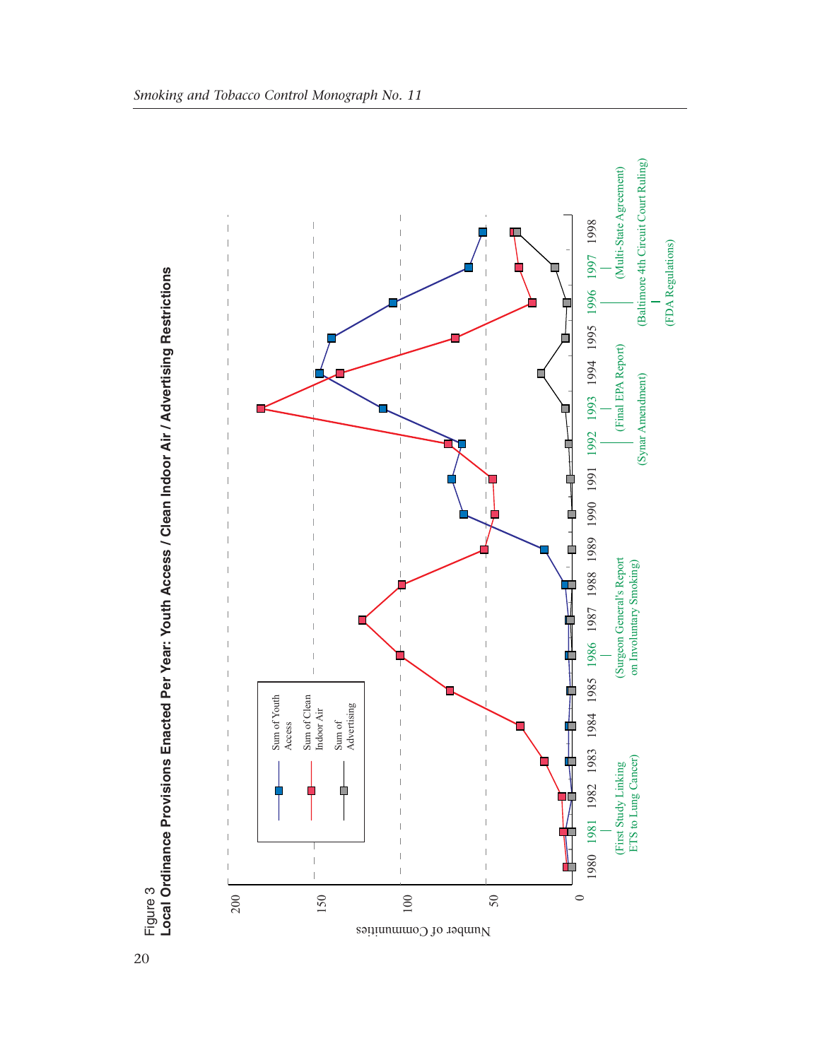Figure 3

**Local Ordinance Provisions Enacted Per Year: Youth Access / Clean Indoor Air / Advertising Restrictions**

Legend: Sum of Youth Access; Sum of Clean Indoor Air; Sum of Advertising

Y-axis: Number of Communities (0, 50, 100, 150, 200)

X-axis: 1980, 1981, 1982, 1983, 1984, 1985, 1986, 1987, 1988, 1989, 1990, 1991, 1992, 1993, 1994, 1995, 1996, 1997, 1998

Events:
- 1981 (First Study Linking ETS to Lung Cancer)
- 1986 (Surgeon General's Report on Involuntary Smoking)
- 1992 (Synar Amendment)
- 1993 (Final EPA Report)
- 1996 (Baltimore 4th Circuit Court Ruling)
- 1996 (FDA Regulations)
- 1997 (Multi-State Agreement)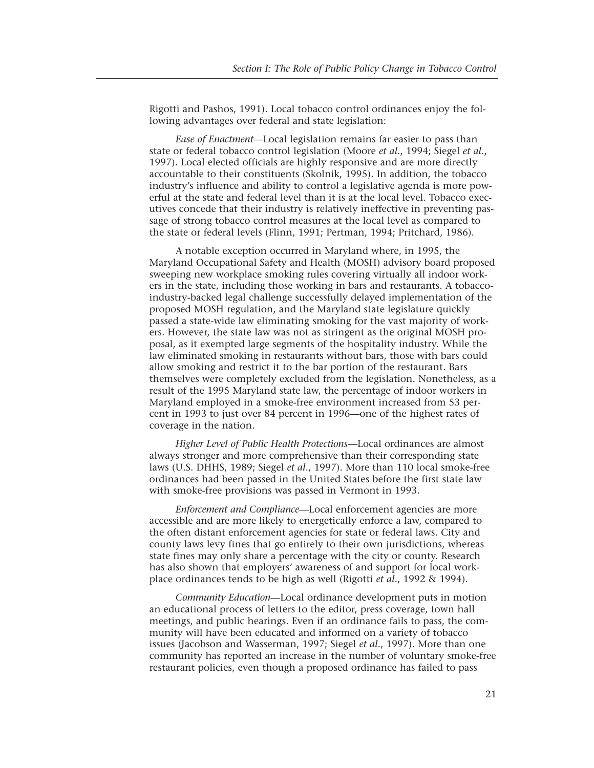Rigotti and Pashos, 1991). Local tobacco control ordinances enjoy the following advantages over federal and state legislation:

*Ease of Enactment*—Local legislation remains far easier to pass than state or federal tobacco control legislation (Moore *et al*., 1994; Siegel *et al*., 1997). Local elected officials are highly responsive and are more directly accountable to their constituents (Skolnik, 1995). In addition, the tobacco industry's influence and ability to control a legislative agenda is more powerful at the state and federal level than it is at the local level. Tobacco executives concede that their industry is relatively ineffective in preventing passage of strong tobacco control measures at the local level as compared to the state or federal levels (Flinn, 1991; Pertman, 1994; Pritchard, 1986).

A notable exception occurred in Maryland where, in 1995, the Maryland Occupational Safety and Health (MOSH) advisory board proposed sweeping new workplace smoking rules covering virtually all indoor workers in the state, including those working in bars and restaurants. A tobacco-industry-backed legal challenge successfully delayed implementation of the proposed MOSH regulation, and the Maryland state legislature quickly passed a state-wide law eliminating smoking for the vast majority of workers. However, the state law was not as stringent as the original MOSH proposal, as it exempted large segments of the hospitality industry. While the law eliminated smoking in restaurants without bars, those with bars could allow smoking and restrict it to the bar portion of the restaurant. Bars themselves were completely excluded from the legislation. Nonetheless, as a result of the 1995 Maryland state law, the percentage of indoor workers in Maryland employed in a smoke-free environment increased from 53 percent in 1993 to just over 84 percent in 1996—one of the highest rates of coverage in the nation.

*Higher Level of Public Health Protections*—Local ordinances are almost always stronger and more comprehensive than their corresponding state laws (U.S. DHHS, 1989; Siegel *et al*., 1997). More than 110 local smoke-free ordinances had been passed in the United States before the first state law with smoke-free provisions was passed in Vermont in 1993.

*Enforcement and Compliance*—Local enforcement agencies are more accessible and are more likely to energetically enforce a law, compared to the often distant enforcement agencies for state or federal laws. City and county laws levy fines that go entirely to their own jurisdictions, whereas state fines may only share a percentage with the city or county. Research has also shown that employers' awareness of and support for local workplace ordinances tends to be high as well (Rigotti *et al*., 1992 & 1994).

*Community Education*—Local ordinance development puts in motion an educational process of letters to the editor, press coverage, town hall meetings, and public hearings. Even if an ordinance fails to pass, the community will have been educated and informed on a variety of tobacco issues (Jacobson and Wasserman, 1997; Siegel *et al*., 1997). More than one community has reported an increase in the number of voluntary smoke-free restaurant policies, even though a proposed ordinance has failed to pass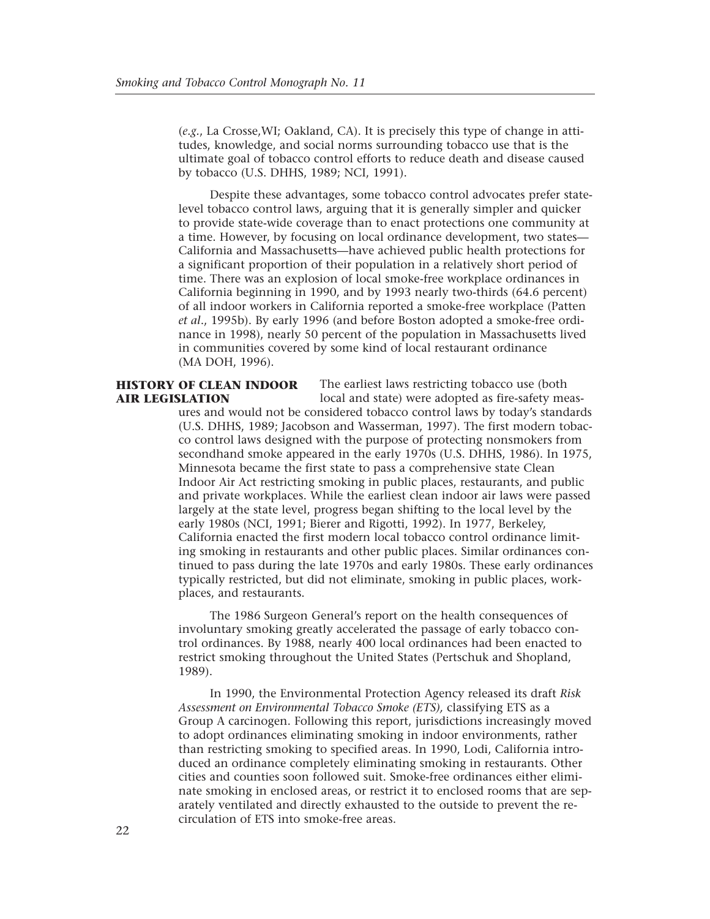(*e.g.*, La Crosse,WI; Oakland, CA). It is precisely this type of change in attitudes, knowledge, and social norms surrounding tobacco use that is the ultimate goal of tobacco control efforts to reduce death and disease caused by tobacco (U.S. DHHS, 1989; NCI, 1991).

Despite these advantages, some tobacco control advocates prefer state-level tobacco control laws, arguing that it is generally simpler and quicker to provide state-wide coverage than to enact protections one community at a time. However, by focusing on local ordinance development, two states—California and Massachusetts—have achieved public health protections for a significant proportion of their population in a relatively short period of time. There was an explosion of local smoke-free workplace ordinances in California beginning in 1990, and by 1993 nearly two-thirds (64.6 percent) of all indoor workers in California reported a smoke-free workplace (Patten *et al*., 1995b). By early 1996 (and before Boston adopted a smoke-free ordinance in 1998), nearly 50 percent of the population in Massachusetts lived in communities covered by some kind of local restaurant ordinance (MA DOH, 1996).

## HISTORY OF CLEAN INDOOR AIR LEGISLATION

The earliest laws restricting tobacco use (both local and state) were adopted as fire-safety measures and would not be considered tobacco control laws by today's standards (U.S. DHHS, 1989; Jacobson and Wasserman, 1997). The first modern tobacco control laws designed with the purpose of protecting nonsmokers from secondhand smoke appeared in the early 1970s (U.S. DHHS, 1986). In 1975, Minnesota became the first state to pass a comprehensive state Clean Indoor Air Act restricting smoking in public places, restaurants, and public and private workplaces. While the earliest clean indoor air laws were passed largely at the state level, progress began shifting to the local level by the early 1980s (NCI, 1991; Bierer and Rigotti, 1992). In 1977, Berkeley, California enacted the first modern local tobacco control ordinance limiting smoking in restaurants and other public places. Similar ordinances continued to pass during the late 1970s and early 1980s. These early ordinances typically restricted, but did not eliminate, smoking in public places, workplaces, and restaurants.

The 1986 Surgeon General's report on the health consequences of involuntary smoking greatly accelerated the passage of early tobacco control ordinances. By 1988, nearly 400 local ordinances had been enacted to restrict smoking throughout the United States (Pertschuk and Shopland, 1989).

In 1990, the Environmental Protection Agency released its draft *Risk Assessment on Environmental Tobacco Smoke (ETS),* classifying ETS as a Group A carcinogen. Following this report, jurisdictions increasingly moved to adopt ordinances eliminating smoking in indoor environments, rather than restricting smoking to specified areas. In 1990, Lodi, California introduced an ordinance completely eliminating smoking in restaurants. Other cities and counties soon followed suit. Smoke-free ordinances either eliminate smoking in enclosed areas, or restrict it to enclosed rooms that are separately ventilated and directly exhausted to the outside to prevent the recirculation of ETS into smoke-free areas.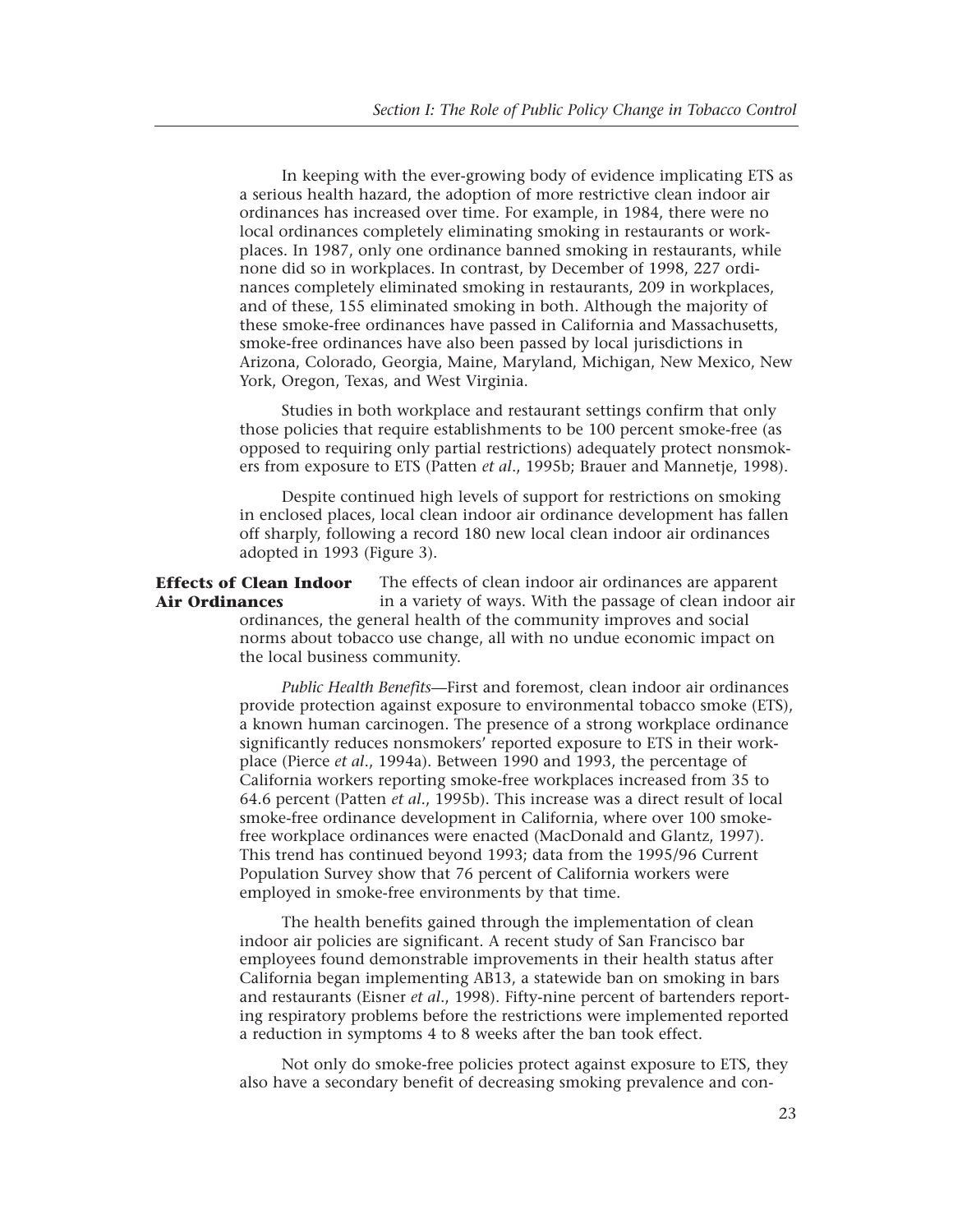In keeping with the ever-growing body of evidence implicating ETS as a serious health hazard, the adoption of more restrictive clean indoor air ordinances has increased over time. For example, in 1984, there were no local ordinances completely eliminating smoking in restaurants or workplaces. In 1987, only one ordinance banned smoking in restaurants, while none did so in workplaces. In contrast, by December of 1998, 227 ordinances completely eliminated smoking in restaurants, 209 in workplaces, and of these, 155 eliminated smoking in both. Although the majority of these smoke-free ordinances have passed in California and Massachusetts, smoke-free ordinances have also been passed by local jurisdictions in Arizona, Colorado, Georgia, Maine, Maryland, Michigan, New Mexico, New York, Oregon, Texas, and West Virginia.

Studies in both workplace and restaurant settings confirm that only those policies that require establishments to be 100 percent smoke-free (as opposed to requiring only partial restrictions) adequately protect nonsmokers from exposure to ETS (Patten *et al*., 1995b; Brauer and Mannetje, 1998).

Despite continued high levels of support for restrictions on smoking in enclosed places, local clean indoor air ordinance development has fallen off sharply, following a record 180 new local clean indoor air ordinances adopted in 1993 (Figure 3).

## Effects of Clean Indoor Air Ordinances

The effects of clean indoor air ordinances are apparent in a variety of ways. With the passage of clean indoor air ordinances, the general health of the community improves and social norms about tobacco use change, all with no undue economic impact on the local business community.

*Public Health Benefits*—First and foremost, clean indoor air ordinances provide protection against exposure to environmental tobacco smoke (ETS), a known human carcinogen. The presence of a strong workplace ordinance significantly reduces nonsmokers' reported exposure to ETS in their workplace (Pierce *et al*., 1994a). Between 1990 and 1993, the percentage of California workers reporting smoke-free workplaces increased from 35 to 64.6 percent (Patten *et al*., 1995b). This increase was a direct result of local smoke-free ordinance development in California, where over 100 smoke-free workplace ordinances were enacted (MacDonald and Glantz, 1997). This trend has continued beyond 1993; data from the 1995/96 Current Population Survey show that 76 percent of California workers were employed in smoke-free environments by that time.

The health benefits gained through the implementation of clean indoor air policies are significant. A recent study of San Francisco bar employees found demonstrable improvements in their health status after California began implementing AB13, a statewide ban on smoking in bars and restaurants (Eisner *et al*., 1998). Fifty-nine percent of bartenders reporting respiratory problems before the restrictions were implemented reported a reduction in symptoms 4 to 8 weeks after the ban took effect.

Not only do smoke-free policies protect against exposure to ETS, they also have a secondary benefit of decreasing smoking prevalence and con-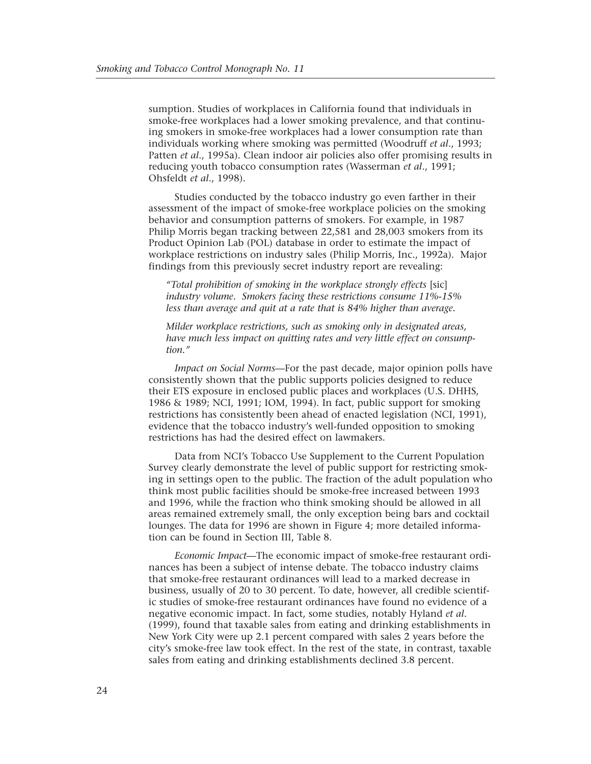sumption. Studies of workplaces in California found that individuals in smoke-free workplaces had a lower smoking prevalence, and that continuing smokers in smoke-free workplaces had a lower consumption rate than individuals working where smoking was permitted (Woodruff *et al*., 1993; Patten *et al*., 1995a). Clean indoor air policies also offer promising results in reducing youth tobacco consumption rates (Wasserman *et al*., 1991; Ohsfeldt *et al*., 1998).

Studies conducted by the tobacco industry go even farther in their assessment of the impact of smoke-free workplace policies on the smoking behavior and consumption patterns of smokers. For example, in 1987 Philip Morris began tracking between 22,581 and 28,003 smokers from its Product Opinion Lab (POL) database in order to estimate the impact of workplace restrictions on industry sales (Philip Morris, Inc., 1992a). Major findings from this previously secret industry report are revealing:

> *"Total prohibition of smoking in the workplace strongly effects* [sic] *industry volume. Smokers facing these restrictions consume 11%-15% less than average and quit at a rate that is 84% higher than average.*
>
> *Milder workplace restrictions, such as smoking only in designated areas, have much less impact on quitting rates and very little effect on consumption."*

*Impact on Social Norms*—For the past decade, major opinion polls have consistently shown that the public supports policies designed to reduce their ETS exposure in enclosed public places and workplaces (U.S. DHHS, 1986 & 1989; NCI, 1991; IOM, 1994). In fact, public support for smoking restrictions has consistently been ahead of enacted legislation (NCI, 1991), evidence that the tobacco industry's well-funded opposition to smoking restrictions has had the desired effect on lawmakers.

Data from NCI's Tobacco Use Supplement to the Current Population Survey clearly demonstrate the level of public support for restricting smoking in settings open to the public. The fraction of the adult population who think most public facilities should be smoke-free increased between 1993 and 1996, while the fraction who think smoking should be allowed in all areas remained extremely small, the only exception being bars and cocktail lounges. The data for 1996 are shown in Figure 4; more detailed information can be found in Section III, Table 8.

*Economic Impact*—The economic impact of smoke-free restaurant ordinances has been a subject of intense debate. The tobacco industry claims that smoke-free restaurant ordinances will lead to a marked decrease in business, usually of 20 to 30 percent. To date, however, all credible scientific studies of smoke-free restaurant ordinances have found no evidence of a negative economic impact. In fact, some studies, notably Hyland *et al*. (1999), found that taxable sales from eating and drinking establishments in New York City were up 2.1 percent compared with sales 2 years before the city's smoke-free law took effect. In the rest of the state, in contrast, taxable sales from eating and drinking establishments declined 3.8 percent.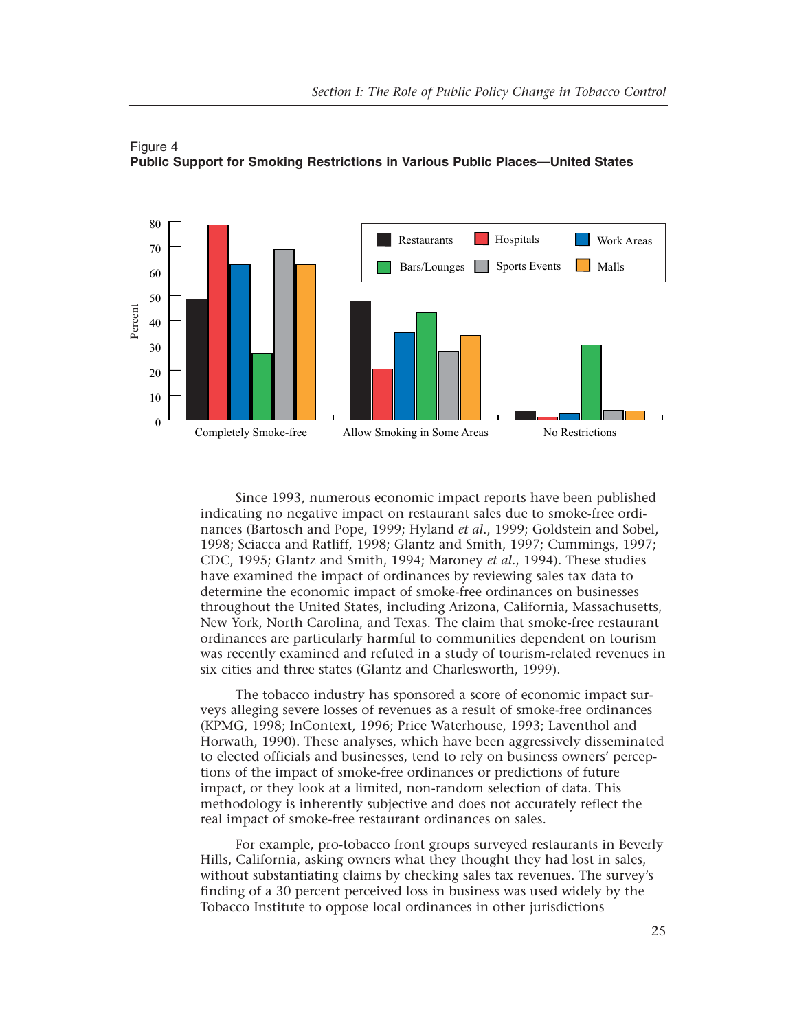Figure 4
**Public Support for Smoking Restrictions in Various Public Places—United States**

Since 1993, numerous economic impact reports have been published indicating no negative impact on restaurant sales due to smoke-free ordinances (Bartosch and Pope, 1999; Hyland *et al.*, 1999; Goldstein and Sobel, 1998; Sciacca and Ratliff, 1998; Glantz and Smith, 1997; Cummings, 1997; CDC, 1995; Glantz and Smith, 1994; Maroney *et al.*, 1994). These studies have examined the impact of ordinances by reviewing sales tax data to determine the economic impact of smoke-free ordinances on businesses throughout the United States, including Arizona, California, Massachusetts, New York, North Carolina, and Texas. The claim that smoke-free restaurant ordinances are particularly harmful to communities dependent on tourism was recently examined and refuted in a study of tourism-related revenues in six cities and three states (Glantz and Charlesworth, 1999).

The tobacco industry has sponsored a score of economic impact surveys alleging severe losses of revenues as a result of smoke-free ordinances (KPMG, 1998; InContext, 1996; Price Waterhouse, 1993; Laventhol and Horwath, 1990). These analyses, which have been aggressively disseminated to elected officials and businesses, tend to rely on business owners' perceptions of the impact of smoke-free ordinances or predictions of future impact, or they look at a limited, non-random selection of data. This methodology is inherently subjective and does not accurately reflect the real impact of smoke-free restaurant ordinances on sales.

For example, pro-tobacco front groups surveyed restaurants in Beverly Hills, California, asking owners what they thought they had lost in sales, without substantiating claims by checking sales tax revenues. The survey's finding of a 30 percent perceived loss in business was used widely by the Tobacco Institute to oppose local ordinances in other jurisdictions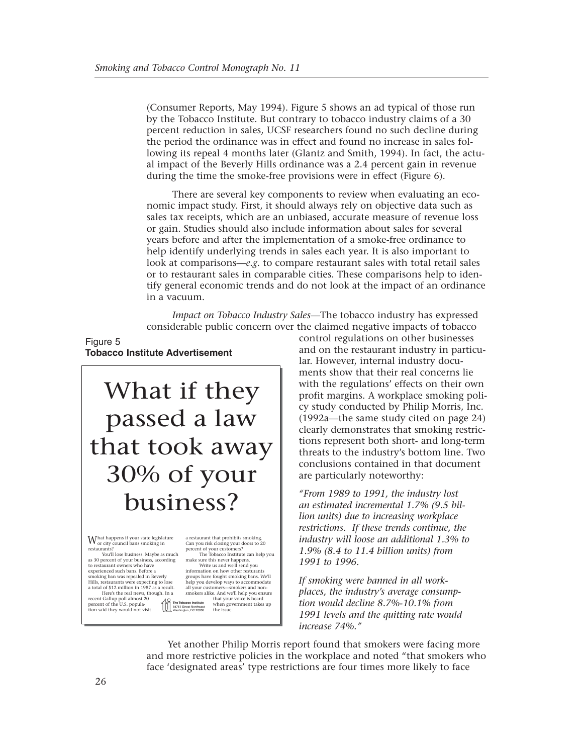(Consumer Reports, May 1994). Figure 5 shows an ad typical of those run by the Tobacco Institute. But contrary to tobacco industry claims of a 30 percent reduction in sales, UCSF researchers found no such decline during the period the ordinance was in effect and found no increase in sales following its repeal 4 months later (Glantz and Smith, 1994). In fact, the actual impact of the Beverly Hills ordinance was a 2.4 percent gain in revenue during the time the smoke-free provisions were in effect (Figure 6).

There are several key components to review when evaluating an economic impact study. First, it should always rely on objective data such as sales tax receipts, which are an unbiased, accurate measure of revenue loss or gain. Studies should also include information about sales for several years before and after the implementation of a smoke-free ordinance to help identify underlying trends in sales each year. It is also important to look at comparisons—*e.g.* to compare restaurant sales with total retail sales or to restaurant sales in comparable cities. These comparisons help to identify general economic trends and do not look at the impact of an ordinance in a vacuum.

*Impact on Tobacco Industry Sales*—The tobacco industry has expressed considerable public concern over the claimed negative impacts of tobacco control regulations on other businesses and on the restaurant industry in particular. However, internal industry documents show that their real concerns lie with the regulations' effects on their own profit margins. A workplace smoking policy study conducted by Philip Morris, Inc. (1992a—the same study cited on page 24) clearly demonstrates that smoking restrictions represent both short- and long-term threats to the industry's bottom line. Two conclusions contained in that document are particularly noteworthy:

Figure 5
**Tobacco Institute Advertisement**

What if they passed a law that took away 30% of your business?

What happens if your state legislature or city council bans smoking in restaurants?

You'll lose business. Maybe as much as 30 percent of your business, according to restaurant owners who have experienced such bans. Before a smoking ban was repealed in Beverly Hills, restaurants were expecting to lose a total of $12 million in 1987 as a result.

Here's the real news, though. In a recent Gallup poll almost 20 percent of the U.S. population said they would not visit a restaurant that prohibits smoking. Can you risk closing your doors to 20 percent of your customers?

The Tobacco Institute can help you make sure this never happens.

Write us and we'll send you information on how other resturants groups have fought smoking bans. We'll help you develop ways to accommodate all your customers—smokers and non-smokers alike. And we'll help you ensure that your voice is heard when government takes up the issue.

The Tobacco Institute
1875 I Street Northwest
Washington, DC 20006

*"From 1989 to 1991, the industry lost an estimated incremental 1.7% (9.5 billion units) due to increasing workplace restrictions. If these trends continue, the industry will loose an additional 1.3% to 1.9% (8.4 to 11.4 billion units) from 1991 to 1996.*

*If smoking were banned in all workplaces, the industry's average consumption would decline 8.7%-10.1% from 1991 levels and the quitting rate would increase 74%."*

Yet another Philip Morris report found that smokers were facing more and more restrictive policies in the workplace and noted "that smokers who face 'designated areas' type restrictions are four times more likely to face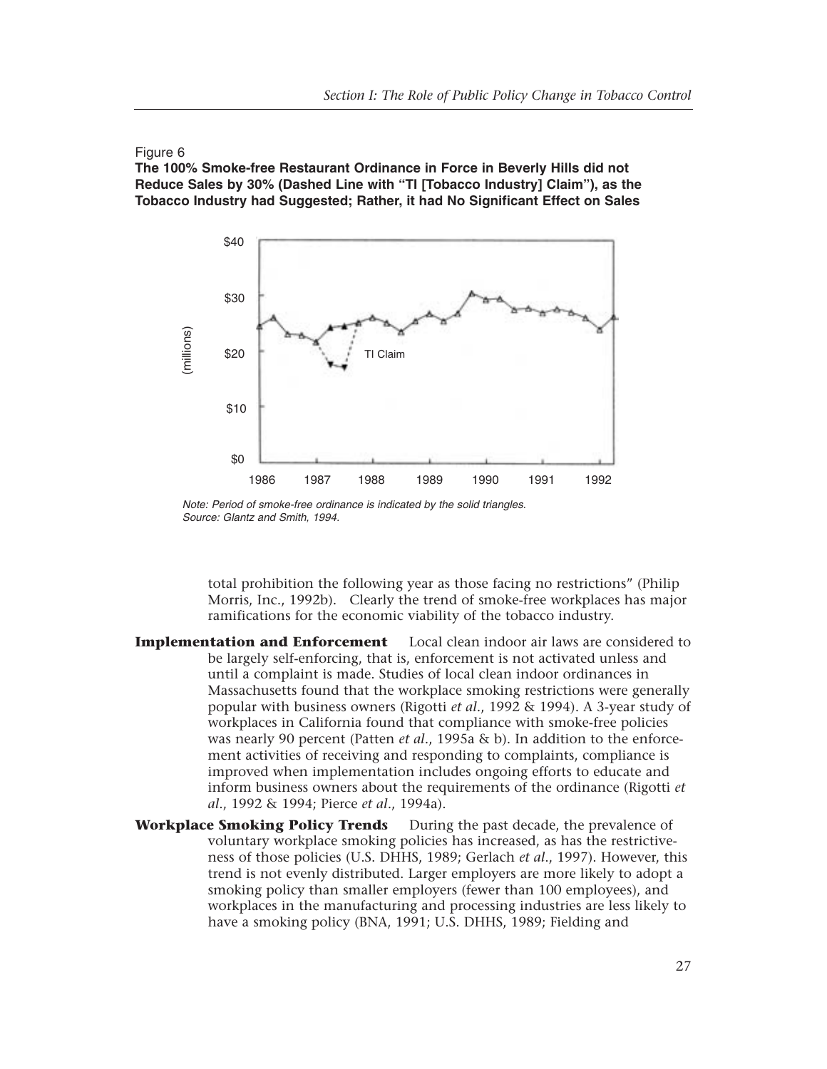Figure 6

**The 100% Smoke-free Restaurant Ordinance in Force in Beverly Hills did not Reduce Sales by 30% (Dashed Line with "TI [Tobacco Industry] Claim"), as the Tobacco Industry had Suggested; Rather, it had No Significant Effect on Sales**

*Note: Period of smoke-free ordinance is indicated by the solid triangles.*
*Source: Glantz and Smith, 1994.*

total prohibition the following year as those facing no restrictions" (Philip Morris, Inc., 1992b). Clearly the trend of smoke-free workplaces has major ramifications for the economic viability of the tobacco industry.

**Implementation and Enforcement** Local clean indoor air laws are considered to be largely self-enforcing, that is, enforcement is not activated unless and until a complaint is made. Studies of local clean indoor ordinances in Massachusetts found that the workplace smoking restrictions were generally popular with business owners (Rigotti *et al*., 1992 & 1994). A 3-year study of workplaces in California found that compliance with smoke-free policies was nearly 90 percent (Patten *et al*., 1995a & b). In addition to the enforcement activities of receiving and responding to complaints, compliance is improved when implementation includes ongoing efforts to educate and inform business owners about the requirements of the ordinance (Rigotti *et al*., 1992 & 1994; Pierce *et al*., 1994a).

**Workplace Smoking Policy Trends** During the past decade, the prevalence of voluntary workplace smoking policies has increased, as has the restrictiveness of those policies (U.S. DHHS, 1989; Gerlach *et al*., 1997). However, this trend is not evenly distributed. Larger employers are more likely to adopt a smoking policy than smaller employers (fewer than 100 employees), and workplaces in the manufacturing and processing industries are less likely to have a smoking policy (BNA, 1991; U.S. DHHS, 1989; Fielding and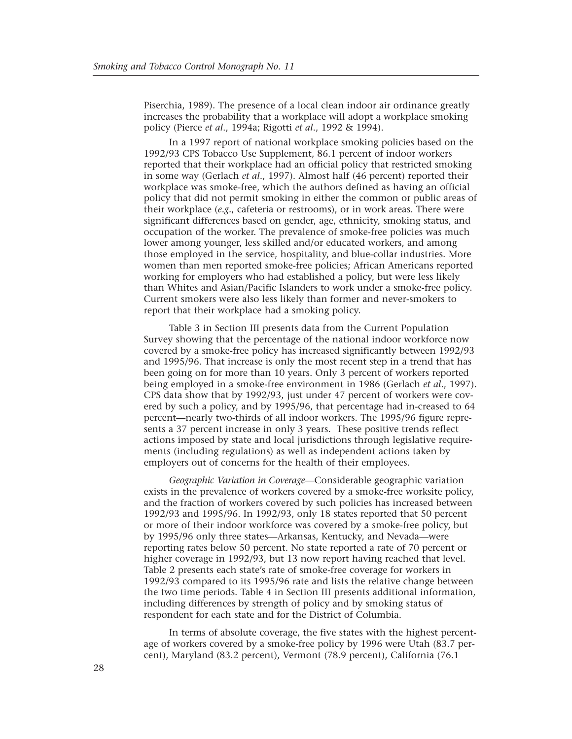Piserchia, 1989). The presence of a local clean indoor air ordinance greatly increases the probability that a workplace will adopt a workplace smoking policy (Pierce *et al*., 1994a; Rigotti *et al*., 1992 & 1994).

In a 1997 report of national workplace smoking policies based on the 1992/93 CPS Tobacco Use Supplement, 86.1 percent of indoor workers reported that their workplace had an official policy that restricted smoking in some way (Gerlach *et al*., 1997). Almost half (46 percent) reported their workplace was smoke-free, which the authors defined as having an official policy that did not permit smoking in either the common or public areas of their workplace (*e.g*., cafeteria or restrooms), or in work areas. There were significant differences based on gender, age, ethnicity, smoking status, and occupation of the worker. The prevalence of smoke-free policies was much lower among younger, less skilled and/or educated workers, and among those employed in the service, hospitality, and blue-collar industries. More women than men reported smoke-free policies; African Americans reported working for employers who had established a policy, but were less likely than Whites and Asian/Pacific Islanders to work under a smoke-free policy. Current smokers were also less likely than former and never-smokers to report that their workplace had a smoking policy.

Table 3 in Section III presents data from the Current Population Survey showing that the percentage of the national indoor workforce now covered by a smoke-free policy has increased significantly between 1992/93 and 1995/96. That increase is only the most recent step in a trend that has been going on for more than 10 years. Only 3 percent of workers reported being employed in a smoke-free environment in 1986 (Gerlach *et al*., 1997). CPS data show that by 1992/93, just under 47 percent of workers were covered by such a policy, and by 1995/96, that percentage had in-creased to 64 percent—nearly two-thirds of all indoor workers. The 1995/96 figure represents a 37 percent increase in only 3 years. These positive trends reflect actions imposed by state and local jurisdictions through legislative requirements (including regulations) as well as independent actions taken by employers out of concerns for the health of their employees.

*Geographic Variation in Coverage*—Considerable geographic variation exists in the prevalence of workers covered by a smoke-free worksite policy, and the fraction of workers covered by such policies has increased between 1992/93 and 1995/96. In 1992/93, only 18 states reported that 50 percent or more of their indoor workforce was covered by a smoke-free policy, but by 1995/96 only three states—Arkansas, Kentucky, and Nevada—were reporting rates below 50 percent. No state reported a rate of 70 percent or higher coverage in 1992/93, but 13 now report having reached that level. Table 2 presents each state's rate of smoke-free coverage for workers in 1992/93 compared to its 1995/96 rate and lists the relative change between the two time periods. Table 4 in Section III presents additional information, including differences by strength of policy and by smoking status of respondent for each state and for the District of Columbia.

In terms of absolute coverage, the five states with the highest percentage of workers covered by a smoke-free policy by 1996 were Utah (83.7 percent), Maryland (83.2 percent), Vermont (78.9 percent), California (76.1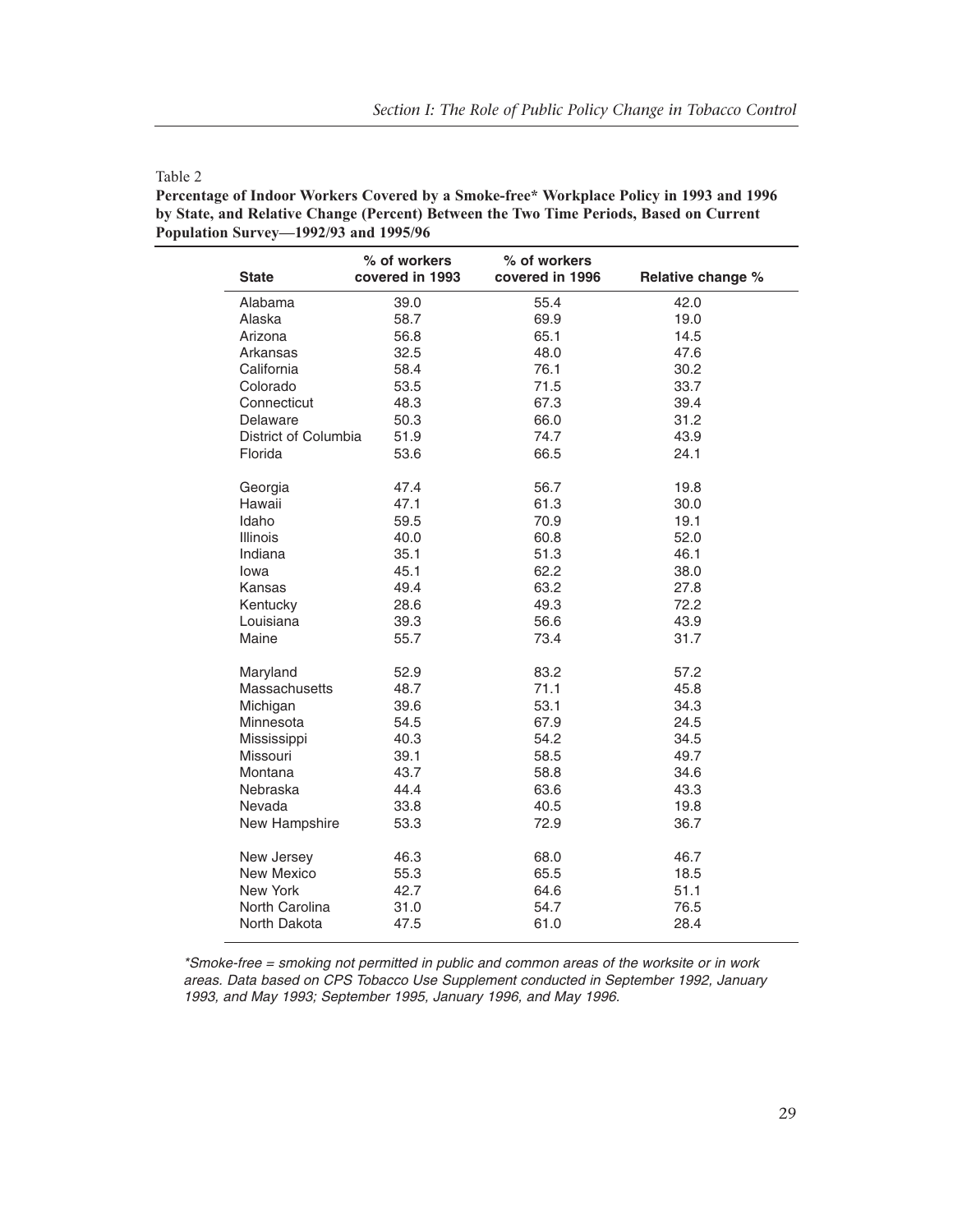Table 2

**Percentage of Indoor Workers Covered by a Smoke-free* Workplace Policy in 1993 and 1996 by State, and Relative Change (Percent) Between the Two Time Periods, Based on Current Population Survey—1992/93 and 1995/96**

| State | % of workers covered in 1993 | % of workers covered in 1996 | Relative change % |
|---|---|---|---|
| Alabama | 39.0 | 55.4 | 42.0 |
| Alaska | 58.7 | 69.9 | 19.0 |
| Arizona | 56.8 | 65.1 | 14.5 |
| Arkansas | 32.5 | 48.0 | 47.6 |
| California | 58.4 | 76.1 | 30.2 |
| Colorado | 53.5 | 71.5 | 33.7 |
| Connecticut | 48.3 | 67.3 | 39.4 |
| Delaware | 50.3 | 66.0 | 31.2 |
| District of Columbia | 51.9 | 74.7 | 43.9 |
| Florida | 53.6 | 66.5 | 24.1 |
| Georgia | 47.4 | 56.7 | 19.8 |
| Hawaii | 47.1 | 61.3 | 30.0 |
| Idaho | 59.5 | 70.9 | 19.1 |
| Illinois | 40.0 | 60.8 | 52.0 |
| Indiana | 35.1 | 51.3 | 46.1 |
| Iowa | 45.1 | 62.2 | 38.0 |
| Kansas | 49.4 | 63.2 | 27.8 |
| Kentucky | 28.6 | 49.3 | 72.2 |
| Louisiana | 39.3 | 56.6 | 43.9 |
| Maine | 55.7 | 73.4 | 31.7 |
| Maryland | 52.9 | 83.2 | 57.2 |
| Massachusetts | 48.7 | 71.1 | 45.8 |
| Michigan | 39.6 | 53.1 | 34.3 |
| Minnesota | 54.5 | 67.9 | 24.5 |
| Mississippi | 40.3 | 54.2 | 34.5 |
| Missouri | 39.1 | 58.5 | 49.7 |
| Montana | 43.7 | 58.8 | 34.6 |
| Nebraska | 44.4 | 63.6 | 43.3 |
| Nevada | 33.8 | 40.5 | 19.8 |
| New Hampshire | 53.3 | 72.9 | 36.7 |
| New Jersey | 46.3 | 68.0 | 46.7 |
| New Mexico | 55.3 | 65.5 | 18.5 |
| New York | 42.7 | 64.6 | 51.1 |
| North Carolina | 31.0 | 54.7 | 76.5 |
| North Dakota | 47.5 | 61.0 | 28.4 |

*\*Smoke-free = smoking not permitted in public and common areas of the worksite or in work areas. Data based on CPS Tobacco Use Supplement conducted in September 1992, January 1993, and May 1993; September 1995, January 1996, and May 1996.*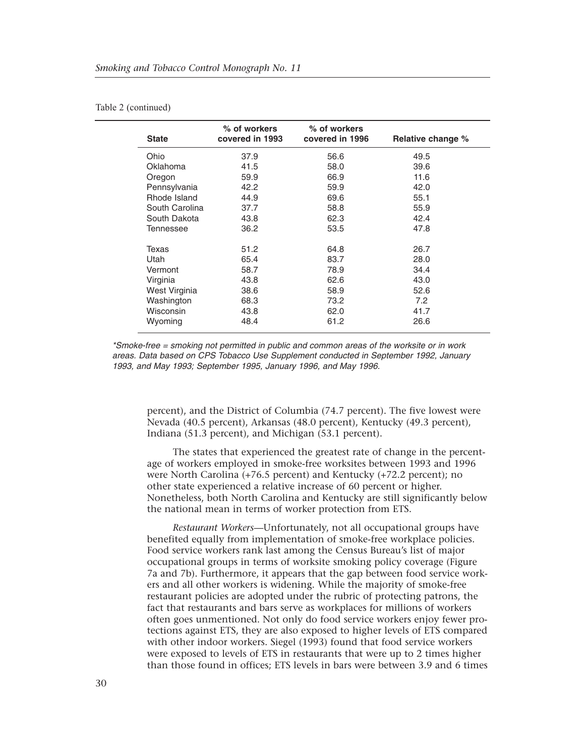Table 2 (continued)

| State | % of workers covered in 1993 | % of workers covered in 1996 | Relative change % |
|---|---|---|---|
| Ohio | 37.9 | 56.6 | 49.5 |
| Oklahoma | 41.5 | 58.0 | 39.6 |
| Oregon | 59.9 | 66.9 | 11.6 |
| Pennsylvania | 42.2 | 59.9 | 42.0 |
| Rhode Island | 44.9 | 69.6 | 55.1 |
| South Carolina | 37.7 | 58.8 | 55.9 |
| South Dakota | 43.8 | 62.3 | 42.4 |
| Tennessee | 36.2 | 53.5 | 47.8 |
| Texas | 51.2 | 64.8 | 26.7 |
| Utah | 65.4 | 83.7 | 28.0 |
| Vermont | 58.7 | 78.9 | 34.4 |
| Virginia | 43.8 | 62.6 | 43.0 |
| West Virginia | 38.6 | 58.9 | 52.6 |
| Washington | 68.3 | 73.2 | 7.2 |
| Wisconsin | 43.8 | 62.0 | 41.7 |
| Wyoming | 48.4 | 61.2 | 26.6 |

*Smoke-free = smoking not permitted in public and common areas of the worksite or in work areas. Data based on CPS Tobacco Use Supplement conducted in September 1992, January 1993, and May 1993; September 1995, January 1996, and May 1996.*

percent), and the District of Columbia (74.7 percent). The five lowest were Nevada (40.5 percent), Arkansas (48.0 percent), Kentucky (49.3 percent), Indiana (51.3 percent), and Michigan (53.1 percent).

The states that experienced the greatest rate of change in the percentage of workers employed in smoke-free worksites between 1993 and 1996 were North Carolina (+76.5 percent) and Kentucky (+72.2 percent); no other state experienced a relative increase of 60 percent or higher. Nonetheless, both North Carolina and Kentucky are still significantly below the national mean in terms of worker protection from ETS.

*Restaurant Workers*—Unfortunately, not all occupational groups have benefited equally from implementation of smoke-free workplace policies. Food service workers rank last among the Census Bureau's list of major occupational groups in terms of worksite smoking policy coverage (Figure 7a and 7b). Furthermore, it appears that the gap between food service workers and all other workers is widening. While the majority of smoke-free restaurant policies are adopted under the rubric of protecting patrons, the fact that restaurants and bars serve as workplaces for millions of workers often goes unmentioned. Not only do food service workers enjoy fewer protections against ETS, they are also exposed to higher levels of ETS compared with other indoor workers. Siegel (1993) found that food service workers were exposed to levels of ETS in restaurants that were up to 2 times higher than those found in offices; ETS levels in bars were between 3.9 and 6 times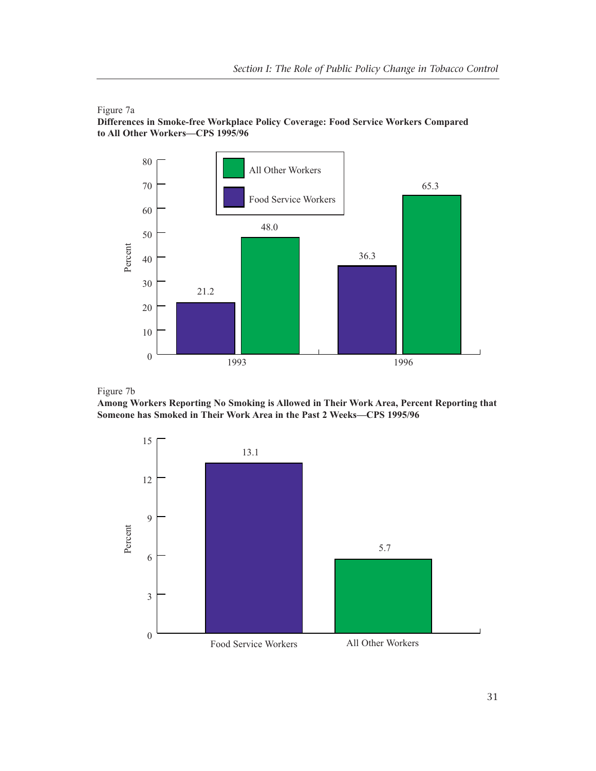Figure 7a

**Differences in Smoke-free Workplace Policy Coverage: Food Service Workers Compared to All Other Workers—CPS 1995/96**

| Year | Food Service Workers | All Other Workers |
|---|---|---|
| 1993 | 21.2 | 48.0 |
| 1996 | 36.3 | 65.3 |

Figure 7b

**Among Workers Reporting No Smoking is Allowed in Their Work Area, Percent Reporting that Someone has Smoked in Their Work Area in the Past 2 Weeks—CPS 1995/96**

| | Percent |
|---|---|
| Food Service Workers | 13.1 |
| All Other Workers | 5.7 |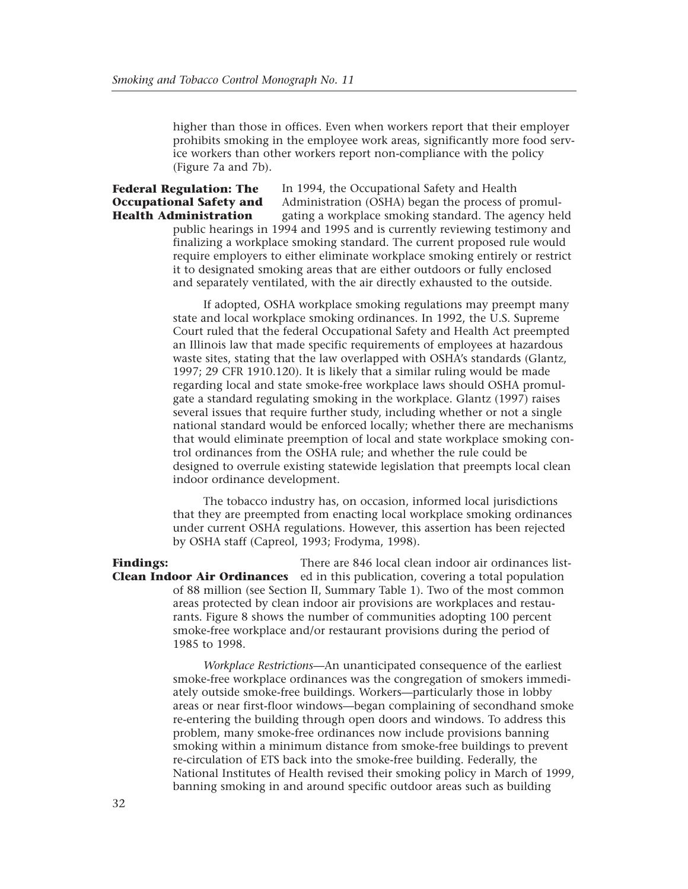higher than those in offices. Even when workers report that their employer prohibits smoking in the employee work areas, significantly more food service workers than other workers report non-compliance with the policy (Figure 7a and 7b).

## Federal Regulation: The Occupational Safety and Health Administration

In 1994, the Occupational Safety and Health Administration (OSHA) began the process of promulgating a workplace smoking standard. The agency held public hearings in 1994 and 1995 and is currently reviewing testimony and finalizing a workplace smoking standard. The current proposed rule would require employers to either eliminate workplace smoking entirely or restrict it to designated smoking areas that are either outdoors or fully enclosed and separately ventilated, with the air directly exhausted to the outside.

If adopted, OSHA workplace smoking regulations may preempt many state and local workplace smoking ordinances. In 1992, the U.S. Supreme Court ruled that the federal Occupational Safety and Health Act preempted an Illinois law that made specific requirements of employees at hazardous waste sites, stating that the law overlapped with OSHA's standards (Glantz, 1997; 29 CFR 1910.120). It is likely that a similar ruling would be made regarding local and state smoke-free workplace laws should OSHA promulgate a standard regulating smoking in the workplace. Glantz (1997) raises several issues that require further study, including whether or not a single national standard would be enforced locally; whether there are mechanisms that would eliminate preemption of local and state workplace smoking control ordinances from the OSHA rule; and whether the rule could be designed to overrule existing statewide legislation that preempts local clean indoor ordinance development.

The tobacco industry has, on occasion, informed local jurisdictions that they are preempted from enacting local workplace smoking ordinances under current OSHA regulations. However, this assertion has been rejected by OSHA staff (Capreol, 1993; Frodyma, 1998).

## Findings: Clean Indoor Air Ordinances

There are 846 local clean indoor air ordinances listed in this publication, covering a total population of 88 million (see Section II, Summary Table 1). Two of the most common areas protected by clean indoor air provisions are workplaces and restaurants. Figure 8 shows the number of communities adopting 100 percent smoke-free workplace and/or restaurant provisions during the period of 1985 to 1998.

*Workplace Restrictions*—An unanticipated consequence of the earliest smoke-free workplace ordinances was the congregation of smokers immediately outside smoke-free buildings. Workers—particularly those in lobby areas or near first-floor windows—began complaining of secondhand smoke re-entering the building through open doors and windows. To address this problem, many smoke-free ordinances now include provisions banning smoking within a minimum distance from smoke-free buildings to prevent re-circulation of ETS back into the smoke-free building. Federally, the National Institutes of Health revised their smoking policy in March of 1999, banning smoking in and around specific outdoor areas such as building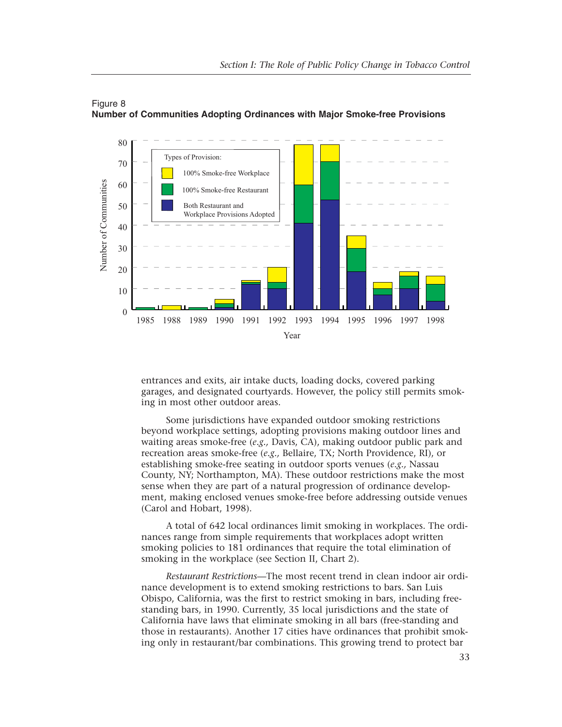Figure 8
**Number of Communities Adopting Ordinances with Major Smoke-free Provisions**

entrances and exits, air intake ducts, loading docks, covered parking garages, and designated courtyards. However, the policy still permits smoking in most other outdoor areas.

Some jurisdictions have expanded outdoor smoking restrictions beyond workplace settings, adopting provisions making outdoor lines and waiting areas smoke-free (*e.g.,* Davis, CA), making outdoor public park and recreation areas smoke-free (*e.g.,* Bellaire, TX; North Providence, RI), or establishing smoke-free seating in outdoor sports venues (*e.g.,* Nassau County, NY; Northampton, MA). These outdoor restrictions make the most sense when they are part of a natural progression of ordinance development, making enclosed venues smoke-free before addressing outside venues (Carol and Hobart, 1998).

A total of 642 local ordinances limit smoking in workplaces. The ordinances range from simple requirements that workplaces adopt written smoking policies to 181 ordinances that require the total elimination of smoking in the workplace (see Section II, Chart 2).

*Restaurant Restrictions*—The most recent trend in clean indoor air ordinance development is to extend smoking restrictions to bars. San Luis Obispo, California, was the first to restrict smoking in bars, including free-standing bars, in 1990. Currently, 35 local jurisdictions and the state of California have laws that eliminate smoking in all bars (free-standing and those in restaurants). Another 17 cities have ordinances that prohibit smoking only in restaurant/bar combinations. This growing trend to protect bar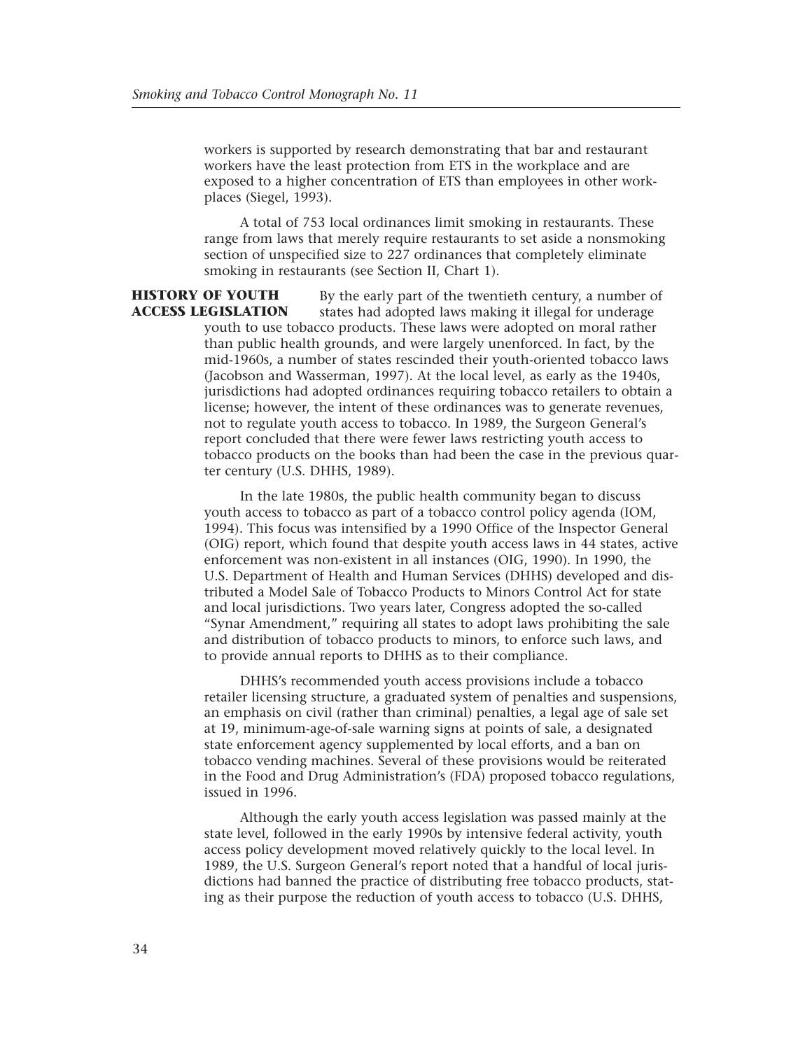workers is supported by research demonstrating that bar and restaurant workers have the least protection from ETS in the workplace and are exposed to a higher concentration of ETS than employees in other workplaces (Siegel, 1993).

A total of 753 local ordinances limit smoking in restaurants. These range from laws that merely require restaurants to set aside a nonsmoking section of unspecified size to 227 ordinances that completely eliminate smoking in restaurants (see Section II, Chart 1).

## HISTORY OF YOUTH ACCESS LEGISLATION

By the early part of the twentieth century, a number of states had adopted laws making it illegal for underage youth to use tobacco products. These laws were adopted on moral rather than public health grounds, and were largely unenforced. In fact, by the mid-1960s, a number of states rescinded their youth-oriented tobacco laws (Jacobson and Wasserman, 1997). At the local level, as early as the 1940s, jurisdictions had adopted ordinances requiring tobacco retailers to obtain a license; however, the intent of these ordinances was to generate revenues, not to regulate youth access to tobacco. In 1989, the Surgeon General's report concluded that there were fewer laws restricting youth access to tobacco products on the books than had been the case in the previous quarter century (U.S. DHHS, 1989).

In the late 1980s, the public health community began to discuss youth access to tobacco as part of a tobacco control policy agenda (IOM, 1994). This focus was intensified by a 1990 Office of the Inspector General (OIG) report, which found that despite youth access laws in 44 states, active enforcement was non-existent in all instances (OIG, 1990). In 1990, the U.S. Department of Health and Human Services (DHHS) developed and distributed a Model Sale of Tobacco Products to Minors Control Act for state and local jurisdictions. Two years later, Congress adopted the so-called "Synar Amendment," requiring all states to adopt laws prohibiting the sale and distribution of tobacco products to minors, to enforce such laws, and to provide annual reports to DHHS as to their compliance.

DHHS's recommended youth access provisions include a tobacco retailer licensing structure, a graduated system of penalties and suspensions, an emphasis on civil (rather than criminal) penalties, a legal age of sale set at 19, minimum-age-of-sale warning signs at points of sale, a designated state enforcement agency supplemented by local efforts, and a ban on tobacco vending machines. Several of these provisions would be reiterated in the Food and Drug Administration's (FDA) proposed tobacco regulations, issued in 1996.

Although the early youth access legislation was passed mainly at the state level, followed in the early 1990s by intensive federal activity, youth access policy development moved relatively quickly to the local level. In 1989, the U.S. Surgeon General's report noted that a handful of local jurisdictions had banned the practice of distributing free tobacco products, stating as their purpose the reduction of youth access to tobacco (U.S. DHHS,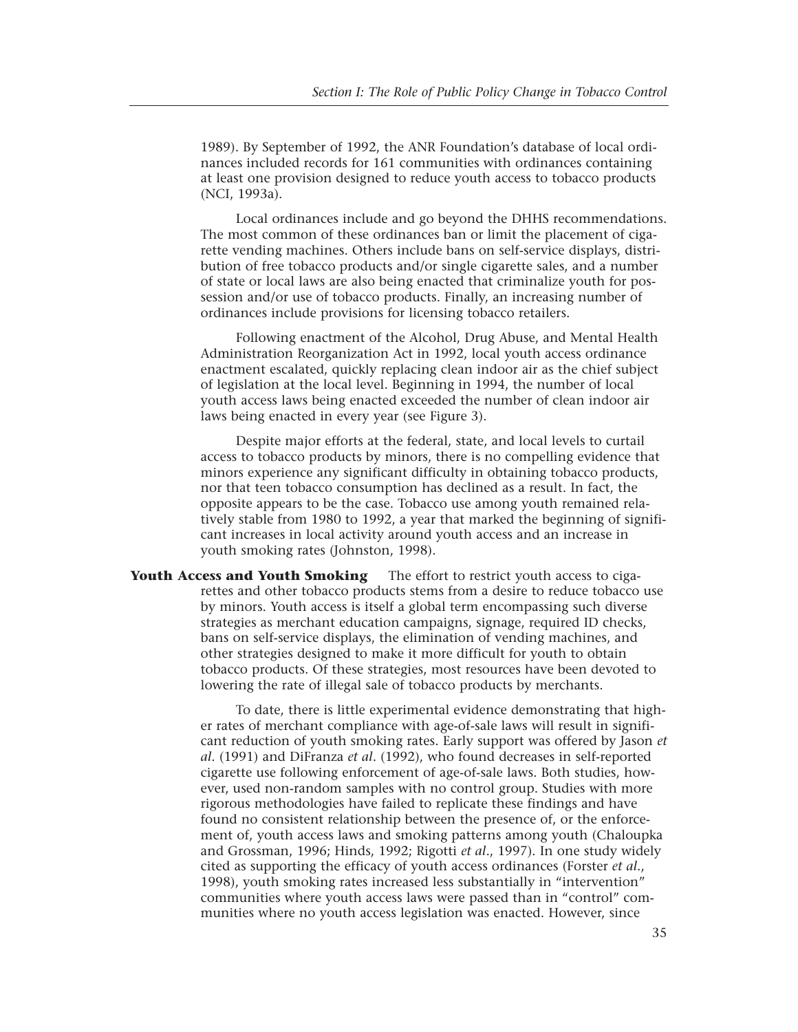1989). By September of 1992, the ANR Foundation's database of local ordinances included records for 161 communities with ordinances containing at least one provision designed to reduce youth access to tobacco products (NCI, 1993a).

Local ordinances include and go beyond the DHHS recommendations. The most common of these ordinances ban or limit the placement of cigarette vending machines. Others include bans on self-service displays, distribution of free tobacco products and/or single cigarette sales, and a number of state or local laws are also being enacted that criminalize youth for possession and/or use of tobacco products. Finally, an increasing number of ordinances include provisions for licensing tobacco retailers.

Following enactment of the Alcohol, Drug Abuse, and Mental Health Administration Reorganization Act in 1992, local youth access ordinance enactment escalated, quickly replacing clean indoor air as the chief subject of legislation at the local level. Beginning in 1994, the number of local youth access laws being enacted exceeded the number of clean indoor air laws being enacted in every year (see Figure 3).

Despite major efforts at the federal, state, and local levels to curtail access to tobacco products by minors, there is no compelling evidence that minors experience any significant difficulty in obtaining tobacco products, nor that teen tobacco consumption has declined as a result. In fact, the opposite appears to be the case. Tobacco use among youth remained relatively stable from 1980 to 1992, a year that marked the beginning of significant increases in local activity around youth access and an increase in youth smoking rates (Johnston, 1998).

**Youth Access and Youth Smoking** The effort to restrict youth access to cigarettes and other tobacco products stems from a desire to reduce tobacco use by minors. Youth access is itself a global term encompassing such diverse strategies as merchant education campaigns, signage, required ID checks, bans on self-service displays, the elimination of vending machines, and other strategies designed to make it more difficult for youth to obtain tobacco products. Of these strategies, most resources have been devoted to lowering the rate of illegal sale of tobacco products by merchants.

To date, there is little experimental evidence demonstrating that higher rates of merchant compliance with age-of-sale laws will result in significant reduction of youth smoking rates. Early support was offered by Jason *et al*. (1991) and DiFranza *et al*. (1992), who found decreases in self-reported cigarette use following enforcement of age-of-sale laws. Both studies, however, used non-random samples with no control group. Studies with more rigorous methodologies have failed to replicate these findings and have found no consistent relationship between the presence of, or the enforcement of, youth access laws and smoking patterns among youth (Chaloupka and Grossman, 1996; Hinds, 1992; Rigotti *et al*., 1997). In one study widely cited as supporting the efficacy of youth access ordinances (Forster *et al*., 1998), youth smoking rates increased less substantially in "intervention" communities where youth access laws were passed than in "control" communities where no youth access legislation was enacted. However, since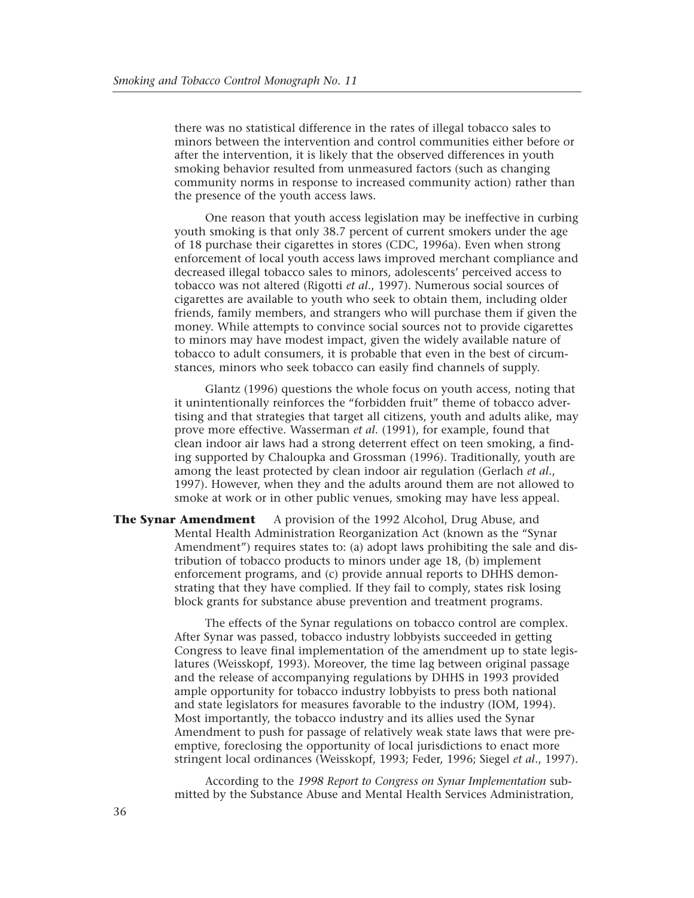there was no statistical difference in the rates of illegal tobacco sales to minors between the intervention and control communities either before or after the intervention, it is likely that the observed differences in youth smoking behavior resulted from unmeasured factors (such as changing community norms in response to increased community action) rather than the presence of the youth access laws.

One reason that youth access legislation may be ineffective in curbing youth smoking is that only 38.7 percent of current smokers under the age of 18 purchase their cigarettes in stores (CDC, 1996a). Even when strong enforcement of local youth access laws improved merchant compliance and decreased illegal tobacco sales to minors, adolescents' perceived access to tobacco was not altered (Rigotti *et al*., 1997). Numerous social sources of cigarettes are available to youth who seek to obtain them, including older friends, family members, and strangers who will purchase them if given the money. While attempts to convince social sources not to provide cigarettes to minors may have modest impact, given the widely available nature of tobacco to adult consumers, it is probable that even in the best of circumstances, minors who seek tobacco can easily find channels of supply.

Glantz (1996) questions the whole focus on youth access, noting that it unintentionally reinforces the "forbidden fruit" theme of tobacco advertising and that strategies that target all citizens, youth and adults alike, may prove more effective. Wasserman *et al*. (1991), for example, found that clean indoor air laws had a strong deterrent effect on teen smoking, a finding supported by Chaloupka and Grossman (1996). Traditionally, youth are among the least protected by clean indoor air regulation (Gerlach *et al*., 1997). However, when they and the adults around them are not allowed to smoke at work or in other public venues, smoking may have less appeal.

**The Synar Amendment** A provision of the 1992 Alcohol, Drug Abuse, and Mental Health Administration Reorganization Act (known as the "Synar Amendment") requires states to: (a) adopt laws prohibiting the sale and distribution of tobacco products to minors under age 18, (b) implement enforcement programs, and (c) provide annual reports to DHHS demonstrating that they have complied. If they fail to comply, states risk losing block grants for substance abuse prevention and treatment programs.

The effects of the Synar regulations on tobacco control are complex. After Synar was passed, tobacco industry lobbyists succeeded in getting Congress to leave final implementation of the amendment up to state legislatures (Weisskopf, 1993). Moreover, the time lag between original passage and the release of accompanying regulations by DHHS in 1993 provided ample opportunity for tobacco industry lobbyists to press both national and state legislators for measures favorable to the industry (IOM, 1994). Most importantly, the tobacco industry and its allies used the Synar Amendment to push for passage of relatively weak state laws that were preemptive, foreclosing the opportunity of local jurisdictions to enact more stringent local ordinances (Weisskopf, 1993; Feder, 1996; Siegel *et al*., 1997).

According to the *1998 Report to Congress on Synar Implementation* submitted by the Substance Abuse and Mental Health Services Administration,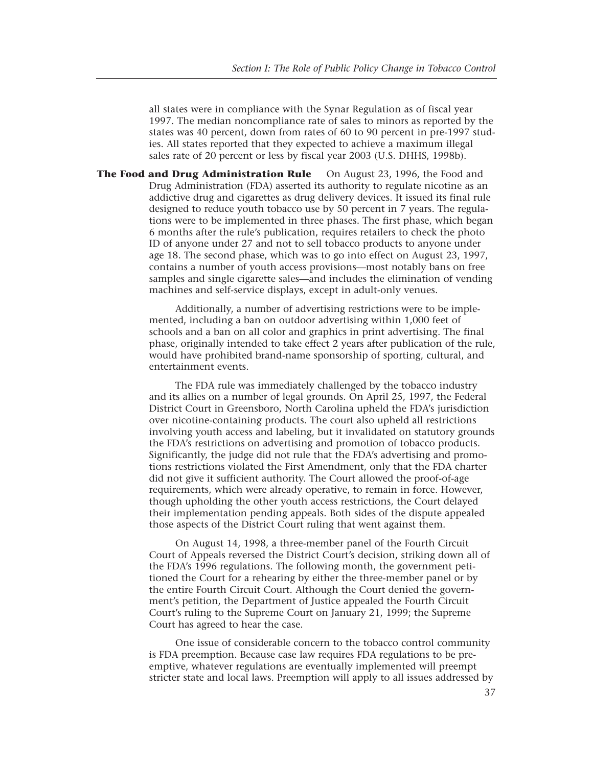all states were in compliance with the Synar Regulation as of fiscal year 1997. The median noncompliance rate of sales to minors as reported by the states was 40 percent, down from rates of 60 to 90 percent in pre-1997 studies. All states reported that they expected to achieve a maximum illegal sales rate of 20 percent or less by fiscal year 2003 (U.S. DHHS, 1998b).

**The Food and Drug Administration Rule** On August 23, 1996, the Food and Drug Administration (FDA) asserted its authority to regulate nicotine as an addictive drug and cigarettes as drug delivery devices. It issued its final rule designed to reduce youth tobacco use by 50 percent in 7 years. The regulations were to be implemented in three phases. The first phase, which began 6 months after the rule's publication, requires retailers to check the photo ID of anyone under 27 and not to sell tobacco products to anyone under age 18. The second phase, which was to go into effect on August 23, 1997, contains a number of youth access provisions—most notably bans on free samples and single cigarette sales—and includes the elimination of vending machines and self-service displays, except in adult-only venues.

Additionally, a number of advertising restrictions were to be implemented, including a ban on outdoor advertising within 1,000 feet of schools and a ban on all color and graphics in print advertising. The final phase, originally intended to take effect 2 years after publication of the rule, would have prohibited brand-name sponsorship of sporting, cultural, and entertainment events.

The FDA rule was immediately challenged by the tobacco industry and its allies on a number of legal grounds. On April 25, 1997, the Federal District Court in Greensboro, North Carolina upheld the FDA's jurisdiction over nicotine-containing products. The court also upheld all restrictions involving youth access and labeling, but it invalidated on statutory grounds the FDA's restrictions on advertising and promotion of tobacco products. Significantly, the judge did not rule that the FDA's advertising and promotions restrictions violated the First Amendment, only that the FDA charter did not give it sufficient authority. The Court allowed the proof-of-age requirements, which were already operative, to remain in force. However, though upholding the other youth access restrictions, the Court delayed their implementation pending appeals. Both sides of the dispute appealed those aspects of the District Court ruling that went against them.

On August 14, 1998, a three-member panel of the Fourth Circuit Court of Appeals reversed the District Court's decision, striking down all of the FDA's 1996 regulations. The following month, the government petitioned the Court for a rehearing by either the three-member panel or by the entire Fourth Circuit Court. Although the Court denied the government's petition, the Department of Justice appealed the Fourth Circuit Court's ruling to the Supreme Court on January 21, 1999; the Supreme Court has agreed to hear the case.

One issue of considerable concern to the tobacco control community is FDA preemption. Because case law requires FDA regulations to be preemptive, whatever regulations are eventually implemented will preempt stricter state and local laws. Preemption will apply to all issues addressed by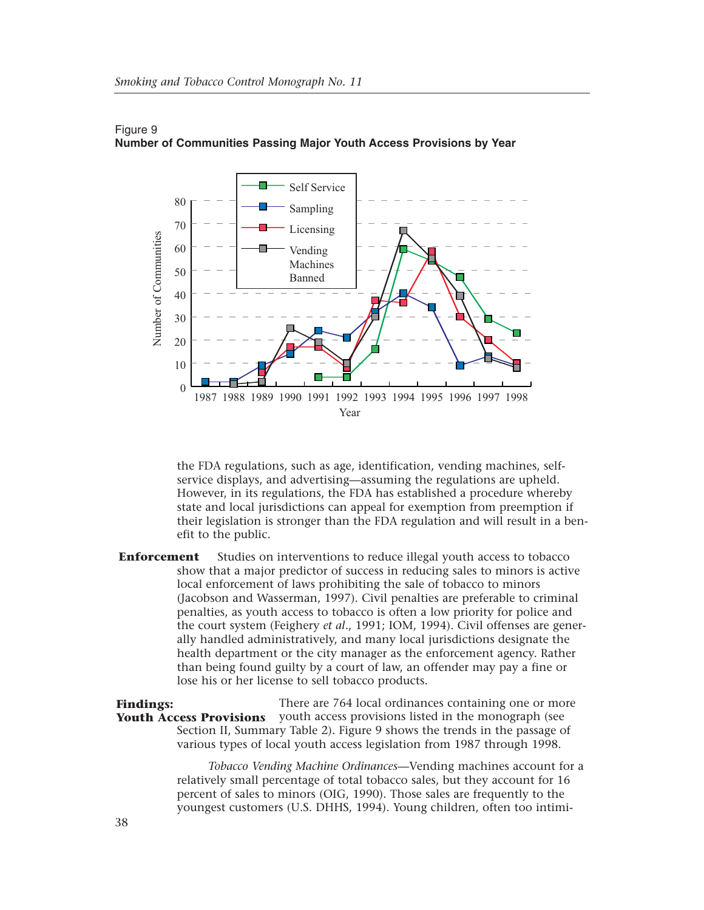Figure 9
**Number of Communities Passing Major Youth Access Provisions by Year**

the FDA regulations, such as age, identification, vending machines, self-service displays, and advertising—assuming the regulations are upheld. However, in its regulations, the FDA has established a procedure whereby state and local jurisdictions can appeal for exemption from preemption if their legislation is stronger than the FDA regulation and will result in a benefit to the public.

**Enforcement** Studies on interventions to reduce illegal youth access to tobacco show that a major predictor of success in reducing sales to minors is active local enforcement of laws prohibiting the sale of tobacco to minors (Jacobson and Wasserman, 1997). Civil penalties are preferable to criminal penalties, as youth access to tobacco is often a low priority for police and the court system (Feighery *et al*., 1991; IOM, 1994). Civil offenses are generally handled administratively, and many local jurisdictions designate the health department or the city manager as the enforcement agency. Rather than being found guilty by a court of law, an offender may pay a fine or lose his or her license to sell tobacco products.

**Findings: Youth Access Provisions** There are 764 local ordinances containing one or more youth access provisions listed in the monograph (see Section II, Summary Table 2). Figure 9 shows the trends in the passage of various types of local youth access legislation from 1987 through 1998.

*Tobacco Vending Machine Ordinances*—Vending machines account for a relatively small percentage of total tobacco sales, but they account for 16 percent of sales to minors (OIG, 1990). Those sales are frequently to the youngest customers (U.S. DHHS, 1994). Young children, often too intimi-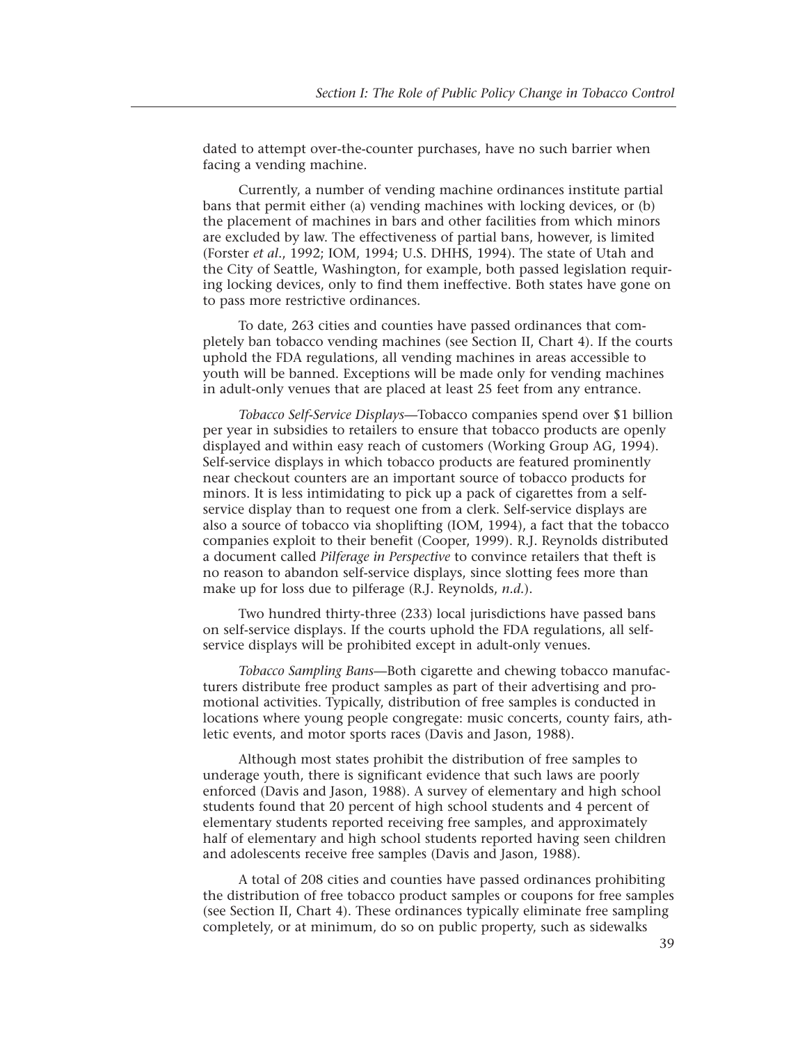dated to attempt over-the-counter purchases, have no such barrier when facing a vending machine.

Currently, a number of vending machine ordinances institute partial bans that permit either (a) vending machines with locking devices, or (b) the placement of machines in bars and other facilities from which minors are excluded by law. The effectiveness of partial bans, however, is limited (Forster *et al*., 1992; IOM, 1994; U.S. DHHS, 1994). The state of Utah and the City of Seattle, Washington, for example, both passed legislation requiring locking devices, only to find them ineffective. Both states have gone on to pass more restrictive ordinances.

To date, 263 cities and counties have passed ordinances that completely ban tobacco vending machines (see Section II, Chart 4). If the courts uphold the FDA regulations, all vending machines in areas accessible to youth will be banned. Exceptions will be made only for vending machines in adult-only venues that are placed at least 25 feet from any entrance.

*Tobacco Self-Service Displays*—Tobacco companies spend over $1 billion per year in subsidies to retailers to ensure that tobacco products are openly displayed and within easy reach of customers (Working Group AG, 1994). Self-service displays in which tobacco products are featured prominently near checkout counters are an important source of tobacco products for minors. It is less intimidating to pick up a pack of cigarettes from a self-service display than to request one from a clerk. Self-service displays are also a source of tobacco via shoplifting (IOM, 1994), a fact that the tobacco companies exploit to their benefit (Cooper, 1999). R.J. Reynolds distributed a document called *Pilferage in Perspective* to convince retailers that theft is no reason to abandon self-service displays, since slotting fees more than make up for loss due to pilferage (R.J. Reynolds, *n.d.*).

Two hundred thirty-three (233) local jurisdictions have passed bans on self-service displays. If the courts uphold the FDA regulations, all self-service displays will be prohibited except in adult-only venues.

*Tobacco Sampling Bans*—Both cigarette and chewing tobacco manufacturers distribute free product samples as part of their advertising and promotional activities. Typically, distribution of free samples is conducted in locations where young people congregate: music concerts, county fairs, athletic events, and motor sports races (Davis and Jason, 1988).

Although most states prohibit the distribution of free samples to underage youth, there is significant evidence that such laws are poorly enforced (Davis and Jason, 1988). A survey of elementary and high school students found that 20 percent of high school students and 4 percent of elementary students reported receiving free samples, and approximately half of elementary and high school students reported having seen children and adolescents receive free samples (Davis and Jason, 1988).

A total of 208 cities and counties have passed ordinances prohibiting the distribution of free tobacco product samples or coupons for free samples (see Section II, Chart 4). These ordinances typically eliminate free sampling completely, or at minimum, do so on public property, such as sidewalks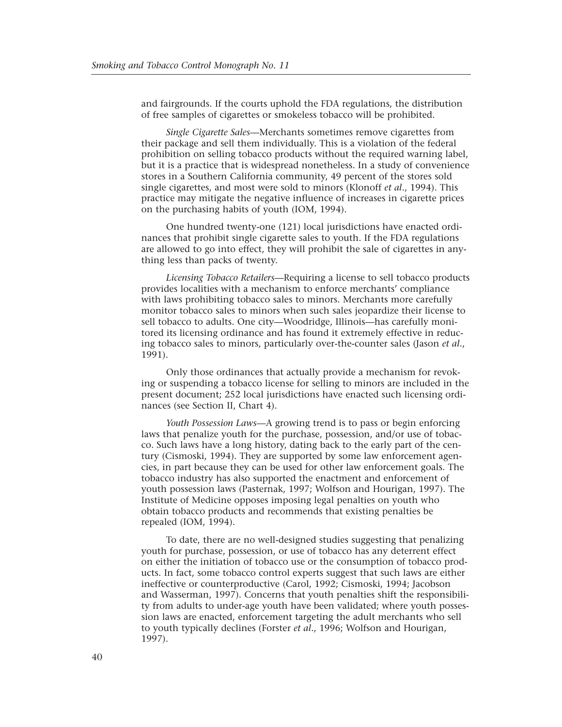and fairgrounds. If the courts uphold the FDA regulations, the distribution of free samples of cigarettes or smokeless tobacco will be prohibited.

*Single Cigarette Sales*—Merchants sometimes remove cigarettes from their package and sell them individually. This is a violation of the federal prohibition on selling tobacco products without the required warning label, but it is a practice that is widespread nonetheless. In a study of convenience stores in a Southern California community, 49 percent of the stores sold single cigarettes, and most were sold to minors (Klonoff *et al*., 1994). This practice may mitigate the negative influence of increases in cigarette prices on the purchasing habits of youth (IOM, 1994).

One hundred twenty-one (121) local jurisdictions have enacted ordinances that prohibit single cigarette sales to youth. If the FDA regulations are allowed to go into effect, they will prohibit the sale of cigarettes in anything less than packs of twenty.

*Licensing Tobacco Retailers*—Requiring a license to sell tobacco products provides localities with a mechanism to enforce merchants' compliance with laws prohibiting tobacco sales to minors. Merchants more carefully monitor tobacco sales to minors when such sales jeopardize their license to sell tobacco to adults. One city—Woodridge, Illinois—has carefully monitored its licensing ordinance and has found it extremely effective in reducing tobacco sales to minors, particularly over-the-counter sales (Jason *et al*., 1991).

Only those ordinances that actually provide a mechanism for revoking or suspending a tobacco license for selling to minors are included in the present document; 252 local jurisdictions have enacted such licensing ordinances (see Section II, Chart 4).

*Youth Possession Laws*—A growing trend is to pass or begin enforcing laws that penalize youth for the purchase, possession, and/or use of tobacco. Such laws have a long history, dating back to the early part of the century (Cismoski, 1994). They are supported by some law enforcement agencies, in part because they can be used for other law enforcement goals. The tobacco industry has also supported the enactment and enforcement of youth possession laws (Pasternak, 1997; Wolfson and Hourigan, 1997). The Institute of Medicine opposes imposing legal penalties on youth who obtain tobacco products and recommends that existing penalties be repealed (IOM, 1994).

To date, there are no well-designed studies suggesting that penalizing youth for purchase, possession, or use of tobacco has any deterrent effect on either the initiation of tobacco use or the consumption of tobacco products. In fact, some tobacco control experts suggest that such laws are either ineffective or counterproductive (Carol, 1992; Cismoski, 1994; Jacobson and Wasserman, 1997). Concerns that youth penalties shift the responsibility from adults to under-age youth have been validated; where youth possession laws are enacted, enforcement targeting the adult merchants who sell to youth typically declines (Forster *et al*., 1996; Wolfson and Hourigan, 1997).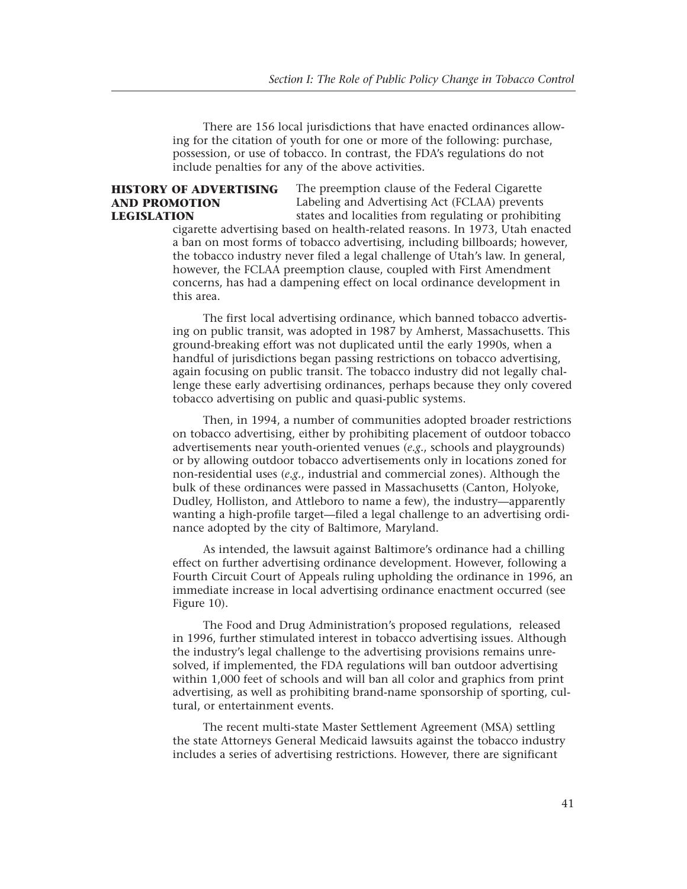There are 156 local jurisdictions that have enacted ordinances allowing for the citation of youth for one or more of the following: purchase, possession, or use of tobacco. In contrast, the FDA's regulations do not include penalties for any of the above activities.

## HISTORY OF ADVERTISING AND PROMOTION LEGISLATION

The preemption clause of the Federal Cigarette Labeling and Advertising Act (FCLAA) prevents states and localities from regulating or prohibiting cigarette advertising based on health-related reasons. In 1973, Utah enacted a ban on most forms of tobacco advertising, including billboards; however, the tobacco industry never filed a legal challenge of Utah's law. In general, however, the FCLAA preemption clause, coupled with First Amendment concerns, has had a dampening effect on local ordinance development in this area.

The first local advertising ordinance, which banned tobacco advertising on public transit, was adopted in 1987 by Amherst, Massachusetts. This ground-breaking effort was not duplicated until the early 1990s, when a handful of jurisdictions began passing restrictions on tobacco advertising, again focusing on public transit. The tobacco industry did not legally challenge these early advertising ordinances, perhaps because they only covered tobacco advertising on public and quasi-public systems.

Then, in 1994, a number of communities adopted broader restrictions on tobacco advertising, either by prohibiting placement of outdoor tobacco advertisements near youth-oriented venues (*e.g.*, schools and playgrounds) or by allowing outdoor tobacco advertisements only in locations zoned for non-residential uses (*e.g.*, industrial and commercial zones). Although the bulk of these ordinances were passed in Massachusetts (Canton, Holyoke, Dudley, Holliston, and Attleboro to name a few), the industry—apparently wanting a high-profile target—filed a legal challenge to an advertising ordinance adopted by the city of Baltimore, Maryland.

As intended, the lawsuit against Baltimore's ordinance had a chilling effect on further advertising ordinance development. However, following a Fourth Circuit Court of Appeals ruling upholding the ordinance in 1996, an immediate increase in local advertising ordinance enactment occurred (see Figure 10).

The Food and Drug Administration's proposed regulations, released in 1996, further stimulated interest in tobacco advertising issues. Although the industry's legal challenge to the advertising provisions remains unresolved, if implemented, the FDA regulations will ban outdoor advertising within 1,000 feet of schools and will ban all color and graphics from print advertising, as well as prohibiting brand-name sponsorship of sporting, cultural, or entertainment events.

The recent multi-state Master Settlement Agreement (MSA) settling the state Attorneys General Medicaid lawsuits against the tobacco industry includes a series of advertising restrictions. However, there are significant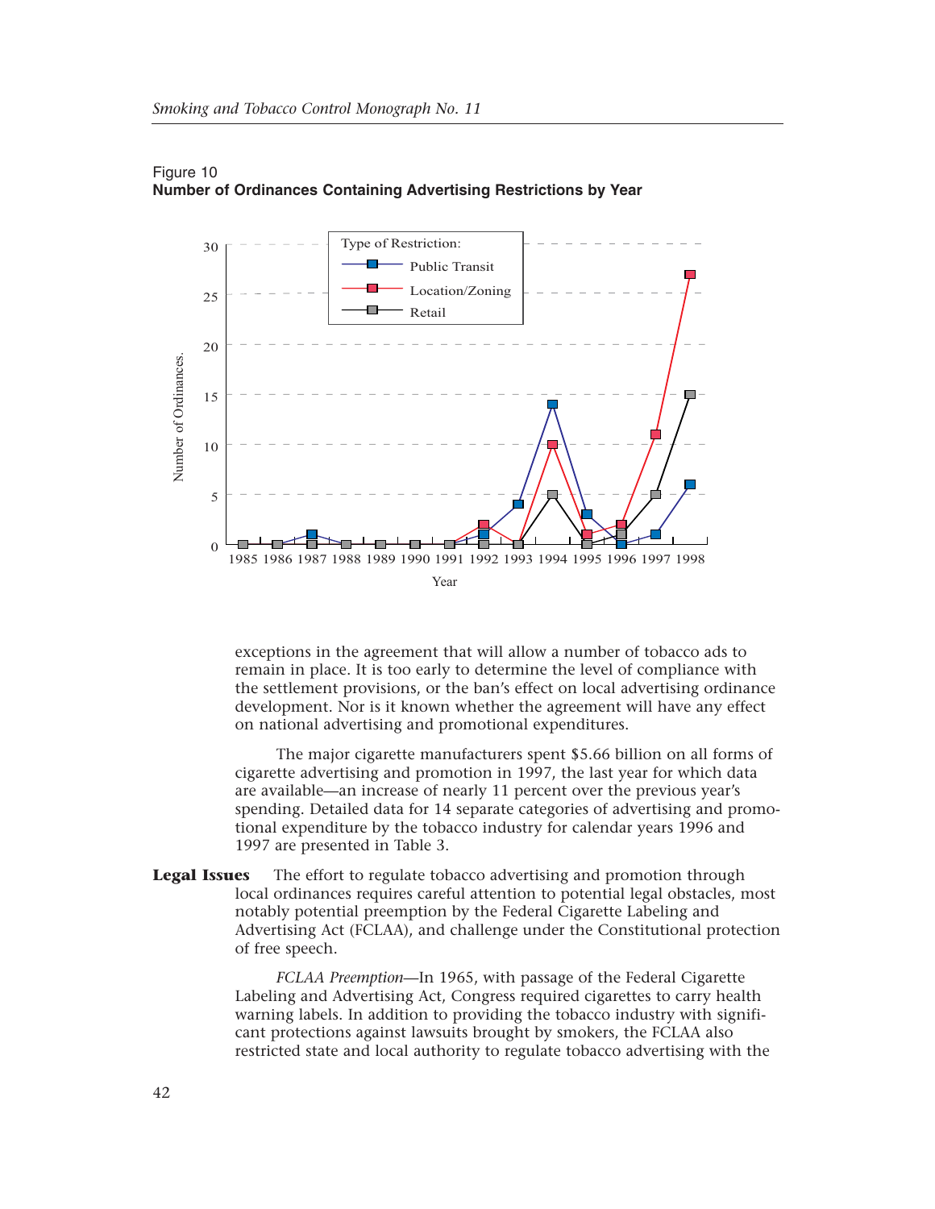Figure 10

**Number of Ordinances Containing Advertising Restrictions by Year**

exceptions in the agreement that will allow a number of tobacco ads to remain in place. It is too early to determine the level of compliance with the settlement provisions, or the ban's effect on local advertising ordinance development. Nor is it known whether the agreement will have any effect on national advertising and promotional expenditures.

The major cigarette manufacturers spent $5.66 billion on all forms of cigarette advertising and promotion in 1997, the last year for which data are available—an increase of nearly 11 percent over the previous year's spending. Detailed data for 14 separate categories of advertising and promotional expenditure by the tobacco industry for calendar years 1996 and 1997 are presented in Table 3.

**Legal Issues** The effort to regulate tobacco advertising and promotion through local ordinances requires careful attention to potential legal obstacles, most notably potential preemption by the Federal Cigarette Labeling and Advertising Act (FCLAA), and challenge under the Constitutional protection of free speech.

*FCLAA Preemption*—In 1965, with passage of the Federal Cigarette Labeling and Advertising Act, Congress required cigarettes to carry health warning labels. In addition to providing the tobacco industry with significant protections against lawsuits brought by smokers, the FCLAA also restricted state and local authority to regulate tobacco advertising with the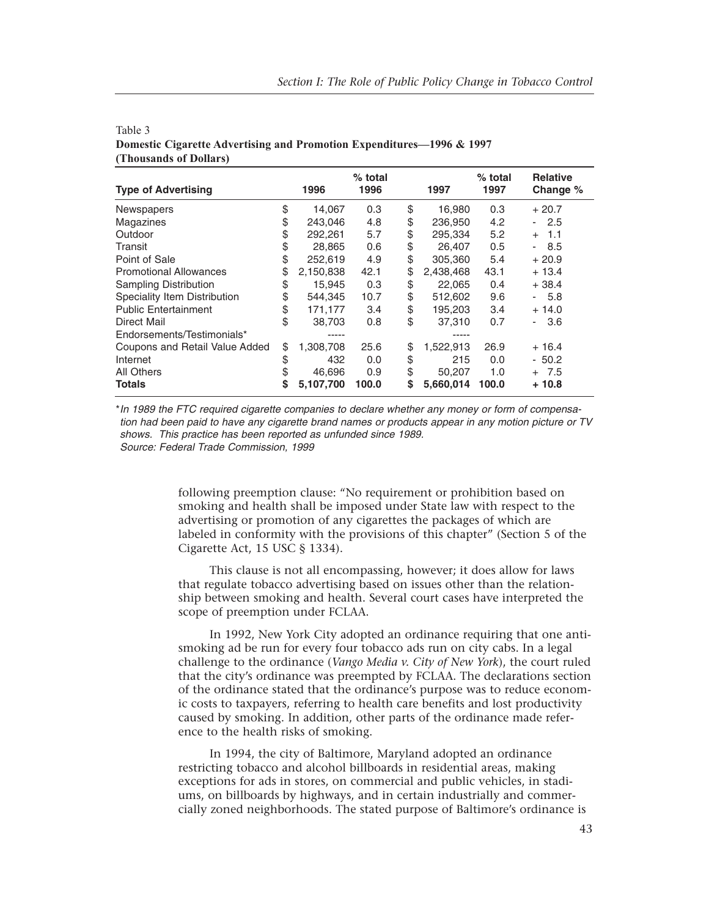Table 3
**Domestic Cigarette Advertising and Promotion Expenditures—1996 & 1997 (Thousands of Dollars)**

| Type of Advertising | 1996 | % total 1996 | 1997 | % total 1997 | Relative Change % |
|---|---|---|---|---|---|
| Newspapers | $ 14,067 | 0.3 | $ 16,980 | 0.3 | + 20.7 |
| Magazines | $ 243,046 | 4.8 | $ 236,950 | 4.2 | - 2.5 |
| Outdoor | $ 292,261 | 5.7 | $ 295,334 | 5.2 | + 1.1 |
| Transit | $ 28,865 | 0.6 | $ 26,407 | 0.5 | - 8.5 |
| Point of Sale | $ 252,619 | 4.9 | $ 305,360 | 5.4 | + 20.9 |
| Promotional Allowances | $ 2,150,838 | 42.1 | $ 2,438,468 | 43.1 | + 13.4 |
| Sampling Distribution | $ 15,945 | 0.3 | $ 22,065 | 0.4 | + 38.4 |
| Speciality Item Distribution | $ 544,345 | 10.7 | $ 512,602 | 9.6 | - 5.8 |
| Public Entertainment | $ 171,177 | 3.4 | $ 195,203 | 3.4 | + 14.0 |
| Direct Mail | $ 38,703 | 0.8 | $ 37,310 | 0.7 | - 3.6 |
| Endorsements/Testimonials* | ----- | | ----- | | |
| Coupons and Retail Value Added | $ 1,308,708 | 25.6 | $ 1,522,913 | 26.9 | + 16.4 |
| Internet | $ 432 | 0.0 | $ 215 | 0.0 | - 50.2 |
| All Others | $ 46,696 | 0.9 | $ 50,207 | 1.0 | + 7.5 |
| **Totals** | **$ 5,107,700** | **100.0** | **$ 5,660,014** | **100.0** | **+ 10.8** |

**In 1989 the FTC required cigarette companies to declare whether any money or form of compensation had been paid to have any cigarette brand names or products appear in any motion picture or TV shows. This practice has been reported as unfunded since 1989.*
*Source: Federal Trade Commission, 1999*

following preemption clause: "No requirement or prohibition based on smoking and health shall be imposed under State law with respect to the advertising or promotion of any cigarettes the packages of which are labeled in conformity with the provisions of this chapter" (Section 5 of the Cigarette Act, 15 USC § 1334).

This clause is not all encompassing, however; it does allow for laws that regulate tobacco advertising based on issues other than the relationship between smoking and health. Several court cases have interpreted the scope of preemption under FCLAA.

In 1992, New York City adopted an ordinance requiring that one anti-smoking ad be run for every four tobacco ads run on city cabs. In a legal challenge to the ordinance (*Vango Media v. City of New York*), the court ruled that the city's ordinance was preempted by FCLAA. The declarations section of the ordinance stated that the ordinance's purpose was to reduce economic costs to taxpayers, referring to health care benefits and lost productivity caused by smoking. In addition, other parts of the ordinance made reference to the health risks of smoking.

In 1994, the city of Baltimore, Maryland adopted an ordinance restricting tobacco and alcohol billboards in residential areas, making exceptions for ads in stores, on commercial and public vehicles, in stadiums, on billboards by highways, and in certain industrially and commercially zoned neighborhoods. The stated purpose of Baltimore's ordinance is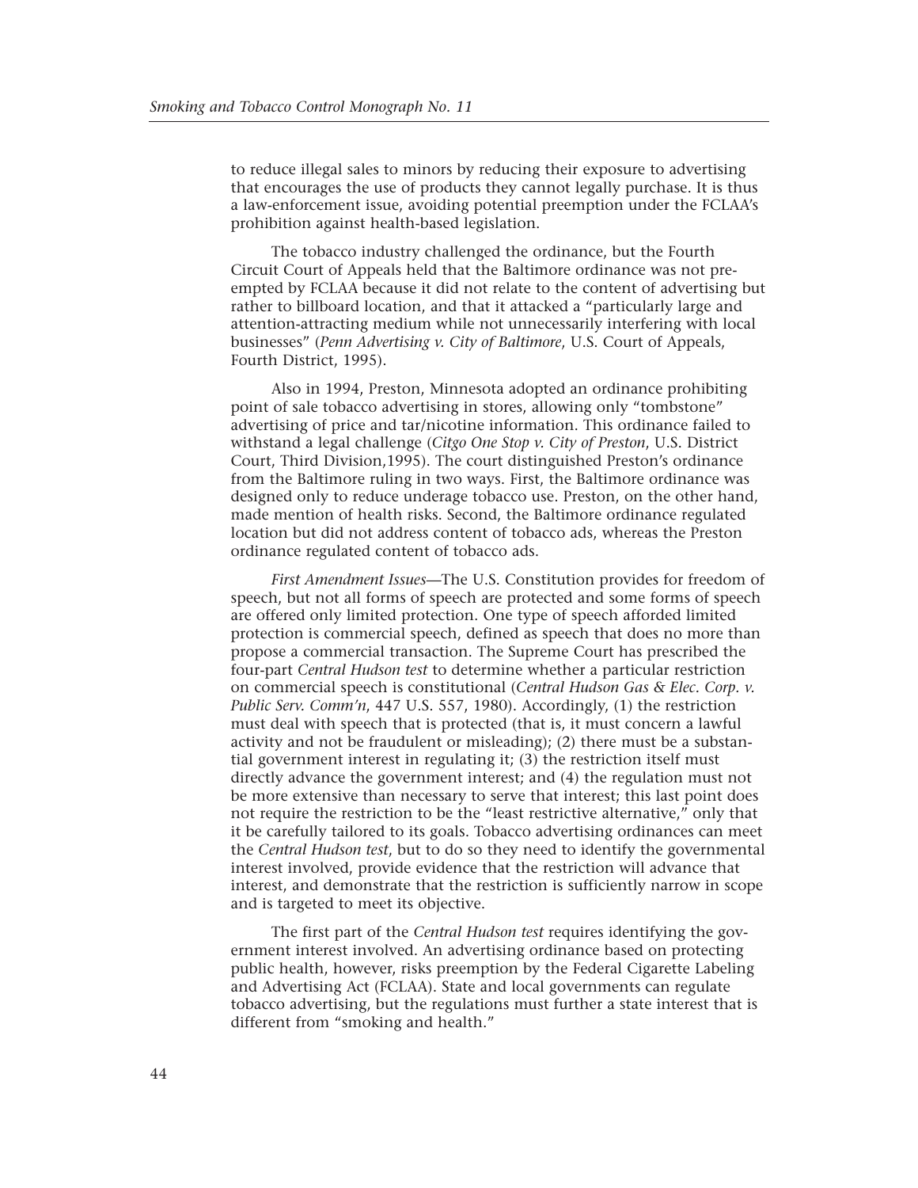to reduce illegal sales to minors by reducing their exposure to advertising that encourages the use of products they cannot legally purchase. It is thus a law-enforcement issue, avoiding potential preemption under the FCLAA's prohibition against health-based legislation.

The tobacco industry challenged the ordinance, but the Fourth Circuit Court of Appeals held that the Baltimore ordinance was not preempted by FCLAA because it did not relate to the content of advertising but rather to billboard location, and that it attacked a "particularly large and attention-attracting medium while not unnecessarily interfering with local businesses" (*Penn Advertising v. City of Baltimore*, U.S. Court of Appeals, Fourth District, 1995).

Also in 1994, Preston, Minnesota adopted an ordinance prohibiting point of sale tobacco advertising in stores, allowing only "tombstone" advertising of price and tar/nicotine information. This ordinance failed to withstand a legal challenge (*Citgo One Stop v. City of Preston*, U.S. District Court, Third Division,1995). The court distinguished Preston's ordinance from the Baltimore ruling in two ways. First, the Baltimore ordinance was designed only to reduce underage tobacco use. Preston, on the other hand, made mention of health risks. Second, the Baltimore ordinance regulated location but did not address content of tobacco ads, whereas the Preston ordinance regulated content of tobacco ads.

*First Amendment Issues*—The U.S. Constitution provides for freedom of speech, but not all forms of speech are protected and some forms of speech are offered only limited protection. One type of speech afforded limited protection is commercial speech, defined as speech that does no more than propose a commercial transaction. The Supreme Court has prescribed the four-part *Central Hudson test* to determine whether a particular restriction on commercial speech is constitutional (*Central Hudson Gas & Elec. Corp. v. Public Serv. Comm'n*, 447 U.S. 557, 1980). Accordingly, (1) the restriction must deal with speech that is protected (that is, it must concern a lawful activity and not be fraudulent or misleading); (2) there must be a substantial government interest in regulating it; (3) the restriction itself must directly advance the government interest; and (4) the regulation must not be more extensive than necessary to serve that interest; this last point does not require the restriction to be the "least restrictive alternative," only that it be carefully tailored to its goals. Tobacco advertising ordinances can meet the *Central Hudson test*, but to do so they need to identify the governmental interest involved, provide evidence that the restriction will advance that interest, and demonstrate that the restriction is sufficiently narrow in scope and is targeted to meet its objective.

The first part of the *Central Hudson test* requires identifying the government interest involved. An advertising ordinance based on protecting public health, however, risks preemption by the Federal Cigarette Labeling and Advertising Act (FCLAA). State and local governments can regulate tobacco advertising, but the regulations must further a state interest that is different from "smoking and health."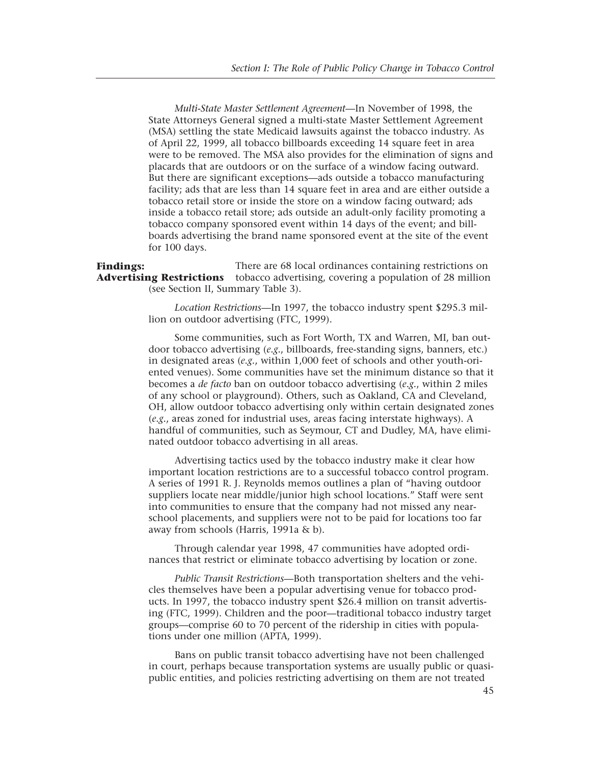*Multi-State Master Settlement Agreement*—In November of 1998, the State Attorneys General signed a multi-state Master Settlement Agreement (MSA) settling the state Medicaid lawsuits against the tobacco industry. As of April 22, 1999, all tobacco billboards exceeding 14 square feet in area were to be removed. The MSA also provides for the elimination of signs and placards that are outdoors or on the surface of a window facing outward. But there are significant exceptions—ads outside a tobacco manufacturing facility; ads that are less than 14 square feet in area and are either outside a tobacco retail store or inside the store on a window facing outward; ads inside a tobacco retail store; ads outside an adult-only facility promoting a tobacco company sponsored event within 14 days of the event; and billboards advertising the brand name sponsored event at the site of the event for 100 days.

**Findings: Advertising Restrictions** There are 68 local ordinances containing restrictions on tobacco advertising, covering a population of 28 million (see Section II, Summary Table 3).

*Location Restrictions*—In 1997, the tobacco industry spent $295.3 million on outdoor advertising (FTC, 1999).

Some communities, such as Fort Worth, TX and Warren, MI, ban outdoor tobacco advertising (*e.g.*, billboards, free-standing signs, banners, etc.) in designated areas (*e.g.*, within 1,000 feet of schools and other youth-oriented venues). Some communities have set the minimum distance so that it becomes a *de facto* ban on outdoor tobacco advertising (*e.g.*, within 2 miles of any school or playground). Others, such as Oakland, CA and Cleveland, OH, allow outdoor tobacco advertising only within certain designated zones (*e.g.*, areas zoned for industrial uses, areas facing interstate highways). A handful of communities, such as Seymour, CT and Dudley, MA, have eliminated outdoor tobacco advertising in all areas.

Advertising tactics used by the tobacco industry make it clear how important location restrictions are to a successful tobacco control program. A series of 1991 R. J. Reynolds memos outlines a plan of "having outdoor suppliers locate near middle/junior high school locations." Staff were sent into communities to ensure that the company had not missed any near-school placements, and suppliers were not to be paid for locations too far away from schools (Harris, 1991a & b).

Through calendar year 1998, 47 communities have adopted ordinances that restrict or eliminate tobacco advertising by location or zone.

*Public Transit Restrictions*—Both transportation shelters and the vehicles themselves have been a popular advertising venue for tobacco products. In 1997, the tobacco industry spent $26.4 million on transit advertising (FTC, 1999). Children and the poor—traditional tobacco industry target groups—comprise 60 to 70 percent of the ridership in cities with populations under one million (APTA, 1999).

Bans on public transit tobacco advertising have not been challenged in court, perhaps because transportation systems are usually public or quasi-public entities, and policies restricting advertising on them are not treated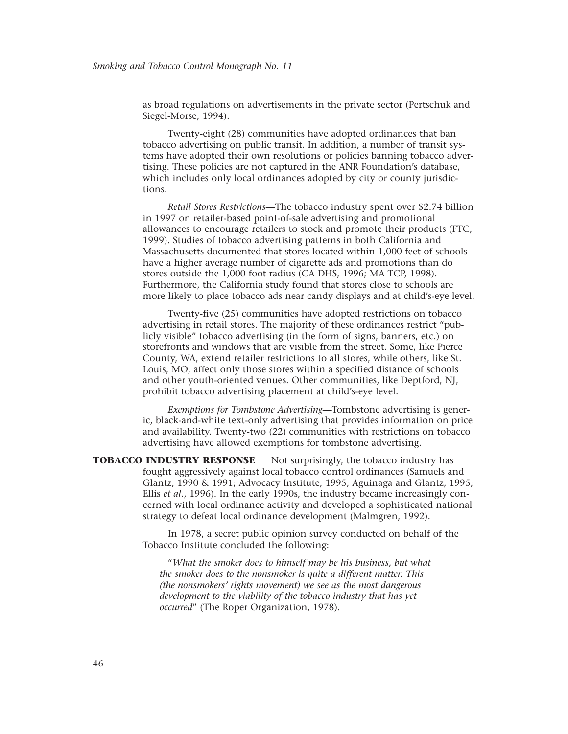as broad regulations on advertisements in the private sector (Pertschuk and Siegel-Morse, 1994).

Twenty-eight (28) communities have adopted ordinances that ban tobacco advertising on public transit. In addition, a number of transit systems have adopted their own resolutions or policies banning tobacco advertising. These policies are not captured in the ANR Foundation's database, which includes only local ordinances adopted by city or county jurisdictions.

*Retail Stores Restrictions*—The tobacco industry spent over $2.74 billion in 1997 on retailer-based point-of-sale advertising and promotional allowances to encourage retailers to stock and promote their products (FTC, 1999). Studies of tobacco advertising patterns in both California and Massachusetts documented that stores located within 1,000 feet of schools have a higher average number of cigarette ads and promotions than do stores outside the 1,000 foot radius (CA DHS, 1996; MA TCP, 1998). Furthermore, the California study found that stores close to schools are more likely to place tobacco ads near candy displays and at child's-eye level.

Twenty-five (25) communities have adopted restrictions on tobacco advertising in retail stores. The majority of these ordinances restrict "publicly visible" tobacco advertising (in the form of signs, banners, etc.) on storefronts and windows that are visible from the street. Some, like Pierce County, WA, extend retailer restrictions to all stores, while others, like St. Louis, MO, affect only those stores within a specified distance of schools and other youth-oriented venues. Other communities, like Deptford, NJ, prohibit tobacco advertising placement at child's-eye level.

*Exemptions for Tombstone Advertising*—Tombstone advertising is generic, black-and-white text-only advertising that provides information on price and availability. Twenty-two (22) communities with restrictions on tobacco advertising have allowed exemptions for tombstone advertising.

## TOBACCO INDUSTRY RESPONSE

Not surprisingly, the tobacco industry has fought aggressively against local tobacco control ordinances (Samuels and Glantz, 1990 & 1991; Advocacy Institute, 1995; Aguinaga and Glantz, 1995; Ellis *et al*., 1996). In the early 1990s, the industry became increasingly concerned with local ordinance activity and developed a sophisticated national strategy to defeat local ordinance development (Malmgren, 1992).

In 1978, a secret public opinion survey conducted on behalf of the Tobacco Institute concluded the following:

> "*What the smoker does to himself may be his business, but what the smoker does to the nonsmoker is quite a different matter. This (the nonsmokers' rights movement) we see as the most dangerous development to the viability of the tobacco industry that has yet occurred*" (The Roper Organization, 1978).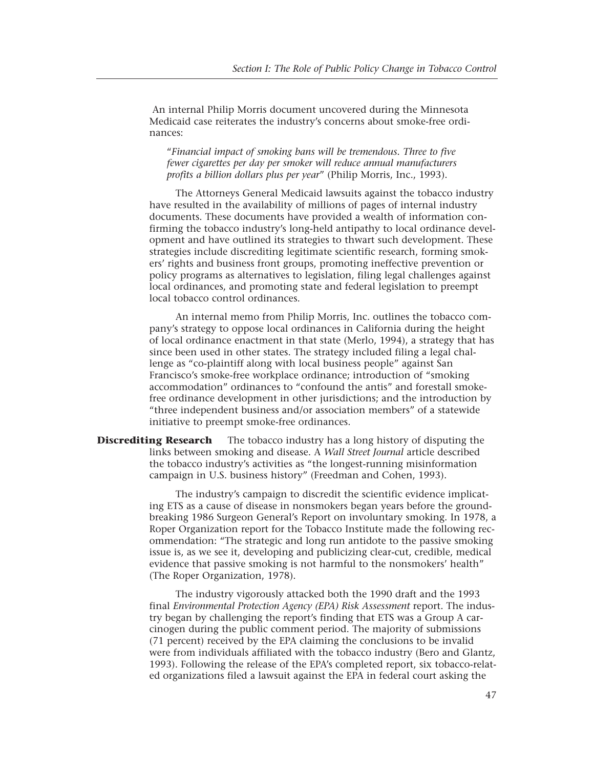An internal Philip Morris document uncovered during the Minnesota Medicaid case reiterates the industry's concerns about smoke-free ordinances:

> "*Financial impact of smoking bans will be tremendous. Three to five fewer cigarettes per day per smoker will reduce annual manufacturers profits a billion dollars plus per year*" (Philip Morris, Inc., 1993).

The Attorneys General Medicaid lawsuits against the tobacco industry have resulted in the availability of millions of pages of internal industry documents. These documents have provided a wealth of information confirming the tobacco industry's long-held antipathy to local ordinance development and have outlined its strategies to thwart such development. These strategies include discrediting legitimate scientific research, forming smokers' rights and business front groups, promoting ineffective prevention or policy programs as alternatives to legislation, filing legal challenges against local ordinances, and promoting state and federal legislation to preempt local tobacco control ordinances.

An internal memo from Philip Morris, Inc. outlines the tobacco company's strategy to oppose local ordinances in California during the height of local ordinance enactment in that state (Merlo, 1994), a strategy that has since been used in other states. The strategy included filing a legal challenge as "co-plaintiff along with local business people" against San Francisco's smoke-free workplace ordinance; introduction of "smoking accommodation" ordinances to "confound the antis" and forestall smoke-free ordinance development in other jurisdictions; and the introduction by "three independent business and/or association members" of a statewide initiative to preempt smoke-free ordinances.

**Discrediting Research** The tobacco industry has a long history of disputing the links between smoking and disease. A *Wall Street Journal* article described the tobacco industry's activities as "the longest-running misinformation campaign in U.S. business history" (Freedman and Cohen, 1993).

The industry's campaign to discredit the scientific evidence implicating ETS as a cause of disease in nonsmokers began years before the groundbreaking 1986 Surgeon General's Report on involuntary smoking. In 1978, a Roper Organization report for the Tobacco Institute made the following recommendation: "The strategic and long run antidote to the passive smoking issue is, as we see it, developing and publicizing clear-cut, credible, medical evidence that passive smoking is not harmful to the nonsmokers' health" (The Roper Organization, 1978).

The industry vigorously attacked both the 1990 draft and the 1993 final *Environmental Protection Agency (EPA) Risk Assessment* report. The industry began by challenging the report's finding that ETS was a Group A carcinogen during the public comment period. The majority of submissions (71 percent) received by the EPA claiming the conclusions to be invalid were from individuals affiliated with the tobacco industry (Bero and Glantz, 1993). Following the release of the EPA's completed report, six tobacco-related organizations filed a lawsuit against the EPA in federal court asking the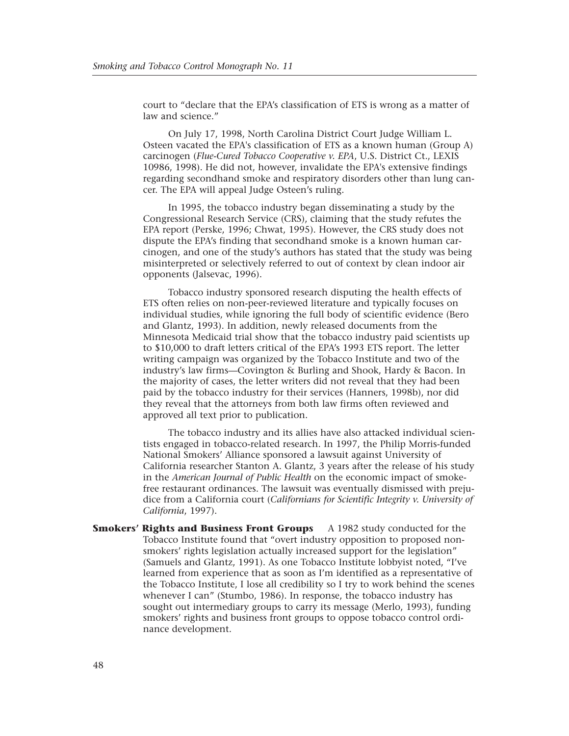court to "declare that the EPA's classification of ETS is wrong as a matter of law and science."

On July 17, 1998, North Carolina District Court Judge William L. Osteen vacated the EPA's classification of ETS as a known human (Group A) carcinogen (*Flue-Cured Tobacco Cooperative v. EPA*, U.S. District Ct., LEXIS 10986, 1998). He did not, however, invalidate the EPA's extensive findings regarding secondhand smoke and respiratory disorders other than lung cancer. The EPA will appeal Judge Osteen's ruling.

In 1995, the tobacco industry began disseminating a study by the Congressional Research Service (CRS), claiming that the study refutes the EPA report (Perske, 1996; Chwat, 1995). However, the CRS study does not dispute the EPA's finding that secondhand smoke is a known human carcinogen, and one of the study's authors has stated that the study was being misinterpreted or selectively referred to out of context by clean indoor air opponents (Jalsevac, 1996).

Tobacco industry sponsored research disputing the health effects of ETS often relies on non-peer-reviewed literature and typically focuses on individual studies, while ignoring the full body of scientific evidence (Bero and Glantz, 1993). In addition, newly released documents from the Minnesota Medicaid trial show that the tobacco industry paid scientists up to $10,000 to draft letters critical of the EPA's 1993 ETS report. The letter writing campaign was organized by the Tobacco Institute and two of the industry's law firms—Covington & Burling and Shook, Hardy & Bacon. In the majority of cases, the letter writers did not reveal that they had been paid by the tobacco industry for their services (Hanners, 1998b), nor did they reveal that the attorneys from both law firms often reviewed and approved all text prior to publication.

The tobacco industry and its allies have also attacked individual scientists engaged in tobacco-related research. In 1997, the Philip Morris-funded National Smokers' Alliance sponsored a lawsuit against University of California researcher Stanton A. Glantz, 3 years after the release of his study in the *American Journal of Public Health* on the economic impact of smoke-free restaurant ordinances. The lawsuit was eventually dismissed with prejudice from a California court (*Californians for Scientific Integrity v. University of California*, 1997).

**Smokers' Rights and Business Front Groups** A 1982 study conducted for the Tobacco Institute found that "overt industry opposition to proposed nonsmokers' rights legislation actually increased support for the legislation" (Samuels and Glantz, 1991). As one Tobacco Institute lobbyist noted, "I've learned from experience that as soon as I'm identified as a representative of the Tobacco Institute, I lose all credibility so I try to work behind the scenes whenever I can" (Stumbo, 1986). In response, the tobacco industry has sought out intermediary groups to carry its message (Merlo, 1993), funding smokers' rights and business front groups to oppose tobacco control ordinance development.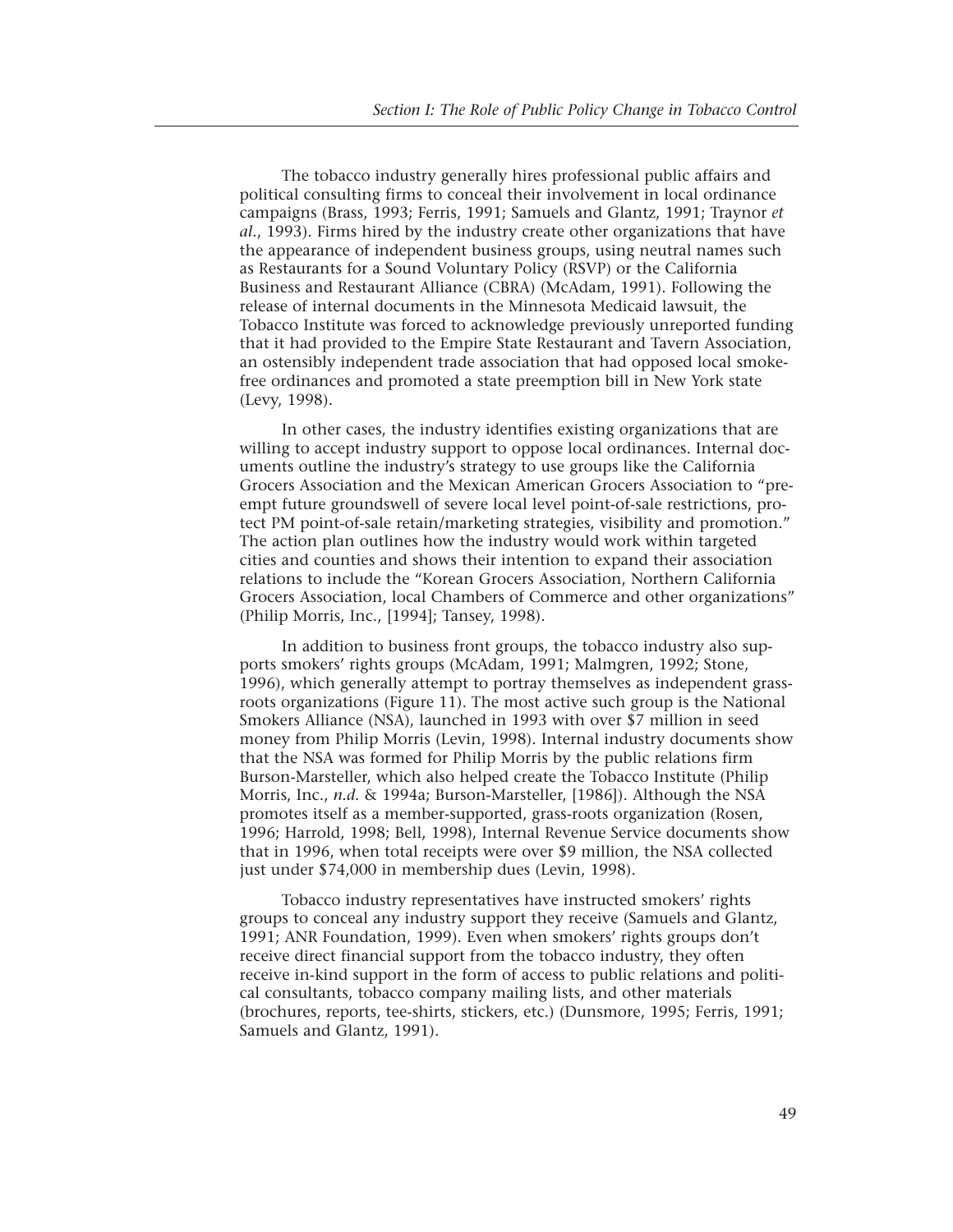The tobacco industry generally hires professional public affairs and political consulting firms to conceal their involvement in local ordinance campaigns (Brass, 1993; Ferris, 1991; Samuels and Glantz, 1991; Traynor *et al.*, 1993). Firms hired by the industry create other organizations that have the appearance of independent business groups, using neutral names such as Restaurants for a Sound Voluntary Policy (RSVP) or the California Business and Restaurant Alliance (CBRA) (McAdam, 1991). Following the release of internal documents in the Minnesota Medicaid lawsuit, the Tobacco Institute was forced to acknowledge previously unreported funding that it had provided to the Empire State Restaurant and Tavern Association, an ostensibly independent trade association that had opposed local smoke-free ordinances and promoted a state preemption bill in New York state (Levy, 1998).

In other cases, the industry identifies existing organizations that are willing to accept industry support to oppose local ordinances. Internal documents outline the industry's strategy to use groups like the California Grocers Association and the Mexican American Grocers Association to "preempt future groundswell of severe local level point-of-sale restrictions, protect PM point-of-sale retain/marketing strategies, visibility and promotion." The action plan outlines how the industry would work within targeted cities and counties and shows their intention to expand their association relations to include the "Korean Grocers Association, Northern California Grocers Association, local Chambers of Commerce and other organizations" (Philip Morris, Inc., [1994]; Tansey, 1998).

In addition to business front groups, the tobacco industry also supports smokers' rights groups (McAdam, 1991; Malmgren, 1992; Stone, 1996), which generally attempt to portray themselves as independent grass-roots organizations (Figure 11). The most active such group is the National Smokers Alliance (NSA), launched in 1993 with over $7 million in seed money from Philip Morris (Levin, 1998). Internal industry documents show that the NSA was formed for Philip Morris by the public relations firm Burson-Marsteller, which also helped create the Tobacco Institute (Philip Morris, Inc., *n.d.* & 1994a; Burson-Marsteller, [1986]). Although the NSA promotes itself as a member-supported, grass-roots organization (Rosen, 1996; Harrold, 1998; Bell, 1998), Internal Revenue Service documents show that in 1996, when total receipts were over $9 million, the NSA collected just under $74,000 in membership dues (Levin, 1998).

Tobacco industry representatives have instructed smokers' rights groups to conceal any industry support they receive (Samuels and Glantz, 1991; ANR Foundation, 1999). Even when smokers' rights groups don't receive direct financial support from the tobacco industry, they often receive in-kind support in the form of access to public relations and political consultants, tobacco company mailing lists, and other materials (brochures, reports, tee-shirts, stickers, etc.) (Dunsmore, 1995; Ferris, 1991; Samuels and Glantz, 1991).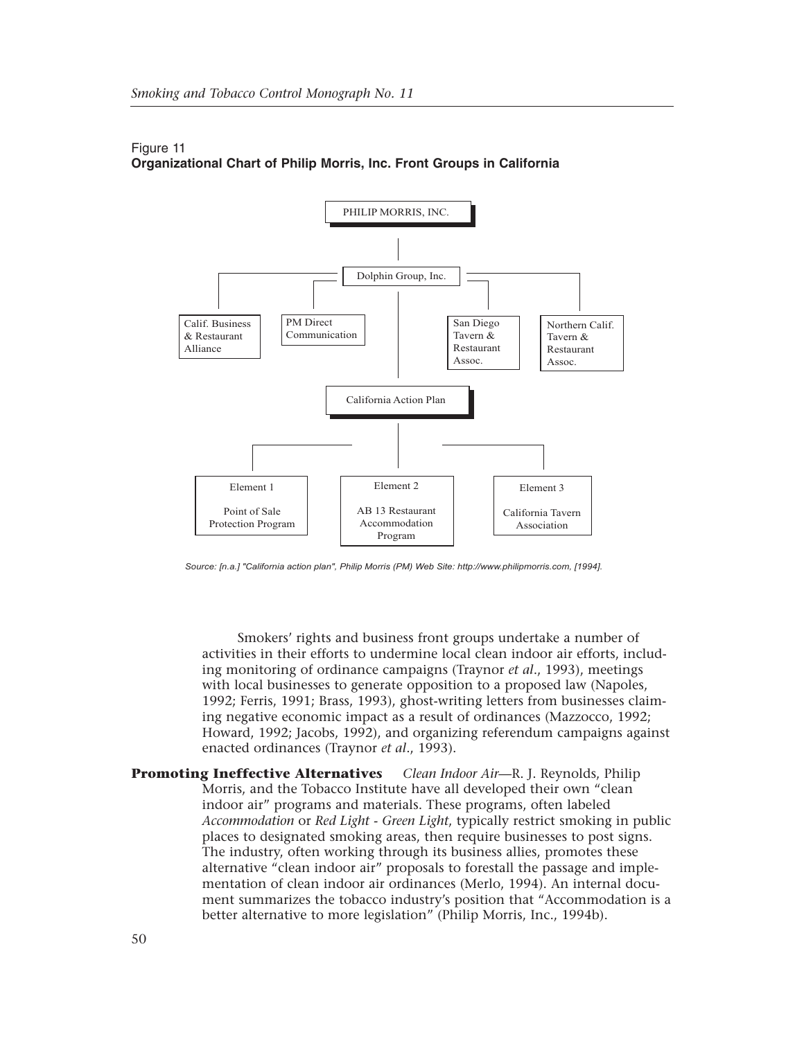Figure 11
**Organizational Chart of Philip Morris, Inc. Front Groups in California**

PHILIP MORRIS, INC.

Dolphin Group, Inc.

Calif. Business & Restaurant Alliance

PM Direct Communication

San Diego Tavern & Restaurant Assoc.

Northern Calif. Tavern & Restaurant Assoc.

California Action Plan

Element 1

Point of Sale Protection Program

Element 2

AB 13 Restaurant Accommodation Program

Element 3

California Tavern Association

*Source: [n.a.] "California action plan", Philip Morris (PM) Web Site: http://www.philipmorris.com, [1994].*

Smokers' rights and business front groups undertake a number of activities in their efforts to undermine local clean indoor air efforts, including monitoring of ordinance campaigns (Traynor *et al*., 1993), meetings with local businesses to generate opposition to a proposed law (Napoles, 1992; Ferris, 1991; Brass, 1993), ghost-writing letters from businesses claiming negative economic impact as a result of ordinances (Mazzocco, 1992; Howard, 1992; Jacobs, 1992), and organizing referendum campaigns against enacted ordinances (Traynor *et al*., 1993).

**Promoting Ineffective Alternatives** *Clean Indoor Air*—R. J. Reynolds, Philip Morris, and the Tobacco Institute have all developed their own "clean indoor air" programs and materials. These programs, often labeled *Accommodation* or *Red Light - Green Light*, typically restrict smoking in public places to designated smoking areas, then require businesses to post signs. The industry, often working through its business allies, promotes these alternative "clean indoor air" proposals to forestall the passage and implementation of clean indoor air ordinances (Merlo, 1994). An internal document summarizes the tobacco industry's position that "Accommodation is a better alternative to more legislation" (Philip Morris, Inc., 1994b).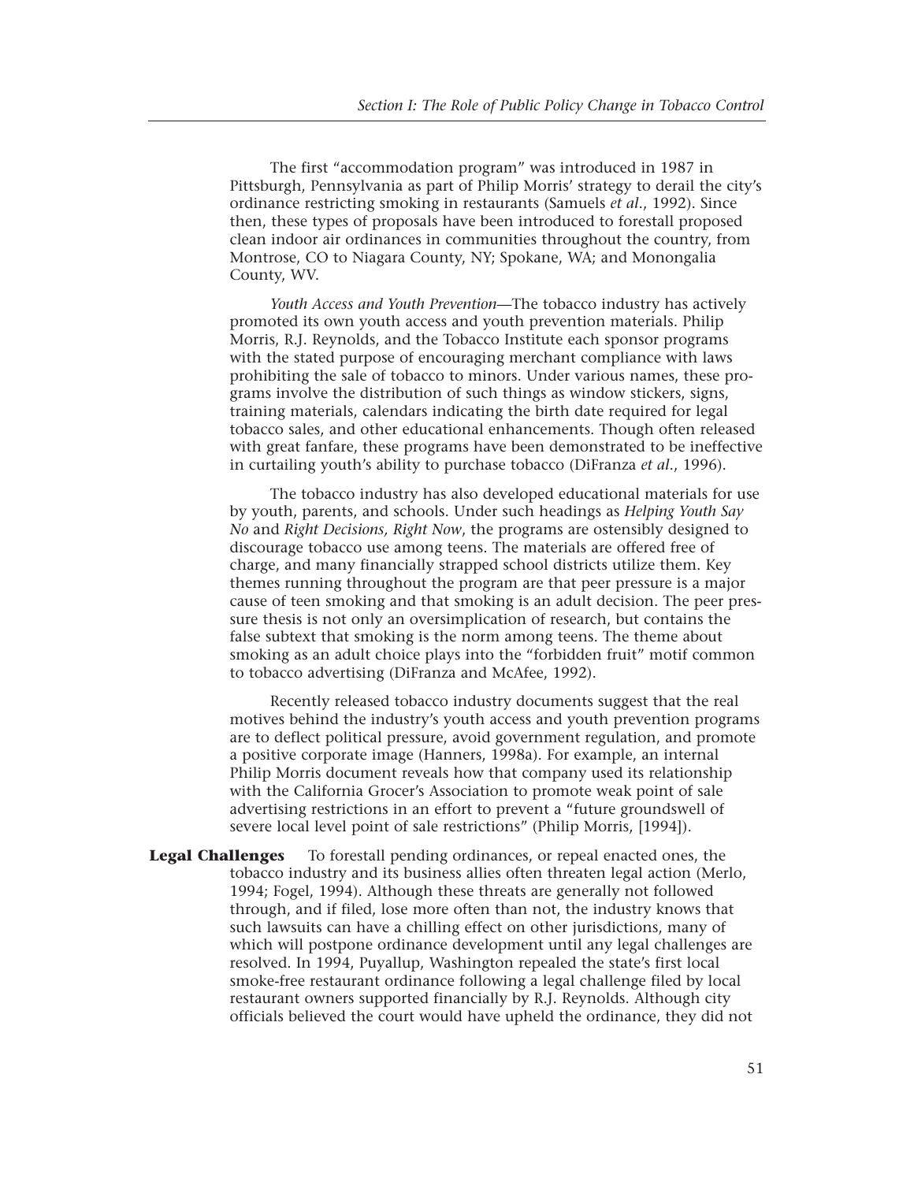The first "accommodation program" was introduced in 1987 in Pittsburgh, Pennsylvania as part of Philip Morris' strategy to derail the city's ordinance restricting smoking in restaurants (Samuels *et al*., 1992). Since then, these types of proposals have been introduced to forestall proposed clean indoor air ordinances in communities throughout the country, from Montrose, CO to Niagara County, NY; Spokane, WA; and Monongalia County, WV.

*Youth Access and Youth Prevention*—The tobacco industry has actively promoted its own youth access and youth prevention materials. Philip Morris, R.J. Reynolds, and the Tobacco Institute each sponsor programs with the stated purpose of encouraging merchant compliance with laws prohibiting the sale of tobacco to minors. Under various names, these programs involve the distribution of such things as window stickers, signs, training materials, calendars indicating the birth date required for legal tobacco sales, and other educational enhancements. Though often released with great fanfare, these programs have been demonstrated to be ineffective in curtailing youth's ability to purchase tobacco (DiFranza *et al*., 1996).

The tobacco industry has also developed educational materials for use by youth, parents, and schools. Under such headings as *Helping Youth Say No* and *Right Decisions, Right Now*, the programs are ostensibly designed to discourage tobacco use among teens. The materials are offered free of charge, and many financially strapped school districts utilize them. Key themes running throughout the program are that peer pressure is a major cause of teen smoking and that smoking is an adult decision. The peer pressure thesis is not only an oversimplication of research, but contains the false subtext that smoking is the norm among teens. The theme about smoking as an adult choice plays into the "forbidden fruit" motif common to tobacco advertising (DiFranza and McAfee, 1992).

Recently released tobacco industry documents suggest that the real motives behind the industry's youth access and youth prevention programs are to deflect political pressure, avoid government regulation, and promote a positive corporate image (Hanners, 1998a). For example, an internal Philip Morris document reveals how that company used its relationship with the California Grocer's Association to promote weak point of sale advertising restrictions in an effort to prevent a "future groundswell of severe local level point of sale restrictions" (Philip Morris, [1994]).

**Legal Challenges** To forestall pending ordinances, or repeal enacted ones, the tobacco industry and its business allies often threaten legal action (Merlo, 1994; Fogel, 1994). Although these threats are generally not followed through, and if filed, lose more often than not, the industry knows that such lawsuits can have a chilling effect on other jurisdictions, many of which will postpone ordinance development until any legal challenges are resolved. In 1994, Puyallup, Washington repealed the state's first local smoke-free restaurant ordinance following a legal challenge filed by local restaurant owners supported financially by R.J. Reynolds. Although city officials believed the court would have upheld the ordinance, they did not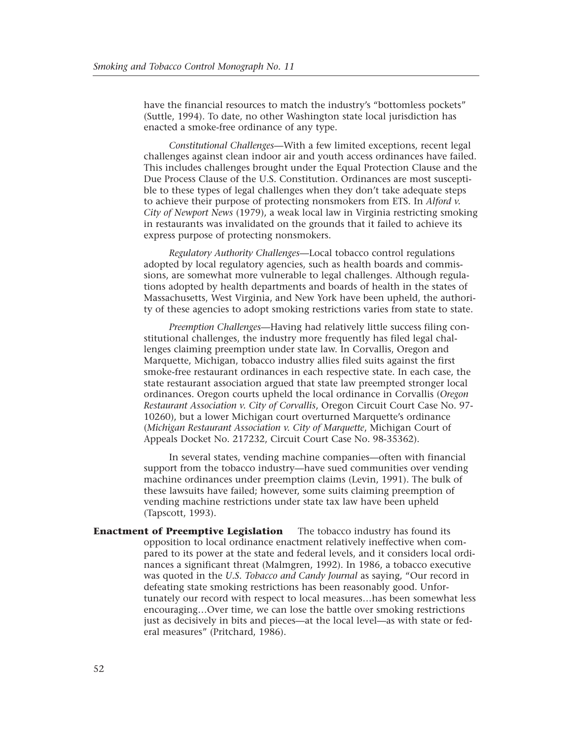have the financial resources to match the industry's "bottomless pockets" (Suttle, 1994). To date, no other Washington state local jurisdiction has enacted a smoke-free ordinance of any type.

*Constitutional Challenges*—With a few limited exceptions, recent legal challenges against clean indoor air and youth access ordinances have failed. This includes challenges brought under the Equal Protection Clause and the Due Process Clause of the U.S. Constitution. Ordinances are most susceptible to these types of legal challenges when they don't take adequate steps to achieve their purpose of protecting nonsmokers from ETS. In *Alford v. City of Newport News* (1979), a weak local law in Virginia restricting smoking in restaurants was invalidated on the grounds that it failed to achieve its express purpose of protecting nonsmokers.

*Regulatory Authority Challenges*—Local tobacco control regulations adopted by local regulatory agencies, such as health boards and commissions, are somewhat more vulnerable to legal challenges. Although regulations adopted by health departments and boards of health in the states of Massachusetts, West Virginia, and New York have been upheld, the authority of these agencies to adopt smoking restrictions varies from state to state.

*Preemption Challenges*—Having had relatively little success filing constitutional challenges, the industry more frequently has filed legal challenges claiming preemption under state law. In Corvallis, Oregon and Marquette, Michigan, tobacco industry allies filed suits against the first smoke-free restaurant ordinances in each respective state. In each case, the state restaurant association argued that state law preempted stronger local ordinances. Oregon courts upheld the local ordinance in Corvallis (*Oregon Restaurant Association v. City of Corvallis*, Oregon Circuit Court Case No. 97-10260), but a lower Michigan court overturned Marquette's ordinance (*Michigan Restaurant Association v. City of Marquette*, Michigan Court of Appeals Docket No. 217232, Circuit Court Case No. 98-35362).

In several states, vending machine companies—often with financial support from the tobacco industry—have sued communities over vending machine ordinances under preemption claims (Levin, 1991). The bulk of these lawsuits have failed; however, some suits claiming preemption of vending machine restrictions under state tax law have been upheld (Tapscott, 1993).

**Enactment of Preemptive Legislation** The tobacco industry has found its opposition to local ordinance enactment relatively ineffective when compared to its power at the state and federal levels, and it considers local ordinances a significant threat (Malmgren, 1992). In 1986, a tobacco executive was quoted in the *U.S. Tobacco and Candy Journal* as saying, "Our record in defeating state smoking restrictions has been reasonably good. Unfortunately our record with respect to local measures…has been somewhat less encouraging…Over time, we can lose the battle over smoking restrictions just as decisively in bits and pieces—at the local level—as with state or federal measures" (Pritchard, 1986).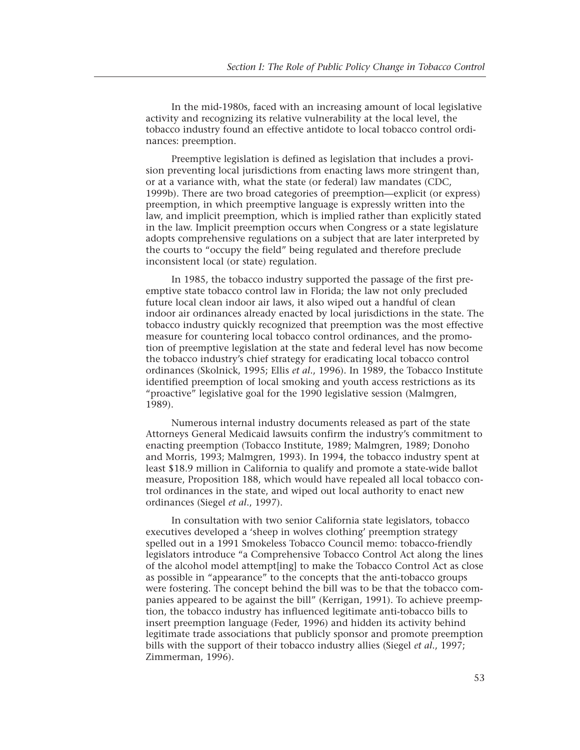In the mid-1980s, faced with an increasing amount of local legislative activity and recognizing its relative vulnerability at the local level, the tobacco industry found an effective antidote to local tobacco control ordinances: preemption.

Preemptive legislation is defined as legislation that includes a provision preventing local jurisdictions from enacting laws more stringent than, or at a variance with, what the state (or federal) law mandates (CDC, 1999b). There are two broad categories of preemption—explicit (or express) preemption, in which preemptive language is expressly written into the law, and implicit preemption, which is implied rather than explicitly stated in the law. Implicit preemption occurs when Congress or a state legislature adopts comprehensive regulations on a subject that are later interpreted by the courts to "occupy the field" being regulated and therefore preclude inconsistent local (or state) regulation.

In 1985, the tobacco industry supported the passage of the first preemptive state tobacco control law in Florida; the law not only precluded future local clean indoor air laws, it also wiped out a handful of clean indoor air ordinances already enacted by local jurisdictions in the state. The tobacco industry quickly recognized that preemption was the most effective measure for countering local tobacco control ordinances, and the promotion of preemptive legislation at the state and federal level has now become the tobacco industry's chief strategy for eradicating local tobacco control ordinances (Skolnick, 1995; Ellis *et al.*, 1996). In 1989, the Tobacco Institute identified preemption of local smoking and youth access restrictions as its "proactive" legislative goal for the 1990 legislative session (Malmgren, 1989).

Numerous internal industry documents released as part of the state Attorneys General Medicaid lawsuits confirm the industry's commitment to enacting preemption (Tobacco Institute, 1989; Malmgren, 1989; Donoho and Morris, 1993; Malmgren, 1993). In 1994, the tobacco industry spent at least $18.9 million in California to qualify and promote a state-wide ballot measure, Proposition 188, which would have repealed all local tobacco control ordinances in the state, and wiped out local authority to enact new ordinances (Siegel *et al.*, 1997).

In consultation with two senior California state legislators, tobacco executives developed a 'sheep in wolves clothing' preemption strategy spelled out in a 1991 Smokeless Tobacco Council memo: tobacco-friendly legislators introduce "a Comprehensive Tobacco Control Act along the lines of the alcohol model attempt[ing] to make the Tobacco Control Act as close as possible in "appearance" to the concepts that the anti-tobacco groups were fostering. The concept behind the bill was to be that the tobacco companies appeared to be against the bill" (Kerrigan, 1991). To achieve preemption, the tobacco industry has influenced legitimate anti-tobacco bills to insert preemption language (Feder, 1996) and hidden its activity behind legitimate trade associations that publicly sponsor and promote preemption bills with the support of their tobacco industry allies (Siegel *et al.*, 1997; Zimmerman, 1996).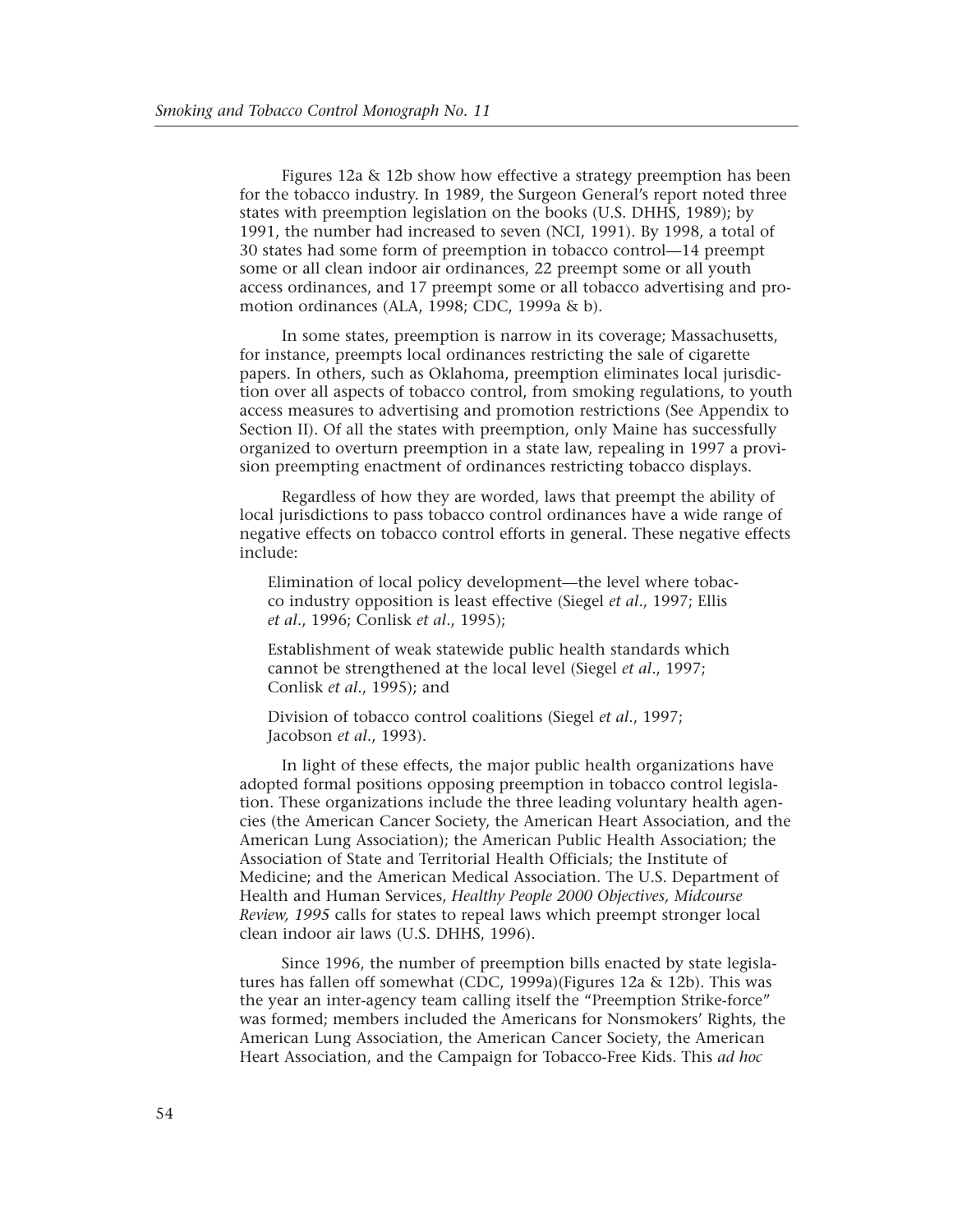Figures 12a & 12b show how effective a strategy preemption has been for the tobacco industry. In 1989, the Surgeon General's report noted three states with preemption legislation on the books (U.S. DHHS, 1989); by 1991, the number had increased to seven (NCI, 1991). By 1998, a total of 30 states had some form of preemption in tobacco control—14 preempt some or all clean indoor air ordinances, 22 preempt some or all youth access ordinances, and 17 preempt some or all tobacco advertising and promotion ordinances (ALA, 1998; CDC, 1999a & b).

In some states, preemption is narrow in its coverage; Massachusetts, for instance, preempts local ordinances restricting the sale of cigarette papers. In others, such as Oklahoma, preemption eliminates local jurisdiction over all aspects of tobacco control, from smoking regulations, to youth access measures to advertising and promotion restrictions (See Appendix to Section II). Of all the states with preemption, only Maine has successfully organized to overturn preemption in a state law, repealing in 1997 a provision preempting enactment of ordinances restricting tobacco displays.

Regardless of how they are worded, laws that preempt the ability of local jurisdictions to pass tobacco control ordinances have a wide range of negative effects on tobacco control efforts in general. These negative effects include:

Elimination of local policy development—the level where tobacco industry opposition is least effective (Siegel *et al*., 1997; Ellis *et al*., 1996; Conlisk *et al*., 1995);

Establishment of weak statewide public health standards which cannot be strengthened at the local level (Siegel *et al*., 1997; Conlisk *et al*., 1995); and

Division of tobacco control coalitions (Siegel *et al*., 1997; Jacobson *et al*., 1993).

In light of these effects, the major public health organizations have adopted formal positions opposing preemption in tobacco control legislation. These organizations include the three leading voluntary health agencies (the American Cancer Society, the American Heart Association, and the American Lung Association); the American Public Health Association; the Association of State and Territorial Health Officials; the Institute of Medicine; and the American Medical Association. The U.S. Department of Health and Human Services, *Healthy People 2000 Objectives, Midcourse Review, 1995* calls for states to repeal laws which preempt stronger local clean indoor air laws (U.S. DHHS, 1996).

Since 1996, the number of preemption bills enacted by state legislatures has fallen off somewhat (CDC, 1999a)(Figures 12a & 12b). This was the year an inter-agency team calling itself the "Preemption Strike-force" was formed; members included the Americans for Nonsmokers' Rights, the American Lung Association, the American Cancer Society, the American Heart Association, and the Campaign for Tobacco-Free Kids. This *ad hoc*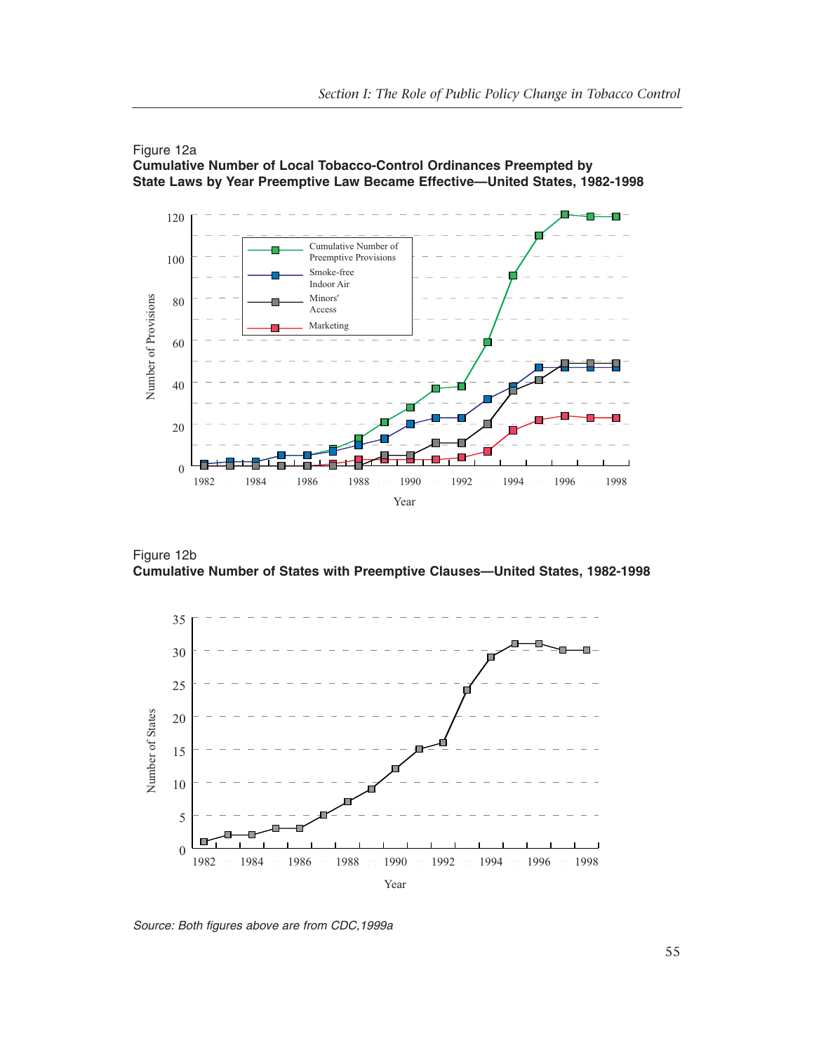Figure 12a
**Cumulative Number of Local Tobacco-Control Ordinances Preempted by State Laws by Year Preemptive Law Became Effective—United States, 1982-1998**

Figure 12b
**Cumulative Number of States with Preemptive Clauses—United States, 1982-1998**

*Source: Both figures above are from CDC,1999a*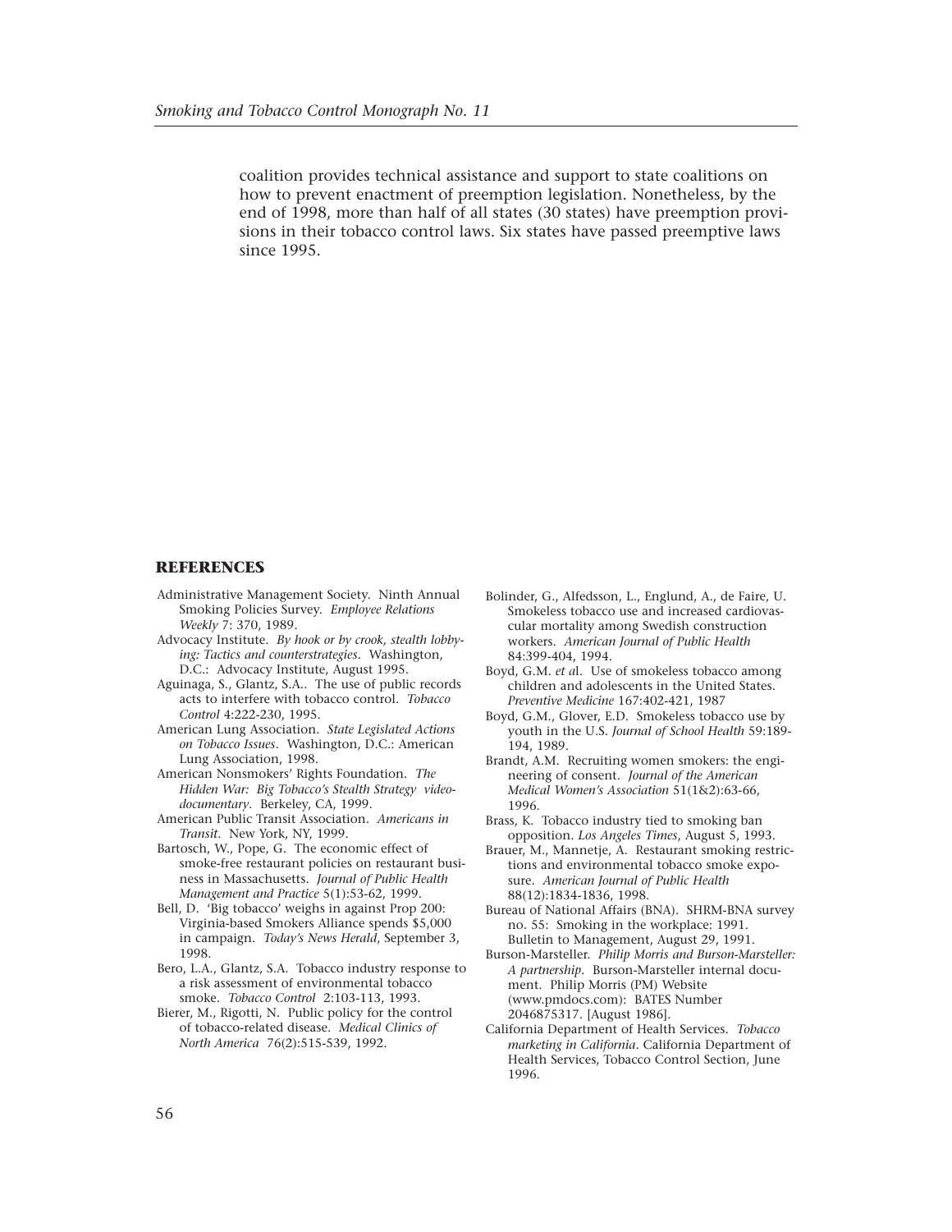coalition provides technical assistance and support to state coalitions on how to prevent enactment of preemption legislation. Nonetheless, by the end of 1998, more than half of all states (30 states) have preemption provisions in their tobacco control laws. Six states have passed preemptive laws since 1995.

## REFERENCES

Administrative Management Society. Ninth Annual Smoking Policies Survey. *Employee Relations Weekly* 7: 370, 1989.

Advocacy Institute. *By hook or by crook, stealth lobbying: Tactics and counterstrategies*. Washington, D.C.: Advocacy Institute, August 1995.

Aguinaga, S., Glantz, S.A.. The use of public records acts to interfere with tobacco control. *Tobacco Control* 4:222-230, 1995.

American Lung Association. *State Legislated Actions on Tobacco Issues*. Washington, D.C.: American Lung Association, 1998.

American Nonsmokers' Rights Foundation. *The Hidden War: Big Tobacco's Stealth Strategy video-documentary*. Berkeley, CA, 1999.

American Public Transit Association. *Americans in Transit*. New York, NY, 1999.

Bartosch, W., Pope, G. The economic effect of smoke-free restaurant policies on restaurant business in Massachusetts. *Journal of Public Health Management and Practice* 5(1):53-62, 1999.

Bell, D. 'Big tobacco' weighs in against Prop 200: Virginia-based Smokers Alliance spends $5,000 in campaign. *Today's News Herald*, September 3, 1998.

Bero, L.A., Glantz, S.A. Tobacco industry response to a risk assessment of environmental tobacco smoke. *Tobacco Control* 2:103-113, 1993.

Bierer, M., Rigotti, N. Public policy for the control of tobacco-related disease. *Medical Clinics of North America* 76(2):515-539, 1992.

Bolinder, G., Alfedsson, L., Englund, A., de Faire, U. Smokeless tobacco use and increased cardiovascular mortality among Swedish construction workers. *American Journal of Public Health* 84:399-404, 1994.

Boyd, G.M. *et a*l. Use of smokeless tobacco among children and adolescents in the United States. *Preventive Medicine* 167:402-421, 1987

Boyd, G.M., Glover, E.D. Smokeless tobacco use by youth in the U.S. *Journal of School Health* 59:189-194, 1989.

Brandt, A.M. Recruiting women smokers: the engineering of consent. *Journal of the American Medical Women's Association* 51(1&2):63-66, 1996.

Brass, K. Tobacco industry tied to smoking ban opposition. *Los Angeles Times*, August 5, 1993.

Brauer, M., Mannetje, A. Restaurant smoking restrictions and environmental tobacco smoke exposure. *American Journal of Public Health* 88(12):1834-1836, 1998.

Bureau of National Affairs (BNA). SHRM-BNA survey no. 55: Smoking in the workplace: 1991. Bulletin to Management, August 29, 1991.

Burson-Marsteller. *Philip Morris and Burson-Marsteller: A partnership*. Burson-Marsteller internal document. Philip Morris (PM) Website (www.pmdocs.com): BATES Number 2046875317. [August 1986].

California Department of Health Services. *Tobacco marketing in California*. California Department of Health Services, Tobacco Control Section, June 1996.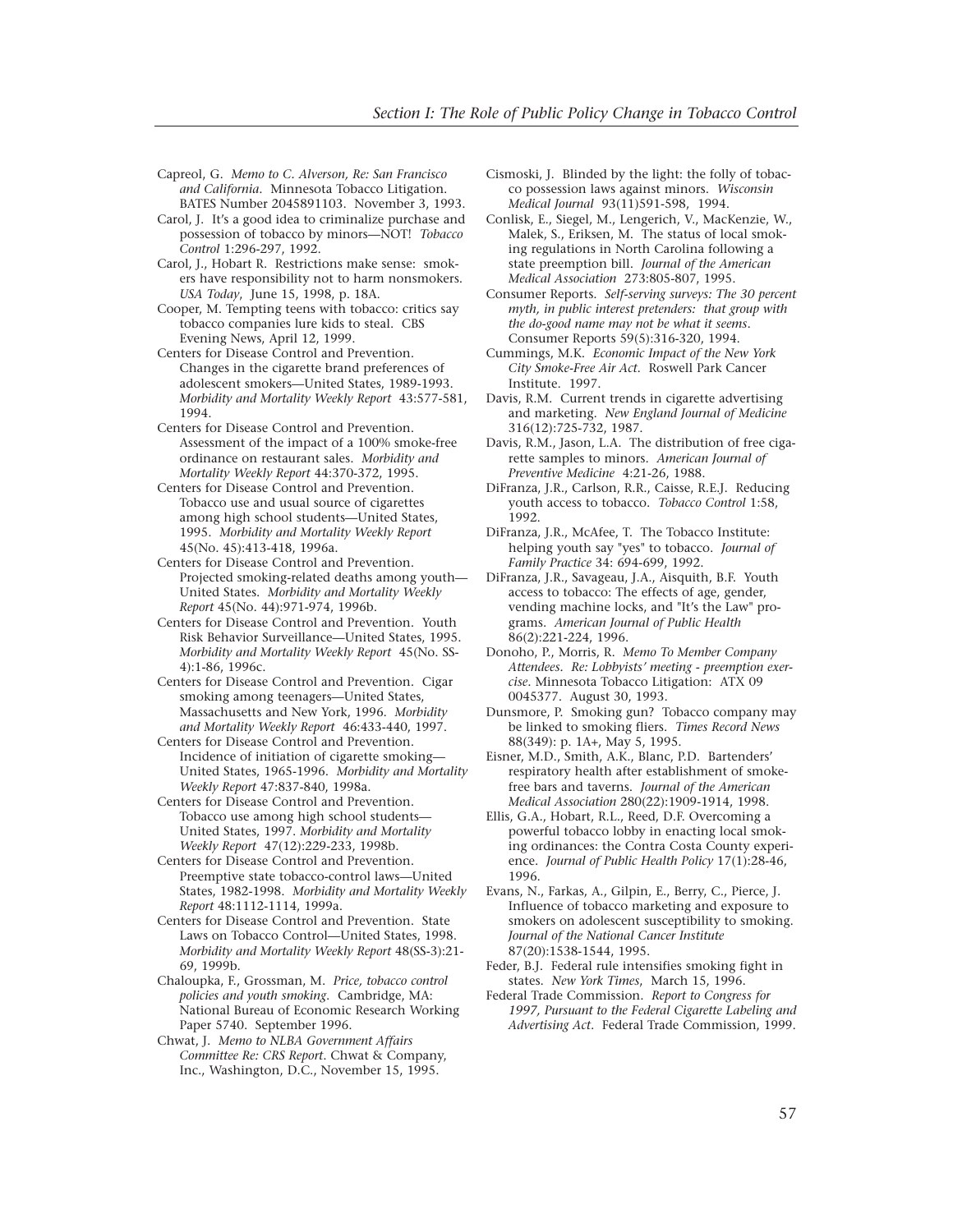Capreol, G. *Memo to C. Alverson, Re: San Francisco and California*. Minnesota Tobacco Litigation. BATES Number 2045891103. November 3, 1993.

Carol, J. It's a good idea to criminalize purchase and possession of tobacco by minors—NOT! *Tobacco Control* 1:296-297, 1992.

Carol, J., Hobart R. Restrictions make sense: smokers have responsibility not to harm nonsmokers. *USA Today*, June 15, 1998, p. 18A.

Cooper, M. Tempting teens with tobacco: critics say tobacco companies lure kids to steal. CBS Evening News, April 12, 1999.

Centers for Disease Control and Prevention. Changes in the cigarette brand preferences of adolescent smokers—United States, 1989-1993. *Morbidity and Mortality Weekly Report* 43:577-581, 1994.

Centers for Disease Control and Prevention. Assessment of the impact of a 100% smoke-free ordinance on restaurant sales. *Morbidity and Mortality Weekly Report* 44:370-372, 1995.

Centers for Disease Control and Prevention. Tobacco use and usual source of cigarettes among high school students—United States, 1995. *Morbidity and Mortality Weekly Report* 45(No. 45):413-418, 1996a.

Centers for Disease Control and Prevention. Projected smoking-related deaths among youth—United States. *Morbidity and Mortality Weekly Report* 45(No. 44):971-974, 1996b.

Centers for Disease Control and Prevention. Youth Risk Behavior Surveillance—United States, 1995. *Morbidity and Mortality Weekly Report* 45(No. SS-4):1-86, 1996c.

Centers for Disease Control and Prevention. Cigar smoking among teenagers—United States, Massachusetts and New York, 1996. *Morbidity and Mortality Weekly Report* 46:433-440, 1997.

Centers for Disease Control and Prevention. Incidence of initiation of cigarette smoking—United States, 1965-1996. *Morbidity and Mortality Weekly Report* 47:837-840, 1998a.

Centers for Disease Control and Prevention. Tobacco use among high school students—United States, 1997. *Morbidity and Mortality Weekly Report* 47(12):229-233, 1998b.

Centers for Disease Control and Prevention. Preemptive state tobacco-control laws—United States, 1982-1998. *Morbidity and Mortality Weekly Report* 48:1112-1114, 1999a.

Centers for Disease Control and Prevention. State Laws on Tobacco Control—United States, 1998. *Morbidity and Mortality Weekly Report* 48(SS-3):21-69, 1999b.

Chaloupka, F., Grossman, M. *Price, tobacco control policies and youth smoking*. Cambridge, MA: National Bureau of Economic Research Working Paper 5740. September 1996.

Chwat, J. *Memo to NLBA Government Affairs Committee Re: CRS Report*. Chwat & Company, Inc., Washington, D.C., November 15, 1995.

Cismoski, J. Blinded by the light: the folly of tobacco possession laws against minors. *Wisconsin Medical Journal* 93(11)591-598, 1994.

Conlisk, E., Siegel, M., Lengerich, V., MacKenzie, W., Malek, S., Eriksen, M. The status of local smoking regulations in North Carolina following a state preemption bill. *Journal of the American Medical Association* 273:805-807, 1995.

Consumer Reports. *Self-serving surveys: The 30 percent myth, in public interest pretenders: that group with the do-good name may not be what it seems*. Consumer Reports 59(5):316-320, 1994.

Cummings, M.K. *Economic Impact of the New York City Smoke-Free Air Act*. Roswell Park Cancer Institute. 1997.

Davis, R.M. Current trends in cigarette advertising and marketing. *New England Journal of Medicine* 316(12):725-732, 1987.

Davis, R.M., Jason, L.A. The distribution of free cigarette samples to minors. *American Journal of Preventive Medicine* 4:21-26, 1988.

DiFranza, J.R., Carlson, R.R., Caisse, R.E.J. Reducing youth access to tobacco. *Tobacco Control* 1:58, 1992.

DiFranza, J.R., McAfee, T. The Tobacco Institute: helping youth say "yes" to tobacco. *Journal of Family Practice* 34: 694-699, 1992.

DiFranza, J.R., Savageau, J.A., Aisquith, B.F. Youth access to tobacco: The effects of age, gender, vending machine locks, and "It's the Law" programs. *American Journal of Public Health* 86(2):221-224, 1996.

Donoho, P., Morris, R. *Memo To Member Company Attendees. Re: Lobbyists' meeting - preemption exercise*. Minnesota Tobacco Litigation: ATX 09 0045377. August 30, 1993.

Dunsmore, P. Smoking gun? Tobacco company may be linked to smoking fliers. *Times Record News* 88(349): p. 1A+, May 5, 1995.

Eisner, M.D., Smith, A.K., Blanc, P.D. Bartenders' respiratory health after establishment of smoke-free bars and taverns. *Journal of the American Medical Association* 280(22):1909-1914, 1998.

Ellis, G.A., Hobart, R.L., Reed, D.F. Overcoming a powerful tobacco lobby in enacting local smoking ordinances: the Contra Costa County experience. *Journal of Public Health Policy* 17(1):28-46, 1996.

Evans, N., Farkas, A., Gilpin, E., Berry, C., Pierce, J. Influence of tobacco marketing and exposure to smokers on adolescent susceptibility to smoking. *Journal of the National Cancer Institute* 87(20):1538-1544, 1995.

Feder, B.J. Federal rule intensifies smoking fight in states. *New York Times*, March 15, 1996.

Federal Trade Commission. *Report to Congress for 1997, Pursuant to the Federal Cigarette Labeling and Advertising Act*. Federal Trade Commission, 1999.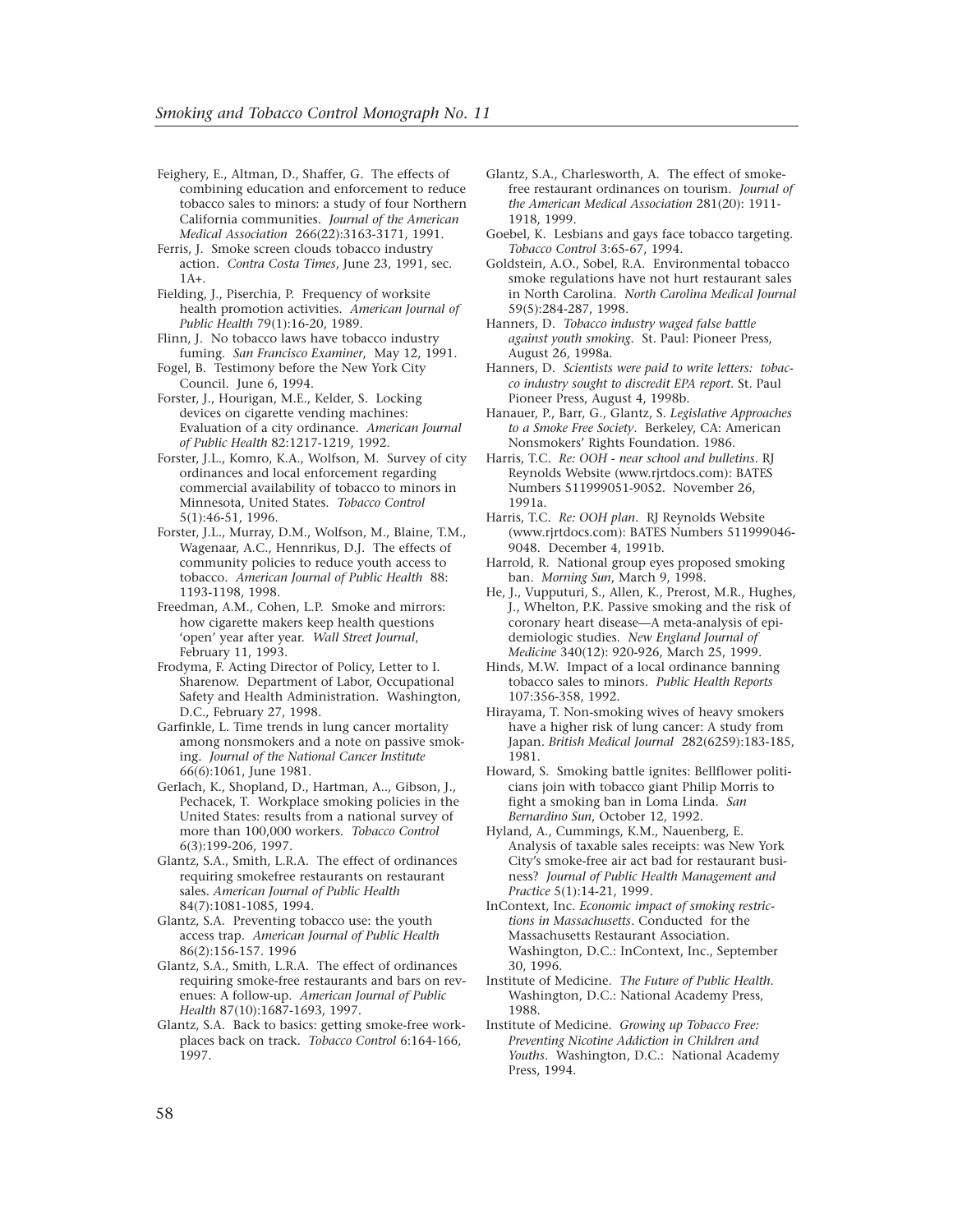Feighery, E., Altman, D., Shaffer, G. The effects of combining education and enforcement to reduce tobacco sales to minors: a study of four Northern California communities. *Journal of the American Medical Association* 266(22):3163-3171, 1991.

Ferris, J. Smoke screen clouds tobacco industry action. *Contra Costa Times*, June 23, 1991, sec. 1A+.

Fielding, J., Piserchia, P. Frequency of worksite health promotion activities. *American Journal of Public Health* 79(1):16-20, 1989.

Flinn, J. No tobacco laws have tobacco industry fuming. *San Francisco Examiner*, May 12, 1991.

Fogel, B. Testimony before the New York City Council. June 6, 1994.

Forster, J., Hourigan, M.E., Kelder, S. Locking devices on cigarette vending machines: Evaluation of a city ordinance. *American Journal of Public Health* 82:1217-1219, 1992.

Forster, J.L., Komro, K.A., Wolfson, M. Survey of city ordinances and local enforcement regarding commercial availability of tobacco to minors in Minnesota, United States. *Tobacco Control* 5(1):46-51, 1996.

Forster, J.L., Murray, D.M., Wolfson, M., Blaine, T.M., Wagenaar, A.C., Hennrikus, D.J. The effects of community policies to reduce youth access to tobacco. *American Journal of Public Health* 88: 1193-1198, 1998.

Freedman, A.M., Cohen, L.P. Smoke and mirrors: how cigarette makers keep health questions 'open' year after year. *Wall Street Journal*, February 11, 1993.

Frodyma, F. Acting Director of Policy, Letter to I. Sharenow. Department of Labor, Occupational Safety and Health Administration. Washington, D.C., February 27, 1998.

Garfinkle, L. Time trends in lung cancer mortality among nonsmokers and a note on passive smoking. *Journal of the National Cancer Institute* 66(6):1061, June 1981.

Gerlach, K., Shopland, D., Hartman, A.., Gibson, J., Pechacek, T. Workplace smoking policies in the United States: results from a national survey of more than 100,000 workers. *Tobacco Control* 6(3):199-206, 1997.

Glantz, S.A., Smith, L.R.A. The effect of ordinances requiring smokefree restaurants on restaurant sales. *American Journal of Public Health* 84(7):1081-1085, 1994.

Glantz, S.A. Preventing tobacco use: the youth access trap. *American Journal of Public Health* 86(2):156-157. 1996

Glantz, S.A., Smith, L.R.A. The effect of ordinances requiring smoke-free restaurants and bars on revenues: A follow-up. *American Journal of Public Health* 87(10):1687-1693, 1997.

Glantz, S.A. Back to basics: getting smoke-free workplaces back on track. *Tobacco Control* 6:164-166, 1997.

Glantz, S.A., Charlesworth, A. The effect of smoke-free restaurant ordinances on tourism. *Journal of the American Medical Association* 281(20): 1911-1918, 1999.

Goebel, K. Lesbians and gays face tobacco targeting. *Tobacco Control* 3:65-67, 1994.

Goldstein, A.O., Sobel, R.A. Environmental tobacco smoke regulations have not hurt restaurant sales in North Carolina. *North Carolina Medical Journal* 59(5):284-287, 1998.

Hanners, D. *Tobacco industry waged false battle against youth smoking*. St. Paul: Pioneer Press, August 26, 1998a.

Hanners, D. *Scientists were paid to write letters: tobacco industry sought to discredit EPA report*. St. Paul Pioneer Press, August 4, 1998b.

Hanauer, P., Barr, G., Glantz, S. *Legislative Approaches to a Smoke Free Society*. Berkeley, CA: American Nonsmokers' Rights Foundation. 1986.

Harris, T.C. *Re: OOH - near school and bulletins*. RJ Reynolds Website (www.rjrtdocs.com): BATES Numbers 511999051-9052. November 26, 1991a.

Harris, T.C. *Re: OOH plan*. RJ Reynolds Website (www.rjrtdocs.com): BATES Numbers 511999046-9048. December 4, 1991b.

Harrold, R. National group eyes proposed smoking ban. *Morning Sun*, March 9, 1998.

He, J., Vupputuri, S., Allen, K., Prerost, M.R., Hughes, J., Whelton, P.K. Passive smoking and the risk of coronary heart disease—A meta-analysis of epidemiologic studies. *New England Journal of Medicine* 340(12): 920-926, March 25, 1999.

Hinds, M.W. Impact of a local ordinance banning tobacco sales to minors. *Public Health Reports* 107:356-358, 1992.

Hirayama, T. Non-smoking wives of heavy smokers have a higher risk of lung cancer: A study from Japan. *British Medical Journal* 282(6259):183-185, 1981.

Howard, S. Smoking battle ignites: Bellflower politicians join with tobacco giant Philip Morris to fight a smoking ban in Loma Linda. *San Bernardino Sun*, October 12, 1992.

Hyland, A., Cummings, K.M., Nauenberg, E. Analysis of taxable sales receipts: was New York City's smoke-free air act bad for restaurant business? *Journal of Public Health Management and Practice* 5(1):14-21, 1999.

InContext, Inc. *Economic impact of smoking restrictions in Massachusetts*. Conducted for the Massachusetts Restaurant Association. Washington, D.C.: InContext, Inc., September 30, 1996.

Institute of Medicine. *The Future of Public Health*. Washington, D.C.: National Academy Press, 1988.

Institute of Medicine. *Growing up Tobacco Free: Preventing Nicotine Addiction in Children and Youths*. Washington, D.C.: National Academy Press, 1994.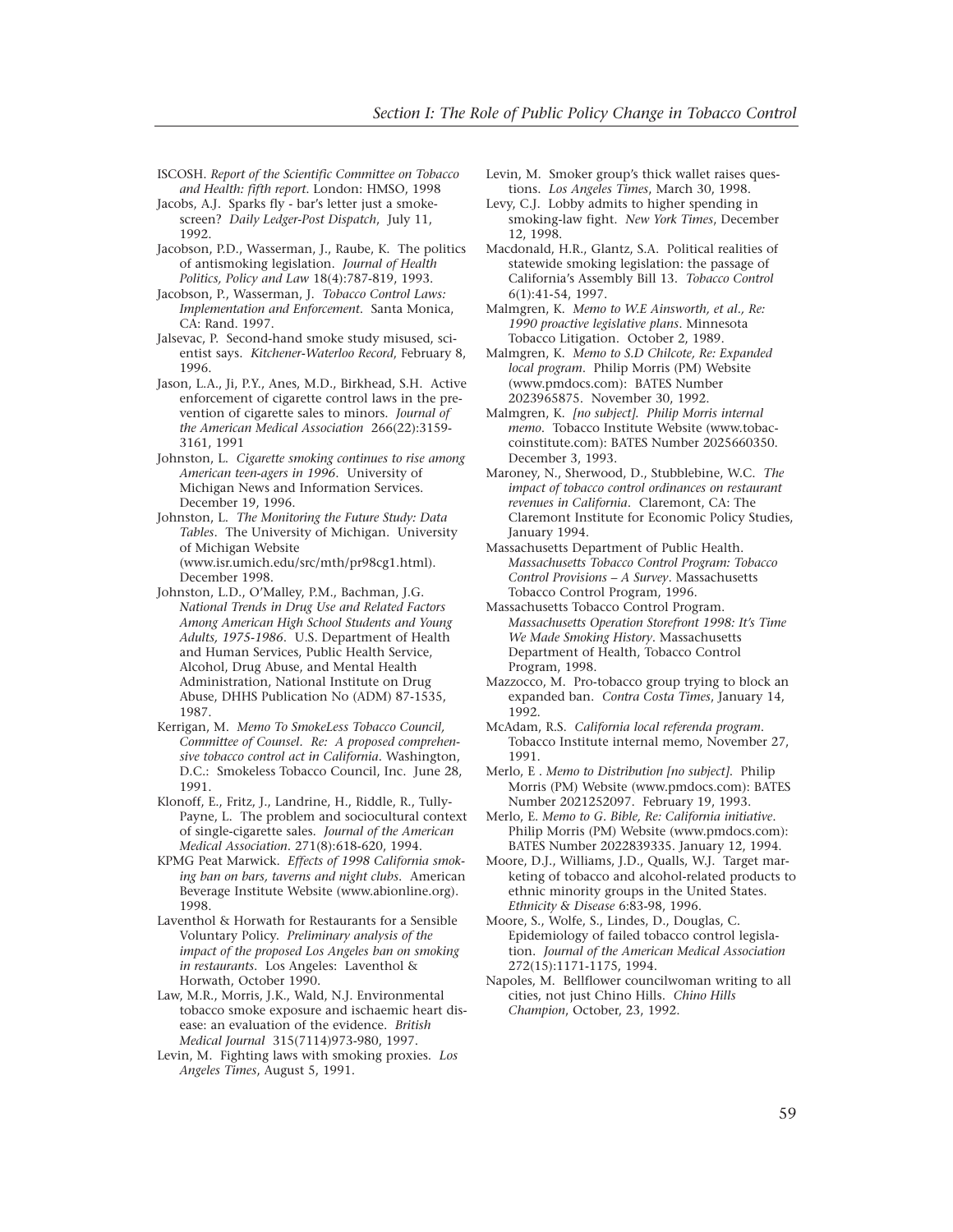ISCOSH. *Report of the Scientific Committee on Tobacco and Health: fifth report*. London: HMSO, 1998

Jacobs, A.J. Sparks fly - bar's letter just a smoke-screen? *Daily Ledger-Post Dispatch*, July 11, 1992.

Jacobson, P.D., Wasserman, J., Raube, K. The politics of antismoking legislation. *Journal of Health Politics, Policy and Law* 18(4):787-819, 1993.

Jacobson, P., Wasserman, J. *Tobacco Control Laws: Implementation and Enforcement*. Santa Monica, CA: Rand. 1997.

Jalsevac, P. Second-hand smoke study misused, scientist says. *Kitchener-Waterloo Record*, February 8, 1996.

Jason, L.A., Ji, P.Y., Anes, M.D., Birkhead, S.H. Active enforcement of cigarette control laws in the prevention of cigarette sales to minors. *Journal of the American Medical Association* 266(22):3159-3161, 1991

Johnston, L. *Cigarette smoking continues to rise among American teen-agers in 1996*. University of Michigan News and Information Services. December 19, 1996.

Johnston, L. *The Monitoring the Future Study: Data Tables*. The University of Michigan. University of Michigan Website (www.isr.umich.edu/src/mth/pr98cg1.html). December 1998.

Johnston, L.D., O'Malley, P.M., Bachman, J.G. *National Trends in Drug Use and Related Factors Among American High School Students and Young Adults, 1975-1986*. U.S. Department of Health and Human Services, Public Health Service, Alcohol, Drug Abuse, and Mental Health Administration, National Institute on Drug Abuse, DHHS Publication No (ADM) 87-1535, 1987.

Kerrigan, M. *Memo To SmokeLess Tobacco Council, Committee of Counsel. Re: A proposed comprehensive tobacco control act in California*. Washington, D.C.: Smokeless Tobacco Council, Inc. June 28, 1991.

Klonoff, E., Fritz, J., Landrine, H., Riddle, R., Tully-Payne, L. The problem and sociocultural context of single-cigarette sales. *Journal of the American Medical Association*. 271(8):618-620, 1994.

KPMG Peat Marwick. *Effects of 1998 California smoking ban on bars, taverns and night clubs*. American Beverage Institute Website (www.abionline.org). 1998.

Laventhol & Horwath for Restaurants for a Sensible Voluntary Policy. *Preliminary analysis of the impact of the proposed Los Angeles ban on smoking in restaurants*. Los Angeles: Laventhol & Horwath, October 1990.

Law, M.R., Morris, J.K., Wald, N.J. Environmental tobacco smoke exposure and ischaemic heart disease: an evaluation of the evidence. *British Medical Journal* 315(7114)973-980, 1997.

Levin, M. Fighting laws with smoking proxies. *Los Angeles Times*, August 5, 1991.

Levin, M. Smoker group's thick wallet raises questions. *Los Angeles Times*, March 30, 1998.

Levy, C.J. Lobby admits to higher spending in smoking-law fight. *New York Times*, December 12, 1998.

Macdonald, H.R., Glantz, S.A. Political realities of statewide smoking legislation: the passage of California's Assembly Bill 13. *Tobacco Control* 6(1):41-54, 1997.

Malmgren, K. *Memo to W.E Ainsworth, et al., Re: 1990 proactive legislative plans*. Minnesota Tobacco Litigation. October 2, 1989.

Malmgren, K. *Memo to S.D Chilcote, Re: Expanded local program*. Philip Morris (PM) Website (www.pmdocs.com): BATES Number 2023965875. November 30, 1992.

Malmgren, K. *[no subject]. Philip Morris internal memo*. Tobacco Institute Website (www.tobaccoinstitute.com): BATES Number 2025660350. December 3, 1993.

Maroney, N., Sherwood, D., Stubblebine, W.C. *The impact of tobacco control ordinances on restaurant revenues in California*. Claremont, CA: The Claremont Institute for Economic Policy Studies, January 1994.

Massachusetts Department of Public Health. *Massachusetts Tobacco Control Program: Tobacco Control Provisions – A Survey*. Massachusetts Tobacco Control Program, 1996.

Massachusetts Tobacco Control Program. *Massachusetts Operation Storefront 1998: It's Time We Made Smoking History*. Massachusetts Department of Health, Tobacco Control Program, 1998.

Mazzocco, M. Pro-tobacco group trying to block an expanded ban. *Contra Costa Times*, January 14, 1992.

McAdam, R.S. *California local referenda program*. Tobacco Institute internal memo, November 27, 1991.

Merlo, E . *Memo to Distribution [no subject]*. Philip Morris (PM) Website (www.pmdocs.com): BATES Number 2021252097. February 19, 1993.

Merlo, E. *Memo to G. Bible, Re: California initiative*. Philip Morris (PM) Website (www.pmdocs.com): BATES Number 2022839335. January 12, 1994.

Moore, D.J., Williams, J.D., Qualls, W.J. Target marketing of tobacco and alcohol-related products to ethnic minority groups in the United States. *Ethnicity & Disease* 6:83-98, 1996.

Moore, S., Wolfe, S., Lindes, D., Douglas, C. Epidemiology of failed tobacco control legislation. *Journal of the American Medical Association* 272(15):1171-1175, 1994.

Napoles, M. Bellflower councilwoman writing to all cities, not just Chino Hills. *Chino Hills Champion*, October, 23, 1992.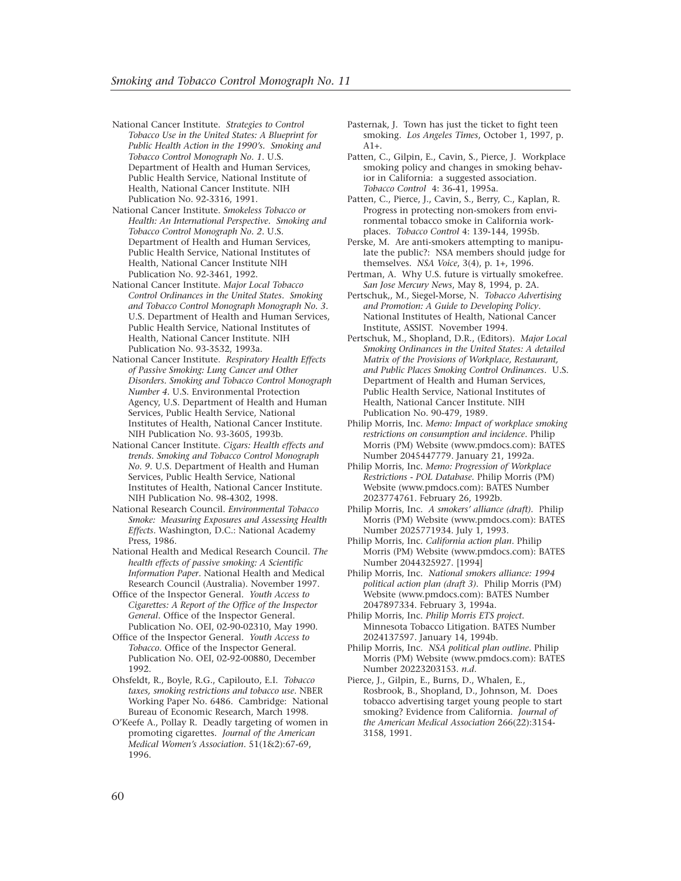National Cancer Institute. *Strategies to Control Tobacco Use in the United States: A Blueprint for Public Health Action in the 1990's. Smoking and Tobacco Control Monograph No. 1*. U.S. Department of Health and Human Services, Public Health Service, National Institute of Health, National Cancer Institute. NIH Publication No. 92-3316, 1991.

National Cancer Institute. *Smokeless Tobacco or Health: An International Perspective. Smoking and Tobacco Control Monograph No. 2*. U.S. Department of Health and Human Services, Public Health Service, National Institutes of Health, National Cancer Institute NIH Publication No. 92-3461, 1992.

National Cancer Institute. *Major Local Tobacco Control Ordinances in the United States. Smoking and Tobacco Control Monograph Monograph No. 3*. U.S. Department of Health and Human Services, Public Health Service, National Institutes of Health, National Cancer Institute. NIH Publication No. 93-3532, 1993a.

National Cancer Institute. *Respiratory Health Effects of Passive Smoking: Lung Cancer and Other Disorders. Smoking and Tobacco Control Monograph Number 4*. U.S. Environmental Protection Agency, U.S. Department of Health and Human Services, Public Health Service, National Institutes of Health, National Cancer Institute. NIH Publication No. 93-3605, 1993b.

National Cancer Institute. *Cigars: Health effects and trends. Smoking and Tobacco Control Monograph No. 9*. U.S. Department of Health and Human Services, Public Health Service, National Institutes of Health, National Cancer Institute. NIH Publication No. 98-4302, 1998.

National Research Council. *Environmental Tobacco Smoke: Measuring Exposures and Assessing Health Effects*. Washington, D.C.: National Academy Press, 1986.

National Health and Medical Research Council. *The health effects of passive smoking: A Scientific Information Paper*. National Health and Medical Research Council (Australia). November 1997.

Office of the Inspector General. *Youth Access to Cigarettes: A Report of the Office of the Inspector General*. Office of the Inspector General. Publication No. OEI, 02-90-02310, May 1990.

Office of the Inspector General. *Youth Access to Tobacco*. Office of the Inspector General. Publication No. OEI, 02-92-00880, December 1992.

Ohsfeldt, R., Boyle, R.G., Capilouto, E.I. *Tobacco taxes, smoking restrictions and tobacco use*. NBER Working Paper No. 6486. Cambridge: National Bureau of Economic Research, March 1998.

O'Keefe A., Pollay R. Deadly targeting of women in promoting cigarettes. *Journal of the American Medical Women's Association*. 51(1&2):67-69, 1996.

Pasternak, J. Town has just the ticket to fight teen smoking. *Los Angeles Times*, October 1, 1997, p. A1+.

Patten, C., Gilpin, E., Cavin, S., Pierce, J. Workplace smoking policy and changes in smoking behavior in California: a suggested association. *Tobacco Control* 4: 36-41, 1995a.

Patten, C., Pierce, J., Cavin, S., Berry, C., Kaplan, R. Progress in protecting non-smokers from environmental tobacco smoke in California workplaces. *Tobacco Control* 4: 139-144, 1995b.

Perske, M. Are anti-smokers attempting to manipulate the public?: NSA members should judge for themselves. *NSA Voice*, 3(4), p. 1+, 1996.

Pertman, A. Why U.S. future is virtually smokefree. *San Jose Mercury News*, May 8, 1994, p. 2A.

Pertschuk,, M., Siegel-Morse, N. *Tobacco Advertising and Promotion: A Guide to Developing Policy*. National Institutes of Health, National Cancer Institute, ASSIST. November 1994.

Pertschuk, M., Shopland, D.R., (Editors). *Major Local Smoking Ordinances in the United States: A detailed Matrix of the Provisions of Workplace, Restaurant, and Public Places Smoking Control Ordinances*. U.S. Department of Health and Human Services, Public Health Service, National Institutes of Health, National Cancer Institute. NIH Publication No. 90-479, 1989.

Philip Morris, Inc. *Memo: Impact of workplace smoking restrictions on consumption and incidence*. Philip Morris (PM) Website (www.pmdocs.com): BATES Number 2045447779. January 21, 1992a.

Philip Morris, Inc. *Memo: Progression of Workplace Restrictions - POL Database*. Philip Morris (PM) Website (www.pmdocs.com): BATES Number 2023774761. February 26, 1992b.

Philip Morris, Inc. *A smokers' alliance (draft)*. Philip Morris (PM) Website (www.pmdocs.com): BATES Number 2025771934. July 1, 1993.

Philip Morris, Inc. *California action plan*. Philip Morris (PM) Website (www.pmdocs.com): BATES Number 2044325927. [1994]

Philip Morris, Inc. *National smokers alliance: 1994 political action plan (draft 3)*. Philip Morris (PM) Website (www.pmdocs.com): BATES Number 2047897334. February 3, 1994a.

Philip Morris, Inc. *Philip Morris ETS project*. Minnesota Tobacco Litigation. BATES Number 2024137597. January 14, 1994b.

Philip Morris, Inc. *NSA political plan outline*. Philip Morris (PM) Website (www.pmdocs.com): BATES Number 20223203153. *n.d.*

Pierce, J., Gilpin, E., Burns, D., Whalen, E., Rosbrook, B., Shopland, D., Johnson, M. Does tobacco advertising target young people to start smoking? Evidence from California. *Journal of the American Medical Association* 266(22):3154-3158, 1991.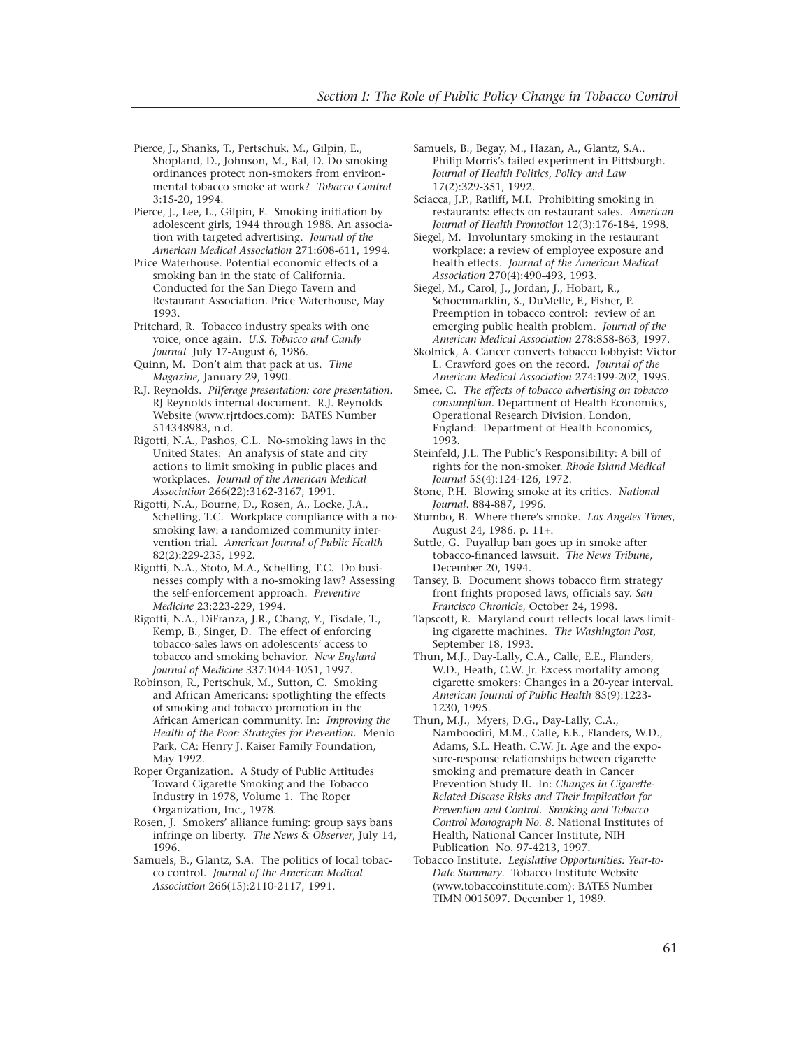Pierce, J., Shanks, T., Pertschuk, M., Gilpin, E., Shopland, D., Johnson, M., Bal, D. Do smoking ordinances protect non-smokers from environmental tobacco smoke at work? *Tobacco Control* 3:15-20, 1994.

Pierce, J., Lee, L., Gilpin, E. Smoking initiation by adolescent girls, 1944 through 1988. An association with targeted advertising. *Journal of the American Medical Association* 271:608-611, 1994.

Price Waterhouse. Potential economic effects of a smoking ban in the state of California. Conducted for the San Diego Tavern and Restaurant Association. Price Waterhouse, May 1993.

Pritchard, R. Tobacco industry speaks with one voice, once again. *U.S. Tobacco and Candy Journal* July 17-August 6, 1986.

Quinn, M. Don't aim that pack at us. *Time Magazine,* January 29, 1990.

R.J. Reynolds. *Pilferage presentation: core presentation.* RJ Reynolds internal document. R.J. Reynolds Website (www.rjrtdocs.com): BATES Number 514348983, n.d.

Rigotti, N.A., Pashos, C.L. No-smoking laws in the United States: An analysis of state and city actions to limit smoking in public places and workplaces. *Journal of the American Medical Association* 266(22):3162-3167, 1991.

Rigotti, N.A., Bourne, D., Rosen, A., Locke, J.A., Schelling, T.C. Workplace compliance with a no-smoking law: a randomized community intervention trial. *American Journal of Public Health* 82(2):229-235, 1992.

Rigotti, N.A., Stoto, M.A., Schelling, T.C. Do businesses comply with a no-smoking law? Assessing the self-enforcement approach. *Preventive Medicine* 23:223-229, 1994.

Rigotti, N.A., DiFranza, J.R., Chang, Y., Tisdale, T., Kemp, B., Singer, D. The effect of enforcing tobacco-sales laws on adolescents' access to tobacco and smoking behavior. *New England Journal of Medicine* 337:1044-1051, 1997.

Robinson, R., Pertschuk, M., Sutton, C. Smoking and African Americans: spotlighting the effects of smoking and tobacco promotion in the African American community. In: *Improving the Health of the Poor: Strategies for Prevention.* Menlo Park, CA: Henry J. Kaiser Family Foundation, May 1992.

Roper Organization. A Study of Public Attitudes Toward Cigarette Smoking and the Tobacco Industry in 1978, Volume 1. The Roper Organization, Inc., 1978.

Rosen, J. Smokers' alliance fuming: group says bans infringe on liberty. *The News & Observer*, July 14, 1996.

Samuels, B., Glantz, S.A. The politics of local tobacco control. *Journal of the American Medical Association* 266(15):2110-2117, 1991.

Samuels, B., Begay, M., Hazan, A., Glantz, S.A.. Philip Morris's failed experiment in Pittsburgh. *Journal of Health Politics, Policy and Law* 17(2):329-351, 1992.

Sciacca, J.P., Ratliff, M.I. Prohibiting smoking in restaurants: effects on restaurant sales. *American Journal of Health Promotion* 12(3):176-184, 1998.

Siegel, M. Involuntary smoking in the restaurant workplace: a review of employee exposure and health effects. *Journal of the American Medical Association* 270(4):490-493, 1993.

Siegel, M., Carol, J., Jordan, J., Hobart, R., Schoenmarklin, S., DuMelle, F., Fisher, P. Preemption in tobacco control: review of an emerging public health problem. *Journal of the American Medical Association* 278:858-863, 1997.

Skolnick, A. Cancer converts tobacco lobbyist: Victor L. Crawford goes on the record. *Journal of the American Medical Association* 274:199-202, 1995.

Smee, C. *The effects of tobacco advertising on tobacco consumption.* Department of Health Economics, Operational Research Division. London, England: Department of Health Economics, 1993.

Steinfeld, J.L. The Public's Responsibility: A bill of rights for the non-smoker. *Rhode Island Medical Journal* 55(4):124-126, 1972.

Stone, P.H. Blowing smoke at its critics. *National Journal*. 884-887, 1996.

Stumbo, B. Where there's smoke. *Los Angeles Times*, August 24, 1986. p. 11+.

Suttle, G. Puyallup ban goes up in smoke after tobacco-financed lawsuit. *The News Tribune*, December 20, 1994.

Tansey, B. Document shows tobacco firm strategy front frights proposed laws, officials say. *San Francisco Chronicle*, October 24, 1998.

Tapscott, R. Maryland court reflects local laws limiting cigarette machines. *The Washington Post*, September 18, 1993.

Thun, M.J., Day-Lally, C.A., Calle, E.E., Flanders, W.D., Heath, C.W. Jr. Excess mortality among cigarette smokers: Changes in a 20-year interval. *American Journal of Public Health* 85(9):1223-1230, 1995.

Thun, M.J., Myers, D.G., Day-Lally, C.A., Namboodiri, M.M., Calle, E.E., Flanders, W.D., Adams, S.L. Heath, C.W. Jr. Age and the exposure-response relationships between cigarette smoking and premature death in Cancer Prevention Study II. In: *Changes in Cigarette-Related Disease Risks and Their Implication for Prevention and Control. Smoking and Tobacco Control Monograph No. 8.* National Institutes of Health, National Cancer Institute, NIH Publication No. 97-4213, 1997.

Tobacco Institute. *Legislative Opportunities: Year-to-Date Summary.* Tobacco Institute Website (www.tobaccoinstitute.com): BATES Number TIMN 0015097. December 1, 1989.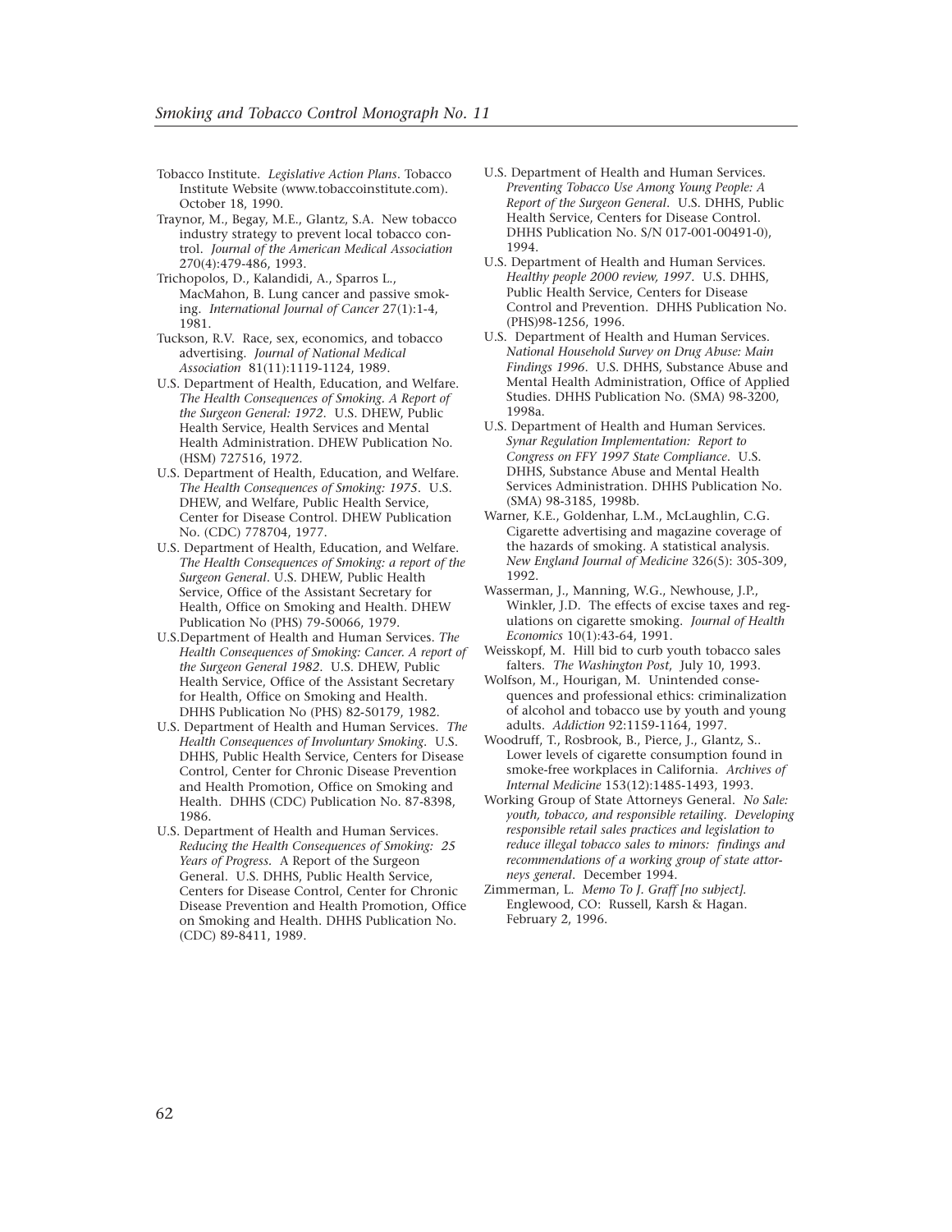Tobacco Institute. *Legislative Action Plans*. Tobacco Institute Website (www.tobaccoinstitute.com). October 18, 1990.

Traynor, M., Begay, M.E., Glantz, S.A. New tobacco industry strategy to prevent local tobacco control. *Journal of the American Medical Association* 270(4):479-486, 1993.

Trichopolos, D., Kalandidi, A., Sparros L., MacMahon, B. Lung cancer and passive smoking. *International Journal of Cancer* 27(1):1-4, 1981.

Tuckson, R.V. Race, sex, economics, and tobacco advertising. *Journal of National Medical Association* 81(11):1119-1124, 1989.

U.S. Department of Health, Education, and Welfare. *The Health Consequences of Smoking. A Report of the Surgeon General: 1972*. U.S. DHEW, Public Health Service, Health Services and Mental Health Administration. DHEW Publication No. (HSM) 727516, 1972.

U.S. Department of Health, Education, and Welfare. *The Health Consequences of Smoking: 1975*. U.S. DHEW, and Welfare, Public Health Service, Center for Disease Control. DHEW Publication No. (CDC) 778704, 1977.

U.S. Department of Health, Education, and Welfare. *The Health Consequences of Smoking: a report of the Surgeon General*. U.S. DHEW, Public Health Service, Office of the Assistant Secretary for Health, Office on Smoking and Health. DHEW Publication No (PHS) 79-50066, 1979.

U.S.Department of Health and Human Services. *The Health Consequences of Smoking: Cancer. A report of the Surgeon General 1982*. U.S. DHEW, Public Health Service, Office of the Assistant Secretary for Health, Office on Smoking and Health. DHHS Publication No (PHS) 82-50179, 1982.

U.S. Department of Health and Human Services. *The Health Consequences of Involuntary Smoking*. U.S. DHHS, Public Health Service, Centers for Disease Control, Center for Chronic Disease Prevention and Health Promotion, Office on Smoking and Health. DHHS (CDC) Publication No. 87-8398, 1986.

U.S. Department of Health and Human Services. *Reducing the Health Consequences of Smoking: 25 Years of Progress*. A Report of the Surgeon General. U.S. DHHS, Public Health Service, Centers for Disease Control, Center for Chronic Disease Prevention and Health Promotion, Office on Smoking and Health. DHHS Publication No. (CDC) 89-8411, 1989.

U.S. Department of Health and Human Services. *Preventing Tobacco Use Among Young People: A Report of the Surgeon General*. U.S. DHHS, Public Health Service, Centers for Disease Control. DHHS Publication No. S/N 017-001-00491-0), 1994.

U.S. Department of Health and Human Services. *Healthy people 2000 review, 1997*. U.S. DHHS, Public Health Service, Centers for Disease Control and Prevention. DHHS Publication No. (PHS)98-1256, 1996.

U.S. Department of Health and Human Services. *National Household Survey on Drug Abuse: Main Findings 1996*. U.S. DHHS, Substance Abuse and Mental Health Administration, Office of Applied Studies. DHHS Publication No. (SMA) 98-3200, 1998a.

U.S. Department of Health and Human Services. *Synar Regulation Implementation: Report to Congress on FFY 1997 State Compliance*. U.S. DHHS, Substance Abuse and Mental Health Services Administration. DHHS Publication No. (SMA) 98-3185, 1998b.

Warner, K.E., Goldenhar, L.M., McLaughlin, C.G. Cigarette advertising and magazine coverage of the hazards of smoking. A statistical analysis. *New England Journal of Medicine* 326(5): 305-309, 1992.

Wasserman, J., Manning, W.G., Newhouse, J.P., Winkler, J.D. The effects of excise taxes and regulations on cigarette smoking. *Journal of Health Economics* 10(1):43-64, 1991.

Weisskopf, M. Hill bid to curb youth tobacco sales falters. *The Washington Post*, July 10, 1993.

Wolfson, M., Hourigan, M. Unintended consequences and professional ethics: criminalization of alcohol and tobacco use by youth and young adults. *Addiction* 92:1159-1164, 1997.

Woodruff, T., Rosbrook, B., Pierce, J., Glantz, S.. Lower levels of cigarette consumption found in smoke-free workplaces in California. *Archives of Internal Medicine* 153(12):1485-1493, 1993.

Working Group of State Attorneys General. *No Sale: youth, tobacco, and responsible retailing. Developing responsible retail sales practices and legislation to reduce illegal tobacco sales to minors: findings and recommendations of a working group of state attorneys general*. December 1994.

Zimmerman, L. *Memo To J. Graff [no subject]*. Englewood, CO: Russell, Karsh & Hagan. February 2, 1996.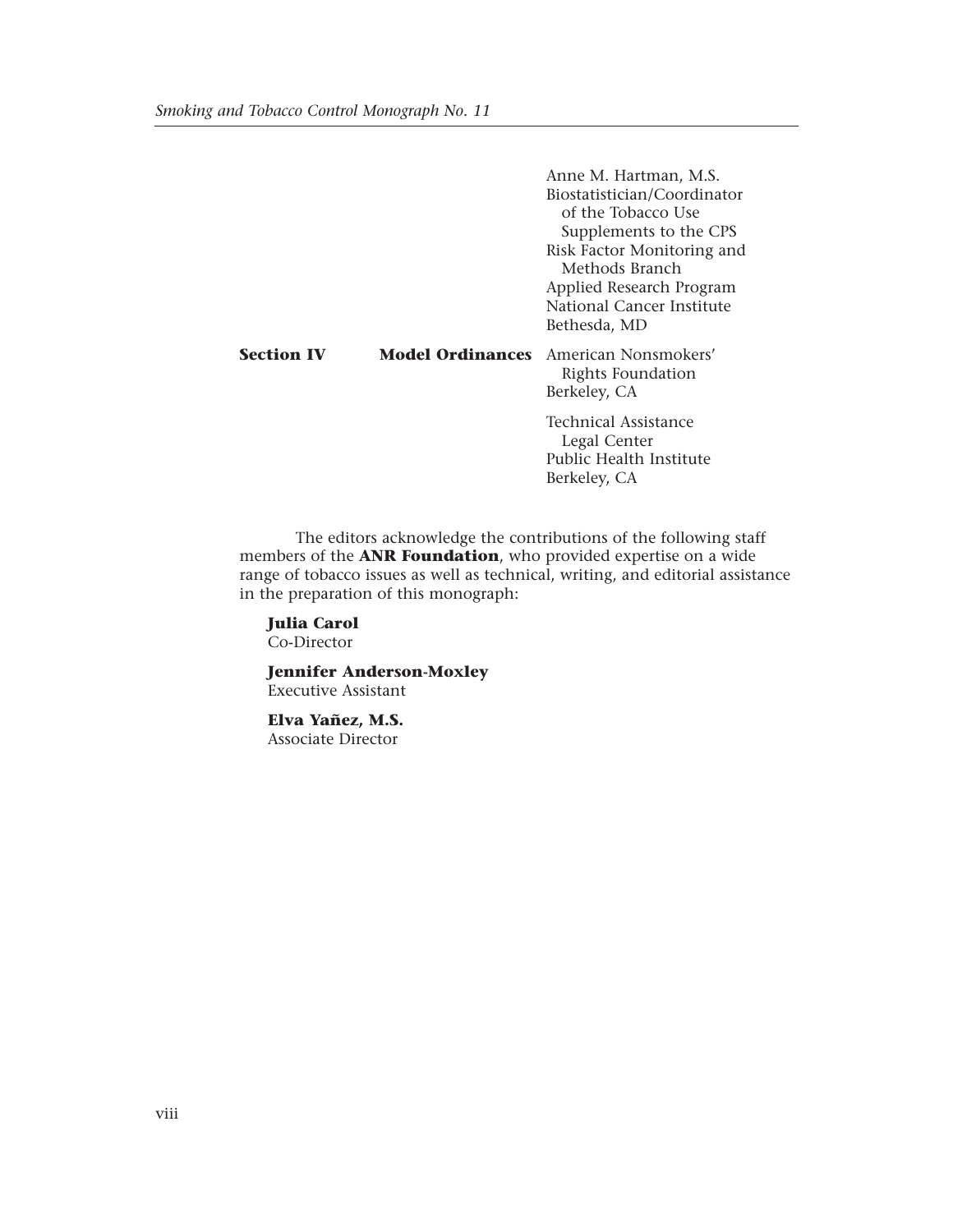| | | |
|---|---|---|
| | | Anne M. Hartman, M.S.<br>Biostatistician/Coordinator of the Tobacco Use Supplements to the CPS<br>Risk Factor Monitoring and Methods Branch<br>Applied Research Program<br>National Cancer Institute<br>Bethesda, MD |
| **Section IV** | **Model Ordinances** | American Nonsmokers' Rights Foundation<br>Berkeley, CA |
| | | Technical Assistance Legal Center<br>Public Health Institute<br>Berkeley, CA |

The editors acknowledge the contributions of the following staff members of the **ANR Foundation**, who provided expertise on a wide range of tobacco issues as well as technical, writing, and editorial assistance in the preparation of this monograph:

**Julia Carol**
Co-Director

**Jennifer Anderson-Moxley**
Executive Assistant

**Elva Yañez, M.S.**
Associate Director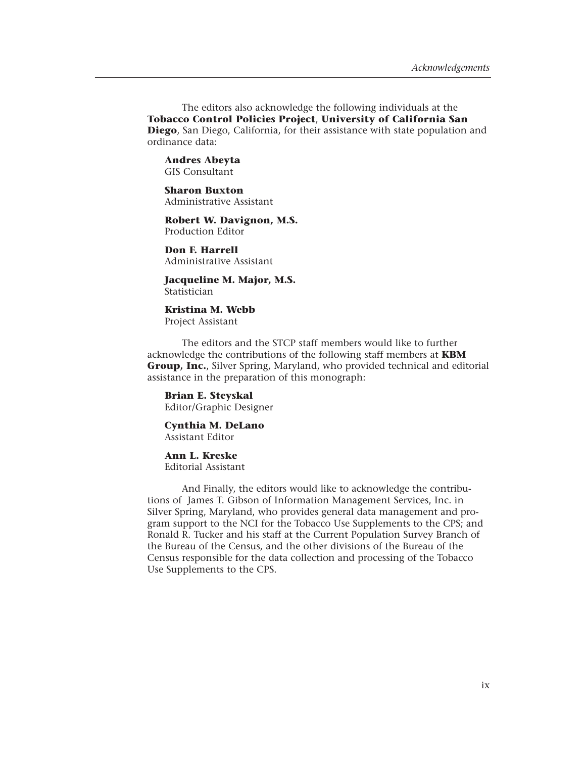The editors also acknowledge the following individuals at the **Tobacco Control Policies Project**, **University of California San Diego**, San Diego, California, for their assistance with state population and ordinance data:

**Andres Abeyta**
GIS Consultant

**Sharon Buxton**
Administrative Assistant

**Robert W. Davignon, M.S.**
Production Editor

**Don F. Harrell**
Administrative Assistant

**Jacqueline M. Major, M.S.**
Statistician

**Kristina M. Webb**
Project Assistant

The editors and the STCP staff members would like to further acknowledge the contributions of the following staff members at **KBM Group, Inc.**, Silver Spring, Maryland, who provided technical and editorial assistance in the preparation of this monograph:

**Brian E. Steyskal**
Editor/Graphic Designer

**Cynthia M. DeLano**
Assistant Editor

**Ann L. Kreske**
Editorial Assistant

And Finally, the editors would like to acknowledge the contributions of James T. Gibson of Information Management Services, Inc. in Silver Spring, Maryland, who provides general data management and program support to the NCI for the Tobacco Use Supplements to the CPS; and Ronald R. Tucker and his staff at the Current Population Survey Branch of the Bureau of the Census, and the other divisions of the Bureau of the Census responsible for the data collection and processing of the Tobacco Use Supplements to the CPS.